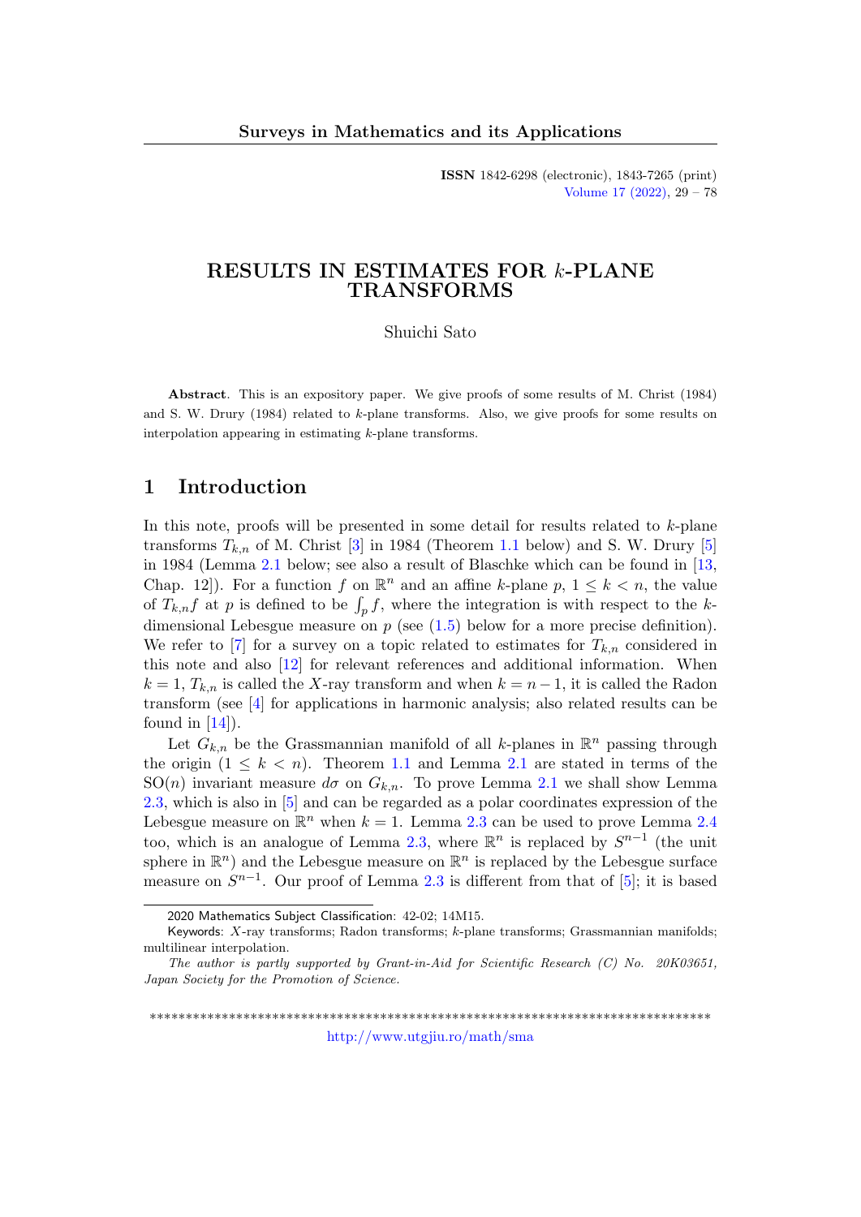# RESULTS IN ESTIMATES FOR $k$-PLANE TRANSFORMS

Shuichi Sato

**Abstract**. This is an expository paper. We give proofs of some results of M. Christ (1984) and S. W. Drury (1984) related to $k$-plane transforms. Also, we give proofs for some results on interpolation appearing in estimating $k$-plane transforms.

## 1 Introduction

In this note, proofs will be presented in some detail for results related to $k$-plane transforms $T_{k,n}$ of M. Christ [3] in 1984 (Theorem 1.1 below) and S. W. Drury [5] in 1984 (Lemma 2.1 below; see also a result of Blaschke which can be found in [13, Chap. 12]). For a function $f$ on $\mathbb{R}^n$ and an affine $k$-plane $p$, $1 \le k < n$, the value of $T_{k,n}f$ at $p$ is defined to be $\int_p f$, where the integration is with respect to the $k$-dimensional Lebesgue measure on $p$ (see (1.5) below for a more precise definition). We refer to [7] for a survey on a topic related to estimates for $T_{k,n}$ considered in this note and also [12] for relevant references and additional information. When $k = 1$, $T_{k,n}$ is called the $X$-ray transform and when $k = n-1$, it is called the Radon transform (see [4] for applications in harmonic analysis; also related results can be found in [14]).

Let $G_{k,n}$ be the Grassmannian manifold of all $k$-planes in $\mathbb{R}^n$ passing through the origin ($1 \le k < n$). Theorem 1.1 and Lemma 2.1 are stated in terms of the $\mathrm{SO}(n)$ invariant measure $d\sigma$ on $G_{k,n}$. To prove Lemma 2.1 we shall show Lemma 2.3, which is also in [5] and can be regarded as a polar coordinates expression of the Lebesgue measure on $\mathbb{R}^n$ when $k = 1$. Lemma 2.3 can be used to prove Lemma 2.4 too, which is an analogue of Lemma 2.3, where $\mathbb{R}^n$ is replaced by $S^{n-1}$ (the unit sphere in $\mathbb{R}^n$) and the Lebesgue measure on $\mathbb{R}^n$ is replaced by the Lebesgue surface measure on $S^{n-1}$. Our proof of Lemma 2.3 is different from that of [5]; it is based

---

2020 Mathematics Subject Classification: 42-02; 14M15.

Keywords: $X$-ray transforms; Radon transforms; $k$-plane transforms; Grassmannian manifolds; multilinear interpolation.

*The author is partly supported by Grant-in-Aid for Scientific Research (C) No. 20K03651, Japan Society for the Promotion of Science.*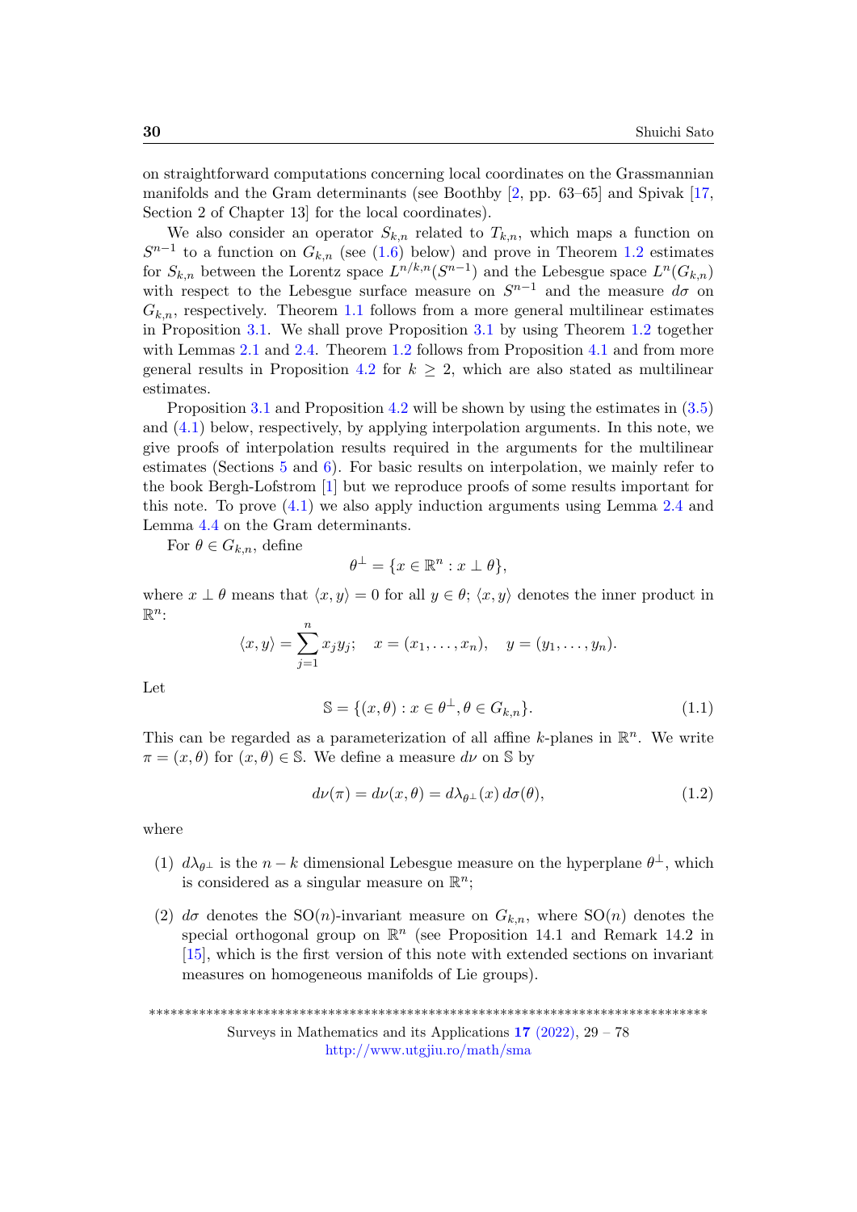on straightforward computations concerning local coordinates on the Grassmannian manifolds and the Gram determinants (see Boothby [2, pp. 63–65] and Spivak [17, Section 2 of Chapter 13] for the local coordinates).

We also consider an operator $S_{k,n}$ related to $T_{k,n}$, which maps a function on $S^{n-1}$ to a function on $G_{k,n}$ (see (1.6) below) and prove in Theorem 1.2 estimates for $S_{k,n}$ between the Lorentz space $L^{n/k,n}(S^{n-1})$ and the Lebesgue space $L^n(G_{k,n})$ with respect to the Lebesgue surface measure on $S^{n-1}$ and the measure $d\sigma$ on $G_{k,n}$, respectively. Theorem 1.1 follows from a more general multilinear estimates in Proposition 3.1. We shall prove Proposition 3.1 by using Theorem 1.2 together with Lemmas 2.1 and 2.4. Theorem 1.2 follows from Proposition 4.1 and from more general results in Proposition 4.2 for $k \geq 2$, which are also stated as multilinear estimates.

Proposition 3.1 and Proposition 4.2 will be shown by using the estimates in (3.5) and (4.1) below, respectively, by applying interpolation arguments. In this note, we give proofs of interpolation results required in the arguments for the multilinear estimates (Sections 5 and 6). For basic results on interpolation, we mainly refer to the book Bergh-Lofstrom [1] but we reproduce proofs of some results important for this note. To prove (4.1) we also apply induction arguments using Lemma 2.4 and Lemma 4.4 on the Gram determinants.

For $\theta \in G_{k,n}$, define

$$\theta^{\perp} = \{x \in \mathbb{R}^n : x \perp \theta\},$$

where $x \perp \theta$ means that $\langle x, y\rangle = 0$ for all $y \in \theta$; $\langle x, y\rangle$ denotes the inner product in $\mathbb{R}^n$:

$$\langle x, y\rangle = \sum_{j=1}^{n} x_j y_j; \quad x = (x_1, \dots, x_n), \quad y = (y_1, \dots, y_n).$$

Let

$$\mathbb{S} = \{(x, \theta) : x \in \theta^{\perp}, \theta \in G_{k,n}\}. \tag{1.1}$$

This can be regarded as a parameterization of all affine $k$-planes in $\mathbb{R}^n$. We write $\pi = (x, \theta)$ for $(x, \theta) \in \mathbb{S}$. We define a measure $d\nu$ on $\mathbb{S}$ by

$$d\nu(\pi) = d\nu(x, \theta) = d\lambda_{\theta^{\perp}}(x)\, d\sigma(\theta), \tag{1.2}$$

where

1. $d\lambda_{\theta^{\perp}}$ is the $n - k$ dimensional Lebesgue measure on the hyperplane $\theta^{\perp}$, which is considered as a singular measure on $\mathbb{R}^n$;
2. $d\sigma$ denotes the $\mathrm{SO}(n)$-invariant measure on $G_{k,n}$, where $\mathrm{SO}(n)$ denotes the special orthogonal group on $\mathbb{R}^n$ (see Proposition 14.1 and Remark 14.2 in [15], which is the first version of this note with extended sections on invariant measures on homogeneous manifolds of Lie groups).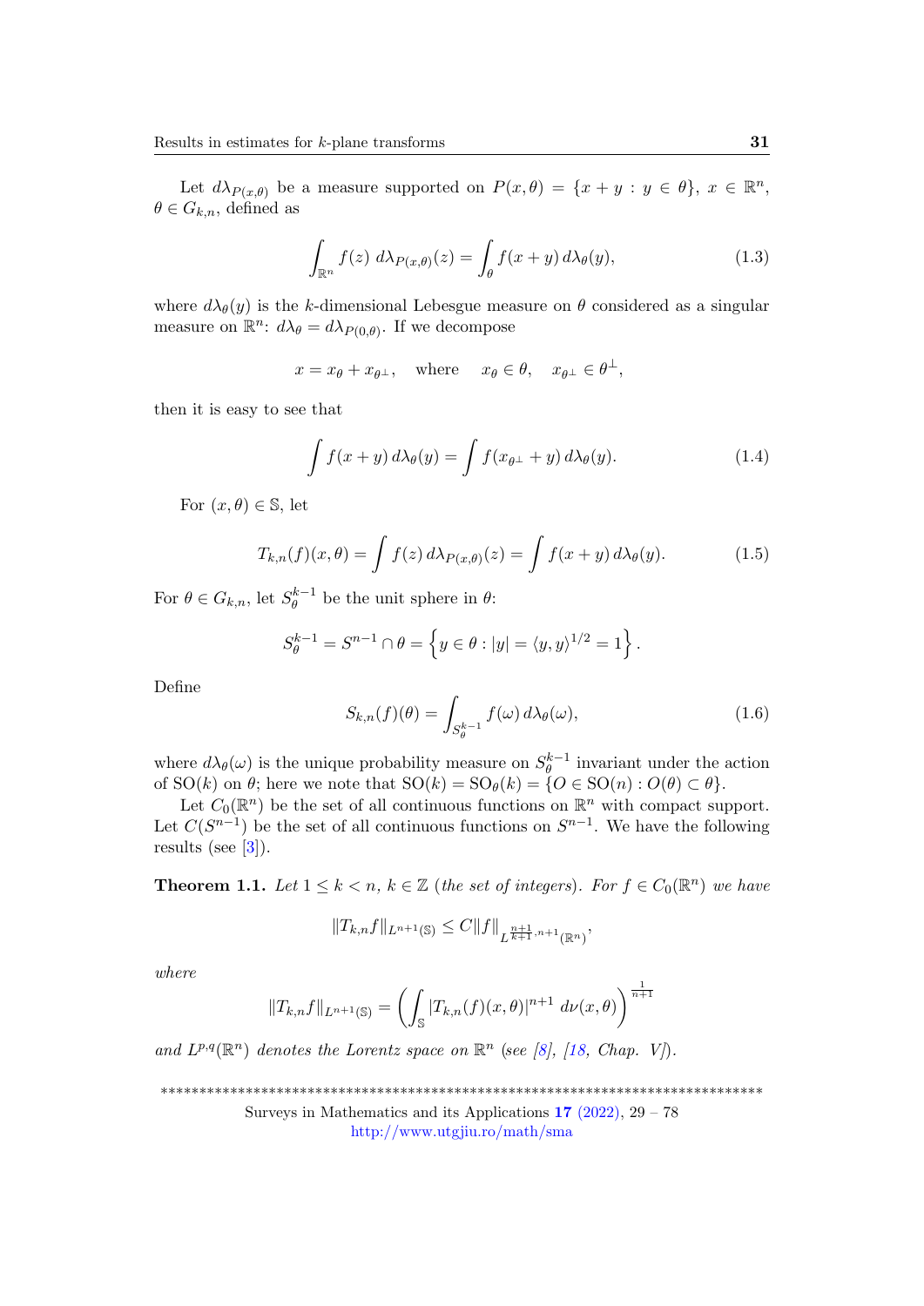Let $d\lambda_{P(x,\theta)}$ be a measure supported on $P(x,\theta) = \{x + y : y \in \theta\}$, $x \in \mathbb{R}^n$, $\theta \in G_{k,n}$, defined as

$$\int_{\mathbb{R}^n} f(z)\; d\lambda_{P(x,\theta)}(z) = \int_\theta f(x+y)\, d\lambda_\theta(y), \tag{1.3}$$

where $d\lambda_\theta(y)$ is the $k$-dimensional Lebesgue measure on $\theta$ considered as a singular measure on $\mathbb{R}^n$: $d\lambda_\theta = d\lambda_{P(0,\theta)}$. If we decompose

$$x = x_\theta + x_{\theta^\perp}, \quad \text{where} \quad x_\theta \in \theta, \quad x_{\theta^\perp} \in \theta^\perp,$$

then it is easy to see that

$$\int f(x+y)\, d\lambda_\theta(y) = \int f(x_{\theta^\perp} + y)\, d\lambda_\theta(y). \tag{1.4}$$

For $(x,\theta) \in \mathbb{S}$, let

$$T_{k,n}(f)(x,\theta) = \int f(z)\, d\lambda_{P(x,\theta)}(z) = \int f(x+y)\, d\lambda_\theta(y). \tag{1.5}$$

For $\theta \in G_{k,n}$, let $S_\theta^{k-1}$ be the unit sphere in $\theta$:

$$S_\theta^{k-1} = S^{n-1} \cap \theta = \left\{ y \in \theta : |y| = \langle y, y\rangle^{1/2} = 1 \right\}.$$

Define

$$S_{k,n}(f)(\theta) = \int_{S_\theta^{k-1}} f(\omega)\, d\lambda_\theta(\omega), \tag{1.6}$$

where $d\lambda_\theta(\omega)$ is the unique probability measure on $S_\theta^{k-1}$ invariant under the action of $\mathrm{SO}(k)$ on $\theta$; here we note that $\mathrm{SO}(k) = \mathrm{SO}_\theta(k) = \{O \in \mathrm{SO}(n) : O(\theta) \subset \theta\}$.

Let $C_0(\mathbb{R}^n)$ be the set of all continuous functions on $\mathbb{R}^n$ with compact support. Let $C(S^{n-1})$ be the set of all continuous functions on $S^{n-1}$. We have the following results (see [3]).

**Theorem 1.1.** *Let $1 \le k < n$, $k \in \mathbb{Z}$ (the set of integers). For $f \in C_0(\mathbb{R}^n)$ we have*

$$\|T_{k,n} f\|_{L^{n+1}(\mathbb{S})} \le C \|f\|_{L^{\frac{n+1}{k+1}, n+1}(\mathbb{R}^n)},$$

*where*

$$\|T_{k,n} f\|_{L^{n+1}(\mathbb{S})} = \left( \int_{\mathbb{S}} |T_{k,n}(f)(x,\theta)|^{n+1}\; d\nu(x,\theta) \right)^{\frac{1}{n+1}}$$

*and $L^{p,q}(\mathbb{R}^n)$ denotes the Lorentz space on $\mathbb{R}^n$ (see [8], [18, Chap. V]).*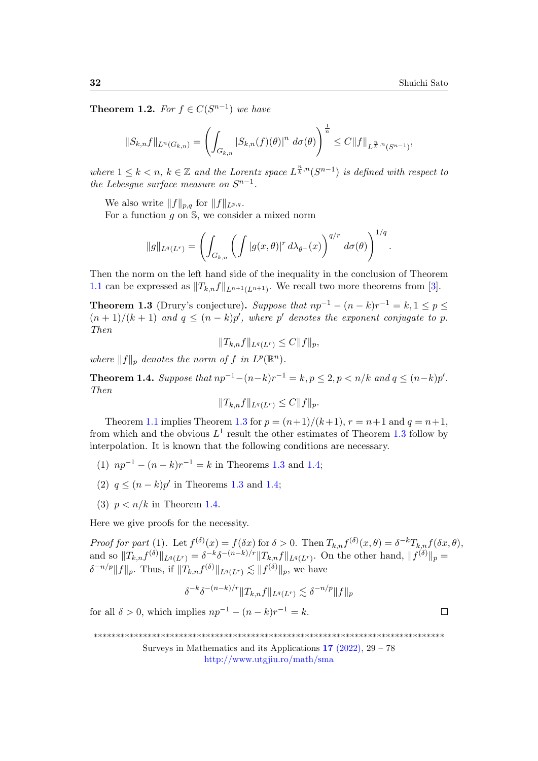**Theorem 1.2.** *For $f \in C(S^{n-1})$ we have*

$$\|S_{k,n} f\|_{L^n(G_{k,n})} = \left( \int_{G_{k,n}} |S_{k,n}(f)(\theta)|^n \, d\sigma(\theta) \right)^{\frac{1}{n}} \leq C \|f\|_{L^{\frac{n}{k},n}(S^{n-1})},$$

*where $1 \leq k < n$, $k \in \mathbb{Z}$ and the Lorentz space $L^{\frac{n}{k},n}(S^{n-1})$ is defined with respect to the Lebesgue surface measure on $S^{n-1}$.*

We also write $\|f\|_{p,q}$ for $\|f\|_{L^{p,q}}$.

For a function $g$ on $\mathbb{S}$, we consider a mixed norm

$$\|g\|_{L^q(L^r)} = \left( \int_{G_{k,n}} \left( \int |g(x,\theta)|^r \, d\lambda_{\theta^\perp}(x) \right)^{q/r} d\sigma(\theta) \right)^{1/q}.$$

Then the norm on the left hand side of the inequality in the conclusion of Theorem 1.1 can be expressed as $\|T_{k,n} f\|_{L^{n+1}(L^{n+1})}$. We recall two more theorems from [3].

**Theorem 1.3** (Drury's conjecture)**.** *Suppose that $np^{-1} - (n-k)r^{-1} = k, 1 \leq p \leq (n+1)/(k+1)$ and $q \leq (n-k)p'$, where $p'$ denotes the exponent conjugate to $p$. Then*

$$\|T_{k,n} f\|_{L^q(L^r)} \leq C\|f\|_p,$$

*where $\|f\|_p$ denotes the norm of $f$ in $L^p(\mathbb{R}^n)$.*

**Theorem 1.4.** *Suppose that $np^{-1} - (n-k)r^{-1} = k, p \leq 2, p < n/k$ and $q \leq (n-k)p'$. Then*

$$\|T_{k,n} f\|_{L^q(L^r)} \leq C\|f\|_p.$$

Theorem 1.1 implies Theorem 1.3 for $p = (n+1)/(k+1)$, $r = n+1$ and $q = n+1$, from which and the obvious $L^1$ result the other estimates of Theorem 1.3 follow by interpolation. It is known that the following conditions are necessary.

(1) $np^{-1} - (n-k)r^{-1} = k$ in Theorems 1.3 and 1.4;

(2) $q \leq (n-k)p'$ in Theorems 1.3 and 1.4;

(3) $p < n/k$ in Theorem 1.4.

Here we give proofs for the necessity.

*Proof for part* (1). Let $f^{(\delta)}(x) = f(\delta x)$ for $\delta > 0$. Then $T_{k,n} f^{(\delta)}(x,\theta) = \delta^{-k} T_{k,n} f(\delta x, \theta)$, and so $\|T_{k,n} f^{(\delta)}\|_{L^q(L^r)} = \delta^{-k}\delta^{-(n-k)/r}\|T_{k,n} f\|_{L^q(L^r)}$. On the other hand, $\|f^{(\delta)}\|_p = \delta^{-n/p}\|f\|_p$. Thus, if $\|T_{k,n} f^{(\delta)}\|_{L^q(L^r)} \lesssim \|f^{(\delta)}\|_p$, we have

$$\delta^{-k}\delta^{-(n-k)/r}\|T_{k,n} f\|_{L^q(L^r)} \lesssim \delta^{-n/p}\|f\|_p$$

for all $\delta > 0$, which implies $np^{-1} - (n-k)r^{-1} = k$. $\square$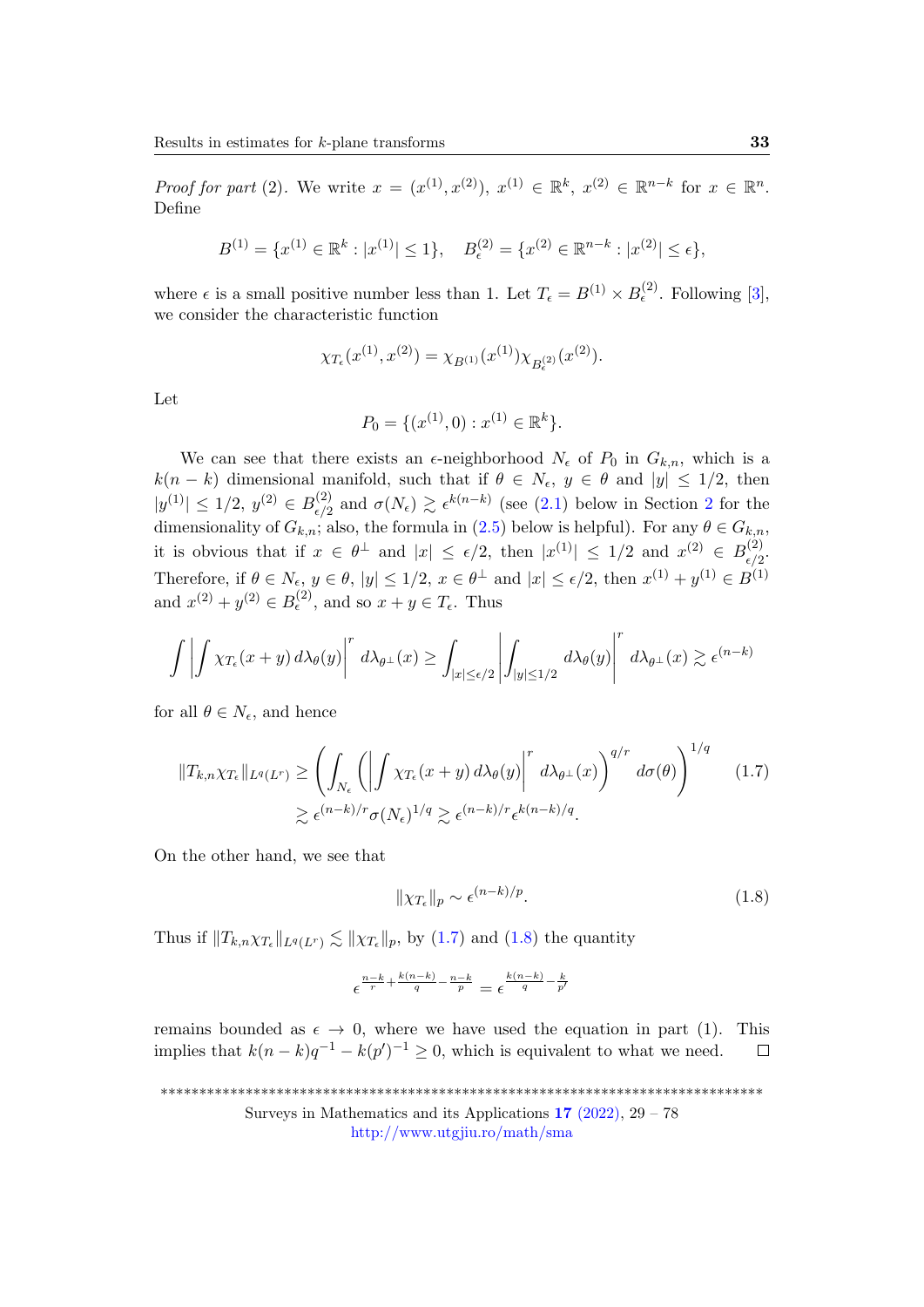*Proof for part* (2). We write $x = (x^{(1)}, x^{(2)})$, $x^{(1)} \in \mathbb{R}^k$, $x^{(2)} \in \mathbb{R}^{n-k}$ for $x \in \mathbb{R}^n$. Define

$$B^{(1)} = \{x^{(1)} \in \mathbb{R}^k : |x^{(1)}| \le 1\}, \quad B^{(2)}_\epsilon = \{x^{(2)} \in \mathbb{R}^{n-k} : |x^{(2)}| \le \epsilon\},$$

where $\epsilon$ is a small positive number less than 1. Let $T_\epsilon = B^{(1)} \times B^{(2)}_\epsilon$. Following [3], we consider the characteristic function

$$\chi_{T_\epsilon}(x^{(1)}, x^{(2)}) = \chi_{B^{(1)}}(x^{(1)}) \chi_{B^{(2)}_\epsilon}(x^{(2)}).$$

Let

$$P_0 = \{(x^{(1)}, 0) : x^{(1)} \in \mathbb{R}^k\}.$$

We can see that there exists an $\epsilon$-neighborhood $N_\epsilon$ of $P_0$ in $G_{k,n}$, which is a $k(n-k)$ dimensional manifold, such that if $\theta \in N_\epsilon$, $y \in \theta$ and $|y| \le 1/2$, then $|y^{(1)}| \le 1/2$, $y^{(2)} \in B^{(2)}_{\epsilon/2}$ and $\sigma(N_\epsilon) \gtrsim \epsilon^{k(n-k)}$ (see (2.1) below in Section 2 for the dimensionality of $G_{k,n}$; also, the formula in (2.5) below is helpful). For any $\theta \in G_{k,n}$, it is obvious that if $x \in \theta^\perp$ and $|x| \le \epsilon/2$, then $|x^{(1)}| \le 1/2$ and $x^{(2)} \in B^{(2)}_{\epsilon/2}$. Therefore, if $\theta \in N_\epsilon$, $y \in \theta$, $|y| \le 1/2$, $x \in \theta^\perp$ and $|x| \le \epsilon/2$, then $x^{(1)} + y^{(1)} \in B^{(1)}$ and $x^{(2)} + y^{(2)} \in B^{(2)}_\epsilon$, and so $x + y \in T_\epsilon$. Thus

$$\int \left| \int \chi_{T_\epsilon}(x+y)\, d\lambda_\theta(y) \right|^r d\lambda_{\theta^\perp}(x) \ge \int_{|x| \le \epsilon/2} \left| \int_{|y| \le 1/2} d\lambda_\theta(y) \right|^r d\lambda_{\theta^\perp}(x) \gtrsim \epsilon^{(n-k)}$$

for all $\theta \in N_\epsilon$, and hence

$$\begin{aligned} \|T_{k,n}\chi_{T_\epsilon}\|_{L^q(L^r)} &\ge \left( \int_{N_\epsilon} \left( \left| \int \chi_{T_\epsilon}(x+y)\, d\lambda_\theta(y) \right|^r d\lambda_{\theta^\perp}(x) \right)^{q/r} d\sigma(\theta) \right)^{1/q} \\ &\gtrsim \epsilon^{(n-k)/r} \sigma(N_\epsilon)^{1/q} \gtrsim \epsilon^{(n-k)/r} \epsilon^{k(n-k)/q}. \end{aligned} \tag{1.7}$$

On the other hand, we see that

$$\|\chi_{T_\epsilon}\|_p \sim \epsilon^{(n-k)/p}. \tag{1.8}$$

Thus if $\|T_{k,n}\chi_{T_\epsilon}\|_{L^q(L^r)} \lesssim \|\chi_{T_\epsilon}\|_p$, by (1.7) and (1.8) the quantity

$$\epsilon^{\frac{n-k}{r} + \frac{k(n-k)}{q} - \frac{n-k}{p}} = \epsilon^{\frac{k(n-k)}{q} - \frac{k}{p'}}$$

remains bounded as $\epsilon \to 0$, where we have used the equation in part (1). This implies that $k(n-k)q^{-1} - k(p')^{-1} \ge 0$, which is equivalent to what we need. $\square$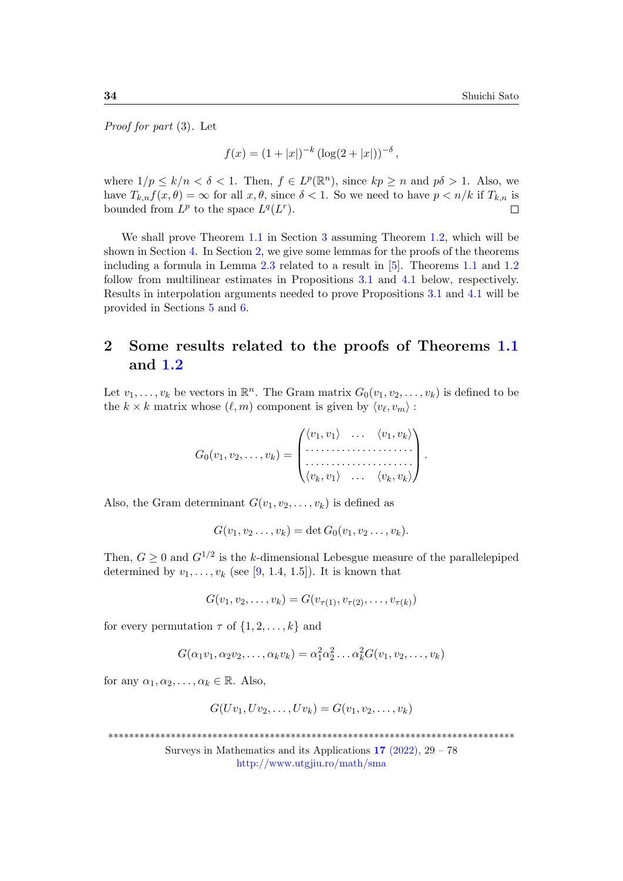*Proof for part* (3). Let

$$f(x) = (1 + |x|)^{-k} (\log(2 + |x|))^{-\delta},$$

where $1/p \le k/n < \delta < 1$. Then, $f \in L^p(\mathbb{R}^n)$, since $kp \ge n$ and $p\delta > 1$. Also, we have $T_{k,n}f(x, \theta) = \infty$ for all $x, \theta$, since $\delta < 1$. So we need to have $p < n/k$ if $T_{k,n}$ is bounded from $L^p$ to the space $L^q(L^r)$. □

We shall prove Theorem 1.1 in Section 3 assuming Theorem 1.2, which will be shown in Section 4. In Section 2, we give some lemmas for the proofs of the theorems including a formula in Lemma 2.3 related to a result in [5]. Theorems 1.1 and 1.2 follow from multilinear estimates in Propositions 3.1 and 4.1 below, respectively. Results in interpolation arguments needed to prove Propositions 3.1 and 4.1 will be provided in Sections 5 and 6.

## 2 Some results related to the proofs of Theorems 1.1 and 1.2

Let $v_1, \dots, v_k$ be vectors in $\mathbb{R}^n$. The Gram matrix $G_0(v_1, v_2, \dots, v_k)$ is defined to be the $k \times k$ matrix whose $(\ell, m)$ component is given by $\langle v_\ell, v_m \rangle$ :

$$G_0(v_1, v_2, \dots, v_k) = \begin{pmatrix} \langle v_1, v_1 \rangle & \dots & \langle v_1, v_k \rangle \\ \dots\dots\dots & \dots & \dots\dots\dots \\ \dots\dots\dots & \dots & \dots\dots\dots \\ \langle v_k, v_1 \rangle & \dots & \langle v_k, v_k \rangle \end{pmatrix}.$$

Also, the Gram determinant $G(v_1, v_2, \dots, v_k)$ is defined as

$$G(v_1, v_2 \dots, v_k) = \det G_0(v_1, v_2 \dots, v_k).$$

Then, $G \ge 0$ and $G^{1/2}$ is the $k$-dimensional Lebesgue measure of the parallelepiped determined by $v_1, \dots, v_k$ (see [9, 1.4, 1.5]). It is known that

$$G(v_1, v_2, \dots, v_k) = G(v_{\tau(1)}, v_{\tau(2)}, \dots, v_{\tau(k)})$$

for every permutation $\tau$ of $\{1, 2, \dots, k\}$ and

$$G(\alpha_1 v_1, \alpha_2 v_2, \dots, \alpha_k v_k) = \alpha_1^2 \alpha_2^2 \dots \alpha_k^2 G(v_1, v_2, \dots, v_k)$$

for any $\alpha_1, \alpha_2, \dots, \alpha_k \in \mathbb{R}$. Also,

$$G(Uv_1, Uv_2, \dots, Uv_k) = G(v_1, v_2, \dots, v_k)$$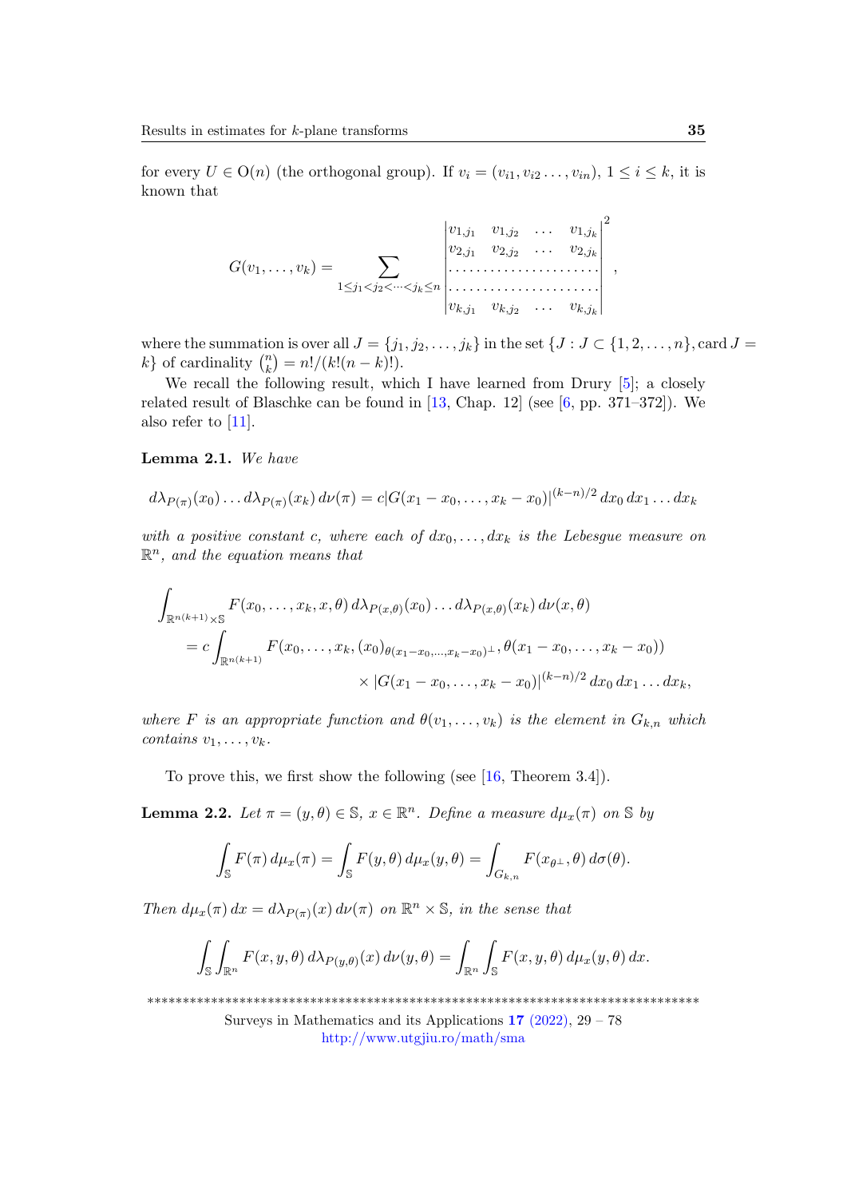for every $U \in \mathrm{O}(n)$ (the orthogonal group). If $v_i = (v_{i1}, v_{i2} \dots, v_{in})$, $1 \le i \le k$, it is known that

$$G(v_1, \dots, v_k) = \sum_{1 \le j_1 < j_2 < \dots < j_k \le n} \begin{vmatrix} v_{1,j_1} & v_{1,j_2} & \dots & v_{1,j_k} \\ v_{2,j_1} & v_{2,j_2} & \dots & v_{2,j_k} \\ \dots & \dots & \dots & \dots \\ \dots & \dots & \dots & \dots \\ v_{k,j_1} & v_{k,j_2} & \dots & v_{k,j_k} \end{vmatrix}^2,$$

where the summation is over all $J = \{j_1, j_2, \dots, j_k\}$ in the set $\{J : J \subset \{1, 2, \dots, n\}, \mathrm{card}\, J = k\}$ of cardinality $\binom{n}{k} = n!/(k!(n-k)!)$.

We recall the following result, which I have learned from Drury [5]; a closely related result of Blaschke can be found in [13, Chap. 12] (see [6, pp. 371–372]). We also refer to [11].

**Lemma 2.1.** *We have*

$$d\lambda_{P(\pi)}(x_0) \dots d\lambda_{P(\pi)}(x_k)\, d\nu(\pi) = c|G(x_1 - x_0, \dots, x_k - x_0)|^{(k-n)/2}\, dx_0\, dx_1 \dots dx_k$$

*with a positive constant $c$, where each of $dx_0, \dots, dx_k$ is the Lebesgue measure on $\mathbb{R}^n$, and the equation means that*

$$\begin{aligned}
\int_{\mathbb{R}^{n(k+1)} \times \mathbb{S}} & F(x_0, \dots, x_k, x, \theta)\, d\lambda_{P(x,\theta)}(x_0) \dots d\lambda_{P(x,\theta)}(x_k)\, d\nu(x, \theta) \\
&= c \int_{\mathbb{R}^{n(k+1)}} F(x_0, \dots, x_k, (x_0)_{\theta(x_1 - x_0, \dots, x_k - x_0)^{\perp}}, \theta(x_1 - x_0, \dots, x_k - x_0)) \\
&\qquad\qquad \times |G(x_1 - x_0, \dots, x_k - x_0)|^{(k-n)/2}\, dx_0\, dx_1 \dots dx_k,
\end{aligned}$$

*where $F$ is an appropriate function and $\theta(v_1, \dots, v_k)$ is the element in $G_{k,n}$ which contains $v_1, \dots, v_k$.*

To prove this, we first show the following (see [16, Theorem 3.4]).

**Lemma 2.2.** *Let $\pi = (y, \theta) \in \mathbb{S}$, $x \in \mathbb{R}^n$. Define a measure $d\mu_x(\pi)$ on $\mathbb{S}$ by*

$$\int_{\mathbb{S}} F(\pi)\, d\mu_x(\pi) = \int_{\mathbb{S}} F(y, \theta)\, d\mu_x(y, \theta) = \int_{G_{k,n}} F(x_{\theta^{\perp}}, \theta)\, d\sigma(\theta).$$

*Then $d\mu_x(\pi)\, dx = d\lambda_{P(\pi)}(x)\, d\nu(\pi)$ on $\mathbb{R}^n \times \mathbb{S}$, in the sense that*

$$\int_{\mathbb{S}} \int_{\mathbb{R}^n} F(x, y, \theta)\, d\lambda_{P(y,\theta)}(x)\, d\nu(y, \theta) = \int_{\mathbb{R}^n} \int_{\mathbb{S}} F(x, y, \theta)\, d\mu_x(y, \theta)\, dx.$$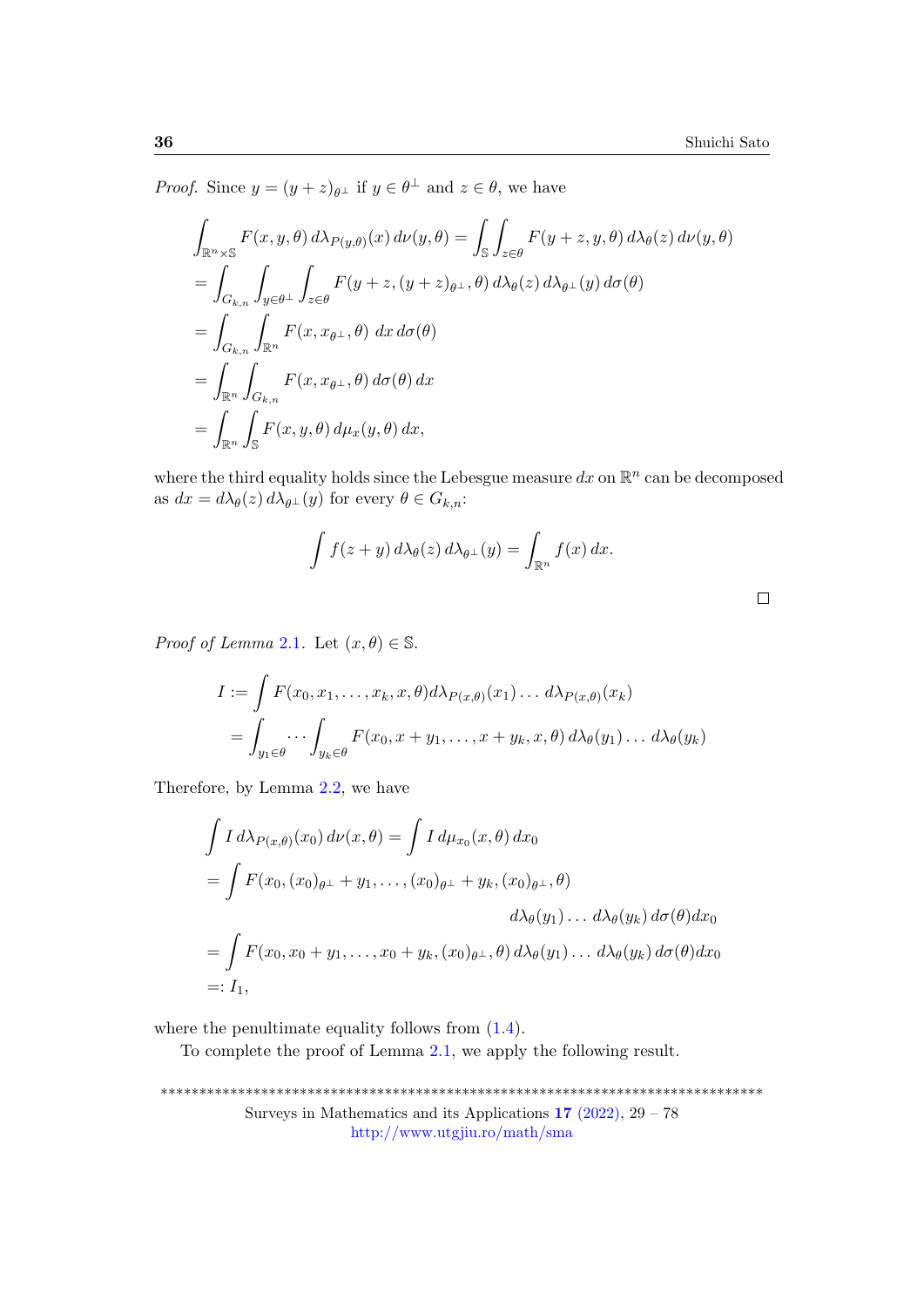*Proof.* Since $y = (y+z)_{\theta^\perp}$ if $y \in \theta^\perp$ and $z \in \theta$, we have

$$
\begin{aligned}
&\int_{\mathbb{R}^n \times \mathbb{S}} F(x,y,\theta)\, d\lambda_{P(y,\theta)}(x)\, d\nu(y,\theta) = \int_{\mathbb{S}} \int_{z\in\theta} F(y+z,y,\theta)\, d\lambda_\theta(z)\, d\nu(y,\theta) \\
&= \int_{G_{k,n}} \int_{y\in\theta^\perp} \int_{z\in\theta} F(y+z,(y+z)_{\theta^\perp},\theta)\, d\lambda_\theta(z)\, d\lambda_{\theta^\perp}(y)\, d\sigma(\theta) \\
&= \int_{G_{k,n}} \int_{\mathbb{R}^n} F(x,x_{\theta^\perp},\theta)\; dx\, d\sigma(\theta) \\
&= \int_{\mathbb{R}^n} \int_{G_{k,n}} F(x,x_{\theta^\perp},\theta)\, d\sigma(\theta)\, dx \\
&= \int_{\mathbb{R}^n} \int_{\mathbb{S}} F(x,y,\theta)\, d\mu_x(y,\theta)\, dx,
\end{aligned}
$$

where the third equality holds since the Lebesgue measure $dx$ on $\mathbb{R}^n$ can be decomposed as $dx = d\lambda_\theta(z)\, d\lambda_{\theta^\perp}(y)$ for every $\theta \in G_{k,n}$:

$$
\int f(z+y)\, d\lambda_\theta(z)\, d\lambda_{\theta^\perp}(y) = \int_{\mathbb{R}^n} f(x)\, dx.
$$

$\square$

*Proof of Lemma 2.1.* Let $(x,\theta) \in \mathbb{S}$.

$$
\begin{aligned}
I &:= \int F(x_0,x_1,\dots,x_k,x,\theta) d\lambda_{P(x,\theta)}(x_1)\dots d\lambda_{P(x,\theta)}(x_k) \\
&= \int_{y_1\in\theta} \cdots \int_{y_k\in\theta} F(x_0,x+y_1,\dots,x+y_k,x,\theta)\, d\lambda_\theta(y_1)\dots d\lambda_\theta(y_k)
\end{aligned}
$$

Therefore, by Lemma 2.2, we have

$$
\begin{aligned}
&\int I\, d\lambda_{P(x,\theta)}(x_0)\, d\nu(x,\theta) = \int I\, d\mu_{x_0}(x,\theta)\, dx_0 \\
&= \int F(x_0,(x_0)_{\theta^\perp}+y_1,\dots,(x_0)_{\theta^\perp}+y_k,(x_0)_{\theta^\perp},\theta) \\
&\qquad\qquad\qquad\qquad d\lambda_\theta(y_1)\dots d\lambda_\theta(y_k)\, d\sigma(\theta) dx_0 \\
&= \int F(x_0,x_0+y_1,\dots,x_0+y_k,(x_0)_{\theta^\perp},\theta)\, d\lambda_\theta(y_1)\dots d\lambda_\theta(y_k)\, d\sigma(\theta) dx_0 \\
&=: I_1,
\end{aligned}
$$

where the penultimate equality follows from (1.4).

To complete the proof of Lemma 2.1, we apply the following result.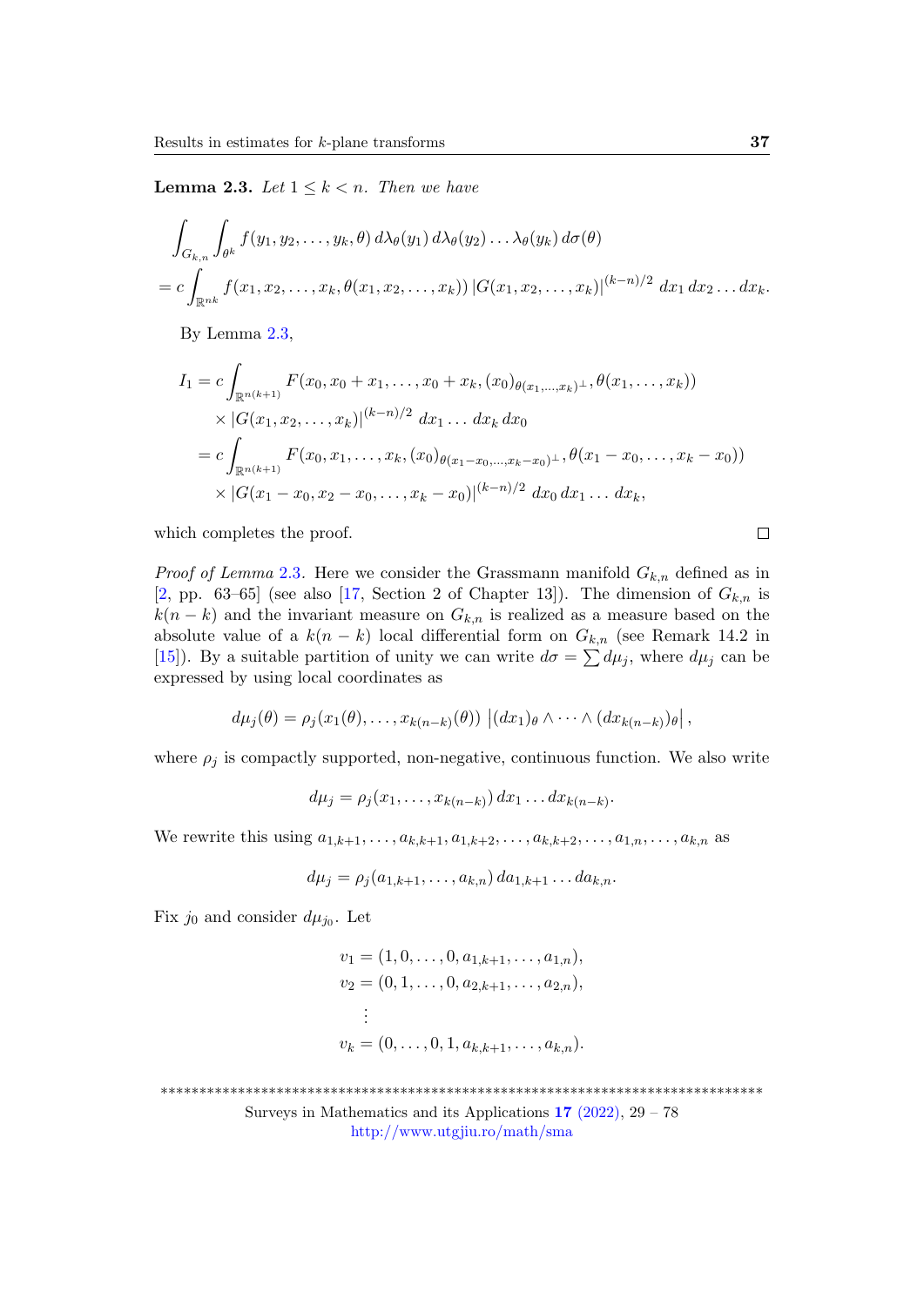**Lemma 2.3.** *Let $1 \le k < n$. Then we have*

$$
\begin{aligned}
&\int_{G_{k,n}} \int_{\theta^k} f(y_1, y_2, \dots, y_k, \theta)\, d\lambda_\theta(y_1)\, d\lambda_\theta(y_2) \dots \lambda_\theta(y_k)\, d\sigma(\theta) \\
&= c \int_{\mathbb{R}^{nk}} f(x_1, x_2, \dots, x_k, \theta(x_1, x_2, \dots, x_k))\, |G(x_1, x_2, \dots, x_k)|^{(k-n)/2}\, dx_1\, dx_2 \dots dx_k.
\end{aligned}
$$

By Lemma 2.3,

$$
\begin{aligned}
I_1 &= c \int_{\mathbb{R}^{n(k+1)}} F(x_0, x_0 + x_1, \dots, x_0 + x_k, (x_0)_{\theta(x_1, \dots, x_k)^\perp}, \theta(x_1, \dots, x_k)) \\
&\quad \times |G(x_1, x_2, \dots, x_k)|^{(k-n)/2}\, dx_1 \dots dx_k\, dx_0 \\
&= c \int_{\mathbb{R}^{n(k+1)}} F(x_0, x_1, \dots, x_k, (x_0)_{\theta(x_1 - x_0, \dots, x_k - x_0)^\perp}, \theta(x_1 - x_0, \dots, x_k - x_0)) \\
&\quad \times |G(x_1 - x_0, x_2 - x_0, \dots, x_k - x_0)|^{(k-n)/2}\, dx_0\, dx_1 \dots dx_k,
\end{aligned}
$$

which completes the proof. $\square$

*Proof of Lemma 2.3.* Here we consider the Grassmann manifold $G_{k,n}$ defined as in [2, pp. 63–65] (see also [17, Section 2 of Chapter 13]). The dimension of $G_{k,n}$ is $k(n-k)$ and the invariant measure on $G_{k,n}$ is realized as a measure based on the absolute value of a $k(n-k)$ local differential form on $G_{k,n}$ (see Remark 14.2 in [15]). By a suitable partition of unity we can write $d\sigma = \sum d\mu_j$, where $d\mu_j$ can be expressed by using local coordinates as

$$
d\mu_j(\theta) = \rho_j(x_1(\theta), \dots, x_{k(n-k)}(\theta))\, \left|(dx_1)_\theta \wedge \dots \wedge (dx_{k(n-k)})_\theta\right|,
$$

where $\rho_j$ is compactly supported, non-negative, continuous function. We also write

$$
d\mu_j = \rho_j(x_1, \dots, x_{k(n-k)})\, dx_1 \dots dx_{k(n-k)}.
$$

We rewrite this using $a_{1,k+1}, \dots, a_{k,k+1}, a_{1,k+2}, \dots, a_{k,k+2}, \dots, a_{1,n}, \dots, a_{k,n}$ as

$$
d\mu_j = \rho_j(a_{1,k+1}, \dots, a_{k,n})\, da_{1,k+1} \dots da_{k,n}.
$$

Fix $j_0$ and consider $d\mu_{j_0}$. Let

$$
\begin{aligned}
v_1 &= (1, 0, \dots, 0, a_{1,k+1}, \dots, a_{1,n}), \\
v_2 &= (0, 1, \dots, 0, a_{2,k+1}, \dots, a_{2,n}), \\
&\ \ \vdots \\
v_k &= (0, \dots, 0, 1, a_{k,k+1}, \dots, a_{k,n}).
\end{aligned}
$$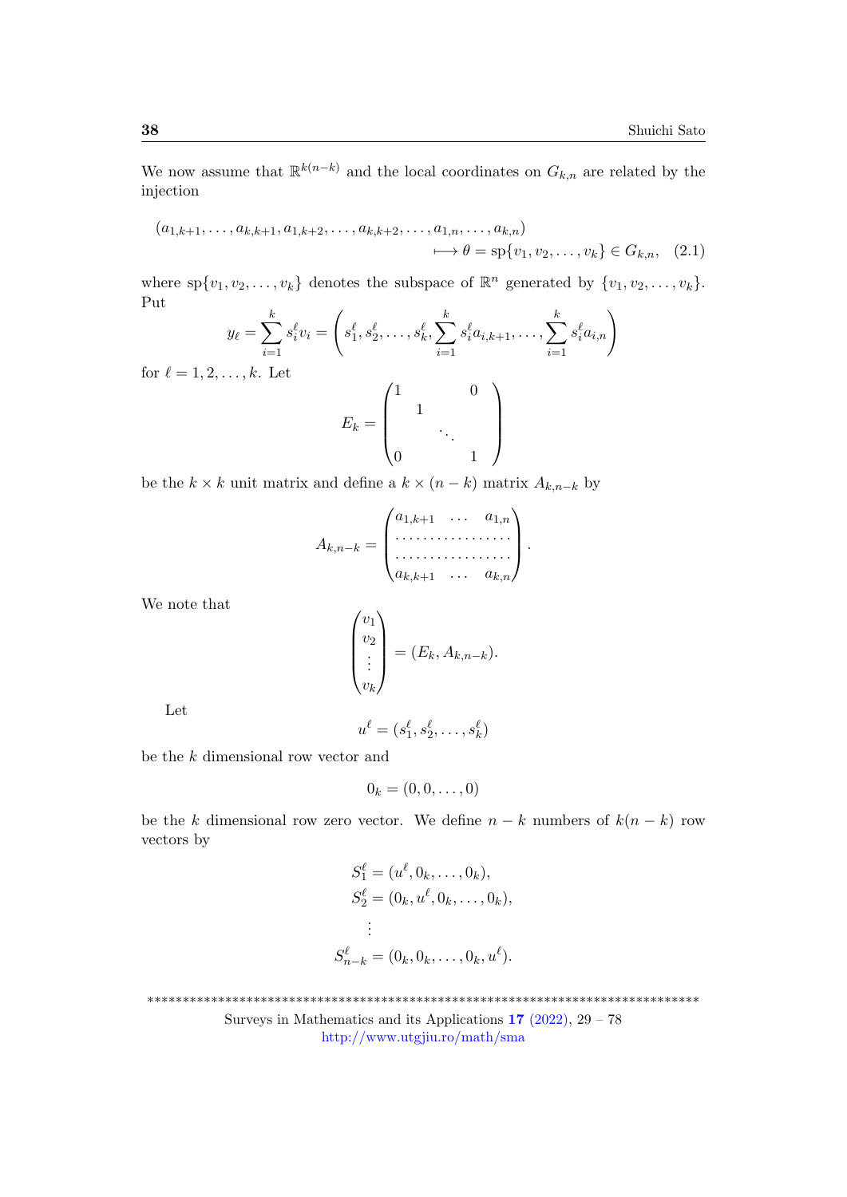We now assume that $\mathbb{R}^{k(n-k)}$ and the local coordinates on $G_{k,n}$ are related by the injection

$$(a_{1,k+1}, \dots, a_{k,k+1}, a_{1,k+2}, \dots, a_{k,k+2}, \dots, a_{1,n}, \dots, a_{k,n}) \longmapsto \theta = \mathrm{sp}\{v_1, v_2, \dots, v_k\} \in G_{k,n}, \quad (2.1)$$

where $\mathrm{sp}\{v_1, v_2, \dots, v_k\}$ denotes the subspace of $\mathbb{R}^n$ generated by $\{v_1, v_2, \dots, v_k\}$. Put

$$y_\ell = \sum_{i=1}^{k} s_i^\ell v_i = \left( s_1^\ell, s_2^\ell, \dots, s_k^\ell, \sum_{i=1}^{k} s_i^\ell a_{i,k+1}, \dots, \sum_{i=1}^{k} s_i^\ell a_{i,n} \right)$$

for $\ell = 1, 2, \dots, k$. Let

$$E_k = \begin{pmatrix} 1 & & & 0 \\ & 1 & & \\ & & \ddots & \\ 0 & & & 1 \end{pmatrix}$$

be the $k \times k$ unit matrix and define a $k \times (n-k)$ matrix $A_{k,n-k}$ by

$$A_{k,n-k} = \begin{pmatrix} a_{1,k+1} & \dots & a_{1,n} \\ \dots & \dots & \dots \\ \dots & \dots & \dots \\ a_{k,k+1} & \dots & a_{k,n} \end{pmatrix}.$$

We note that

$$\begin{pmatrix} v_1 \\ v_2 \\ \vdots \\ v_k \end{pmatrix} = (E_k, A_{k,n-k}).$$

Let

$$u^\ell = (s_1^\ell, s_2^\ell, \dots, s_k^\ell)$$

be the $k$ dimensional row vector and

$$0_k = (0, 0, \dots, 0)$$

be the $k$ dimensional row zero vector. We define $n-k$ numbers of $k(n-k)$ row vectors by

$$\begin{aligned}
S_1^\ell &= (u^\ell, 0_k, \dots, 0_k), \\
S_2^\ell &= (0_k, u^\ell, 0_k, \dots, 0_k), \\
&\ \ \vdots \\
S_{n-k}^\ell &= (0_k, 0_k, \dots, 0_k, u^\ell).
\end{aligned}$$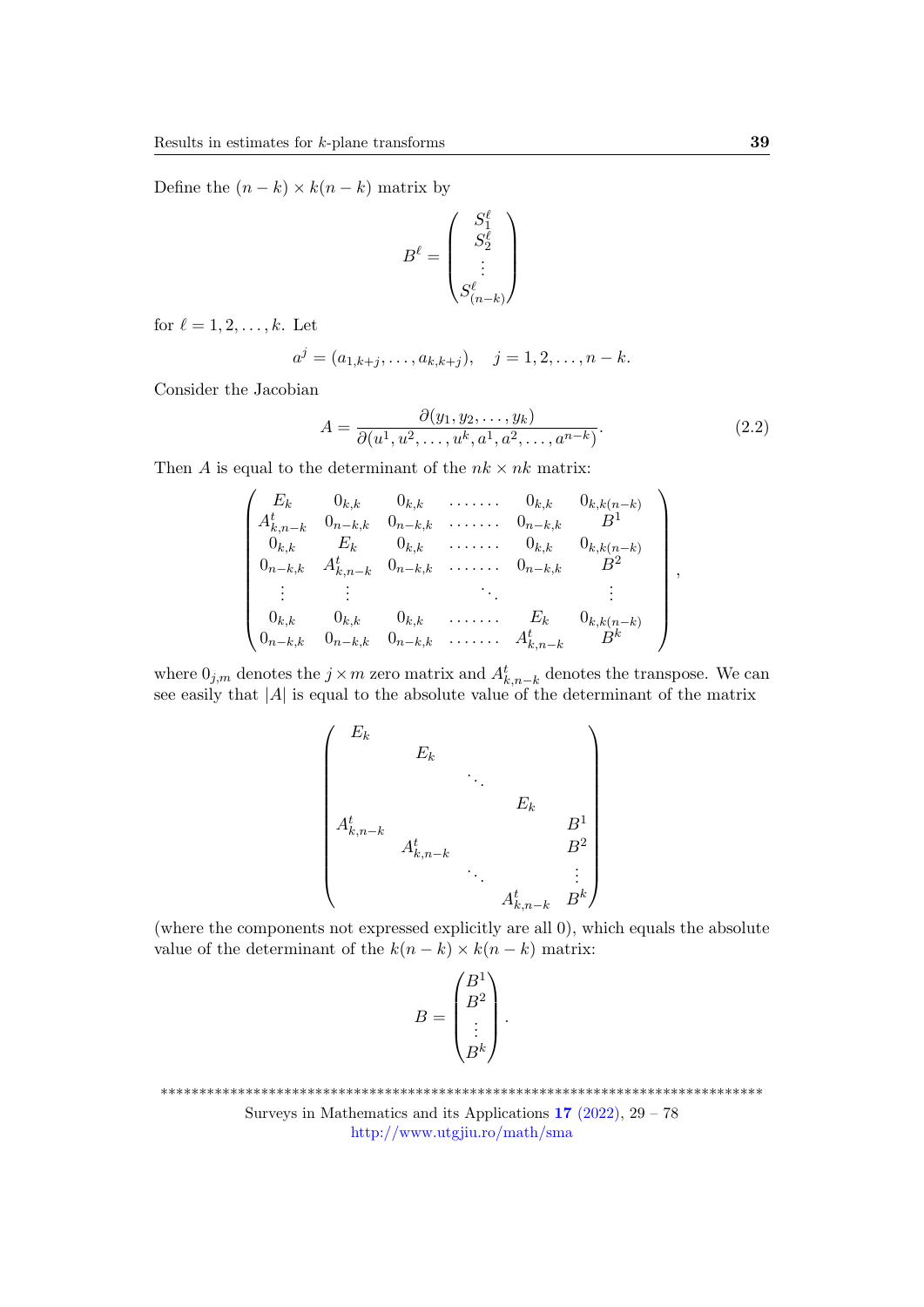Define the $(n-k) \times k(n-k)$ matrix by

$$
B^\ell = \begin{pmatrix} S_1^\ell \\ S_2^\ell \\ \vdots \\ S_{(n-k)}^\ell \end{pmatrix}
$$

for $\ell = 1, 2, \dots, k$. Let

$$
a^j = (a_{1,k+j}, \dots, a_{k,k+j}), \quad j = 1, 2, \dots, n-k.
$$

Consider the Jacobian

$$
A = \frac{\partial(y_1, y_2, \dots, y_k)}{\partial(u^1, u^2, \dots, u^k, a^1, a^2, \dots, a^{n-k})}. \tag{2.2}
$$

Then $A$ is equal to the determinant of the $nk \times nk$ matrix:

$$
\begin{pmatrix}
E_k & 0_{k,k} & 0_{k,k} & \dots\dots & 0_{k,k} & 0_{k,k(n-k)} \\
A^t_{k,n-k} & 0_{n-k,k} & 0_{n-k,k} & \dots\dots & 0_{n-k,k} & B^1 \\
0_{k,k} & E_k & 0_{k,k} & \dots\dots & 0_{k,k} & 0_{k,k(n-k)} \\
0_{n-k,k} & A^t_{k,n-k} & 0_{n-k,k} & \dots\dots & 0_{n-k,k} & B^2 \\
\vdots & \vdots & & \ddots & & \vdots \\
0_{k,k} & 0_{k,k} & 0_{k,k} & \dots\dots & E_k & 0_{k,k(n-k)} \\
0_{n-k,k} & 0_{n-k,k} & 0_{n-k,k} & \dots\dots & A^t_{k,n-k} & B^k
\end{pmatrix},
$$

where $0_{j,m}$ denotes the $j \times m$ zero matrix and $A^t_{k,n-k}$ denotes the transpose. We can see easily that $|A|$ is equal to the absolute value of the determinant of the matrix

$$
\begin{pmatrix}
E_k & & & & \\
& E_k & & & \\
& & \ddots & & \\
& & & E_k & \\
A^t_{k,n-k} & & & & B^1 \\
& A^t_{k,n-k} & & & B^2 \\
& & \ddots & & \vdots \\
& & & A^t_{k,n-k} & B^k
\end{pmatrix}
$$

(where the components not expressed explicitly are all 0), which equals the absolute value of the determinant of the $k(n-k) \times k(n-k)$ matrix:

$$
B = \begin{pmatrix} B^1 \\ B^2 \\ \vdots \\ B^k \end{pmatrix}.
$$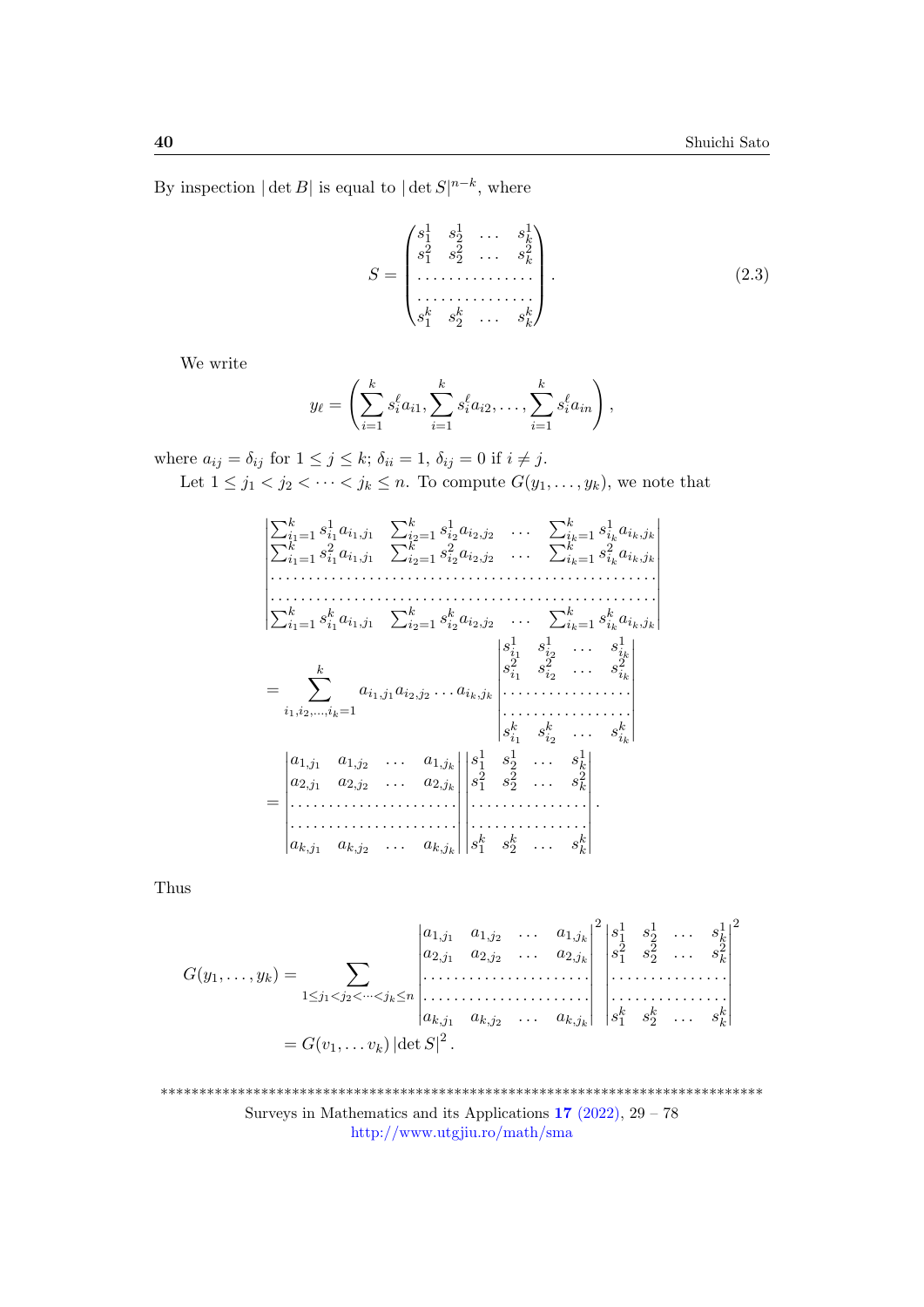By inspection $|\det B|$ is equal to $|\det S|^{n-k}$, where

$$S = \begin{pmatrix} s_1^1 & s_2^1 & \dots & s_k^1 \\ s_1^2 & s_2^2 & \dots & s_k^2 \\ \dots & \dots & \dots & \dots \\ \dots & \dots & \dots & \dots \\ s_1^k & s_2^k & \dots & s_k^k \end{pmatrix}. \tag{2.3}$$

We write

$$y_\ell = \left( \sum_{i=1}^k s_i^\ell a_{i1}, \sum_{i=1}^k s_i^\ell a_{i2}, \dots, \sum_{i=1}^k s_i^\ell a_{in} \right),$$

where $a_{ij} = \delta_{ij}$ for $1 \le j \le k$; $\delta_{ii} = 1$, $\delta_{ij} = 0$ if $i \ne j$.

Let $1 \le j_1 < j_2 < \dots < j_k \le n$. To compute $G(y_1, \dots, y_k)$, we note that

$$\begin{aligned}
&\begin{vmatrix} \sum_{i_1=1}^k s_{i_1}^1 a_{i_1,j_1} & \sum_{i_2=1}^k s_{i_2}^1 a_{i_2,j_2} & \dots & \sum_{i_k=1}^k s_{i_k}^1 a_{i_k,j_k} \\ \sum_{i_1=1}^k s_{i_1}^2 a_{i_1,j_1} & \sum_{i_2=1}^k s_{i_2}^2 a_{i_2,j_2} & \dots & \sum_{i_k=1}^k s_{i_k}^2 a_{i_k,j_k} \\ \dots & \dots & \dots & \dots \\ \dots & \dots & \dots & \dots \\ \sum_{i_1=1}^k s_{i_1}^k a_{i_1,j_1} & \sum_{i_2=1}^k s_{i_2}^k a_{i_2,j_2} & \dots & \sum_{i_k=1}^k s_{i_k}^k a_{i_k,j_k} \end{vmatrix} \\
&= \sum_{i_1, i_2, \dots, i_k = 1}^k a_{i_1,j_1} a_{i_2,j_2} \dots a_{i_k,j_k} \begin{vmatrix} s_{i_1}^1 & s_{i_2}^1 & \dots & s_{i_k}^1 \\ s_{i_1}^2 & s_{i_2}^2 & \dots & s_{i_k}^2 \\ \dots & \dots & \dots & \dots \\ \dots & \dots & \dots & \dots \\ s_{i_1}^k & s_{i_2}^k & \dots & s_{i_k}^k \end{vmatrix} \\
&= \begin{vmatrix} a_{1,j_1} & a_{1,j_2} & \dots & a_{1,j_k} \\ a_{2,j_1} & a_{2,j_2} & \dots & a_{2,j_k} \\ \dots & \dots & \dots & \dots \\ \dots & \dots & \dots & \dots \\ a_{k,j_1} & a_{k,j_2} & \dots & a_{k,j_k} \end{vmatrix} \begin{vmatrix} s_1^1 & s_2^1 & \dots & s_k^1 \\ s_1^2 & s_2^2 & \dots & s_k^2 \\ \dots & \dots & \dots & \dots \\ \dots & \dots & \dots & \dots \\ s_1^k & s_2^k & \dots & s_k^k \end{vmatrix}.
\end{aligned}$$

Thus

$$\begin{aligned}
G(y_1, \dots, y_k) &= \sum_{1 \le j_1 < j_2 < \dots < j_k \le n} \begin{vmatrix} a_{1,j_1} & a_{1,j_2} & \dots & a_{1,j_k} \\ a_{2,j_1} & a_{2,j_2} & \dots & a_{2,j_k} \\ \dots & \dots & \dots & \dots \\ \dots & \dots & \dots & \dots \\ a_{k,j_1} & a_{k,j_2} & \dots & a_{k,j_k} \end{vmatrix}^2 \begin{vmatrix} s_1^1 & s_2^1 & \dots & s_k^1 \\ s_1^2 & s_2^2 & \dots & s_k^2 \\ \dots & \dots & \dots & \dots \\ \dots & \dots & \dots & \dots \\ s_1^k & s_2^k & \dots & s_k^k \end{vmatrix}^2 \\
&= G(v_1, \dots v_k) \, |\det S|^2 .
\end{aligned}$$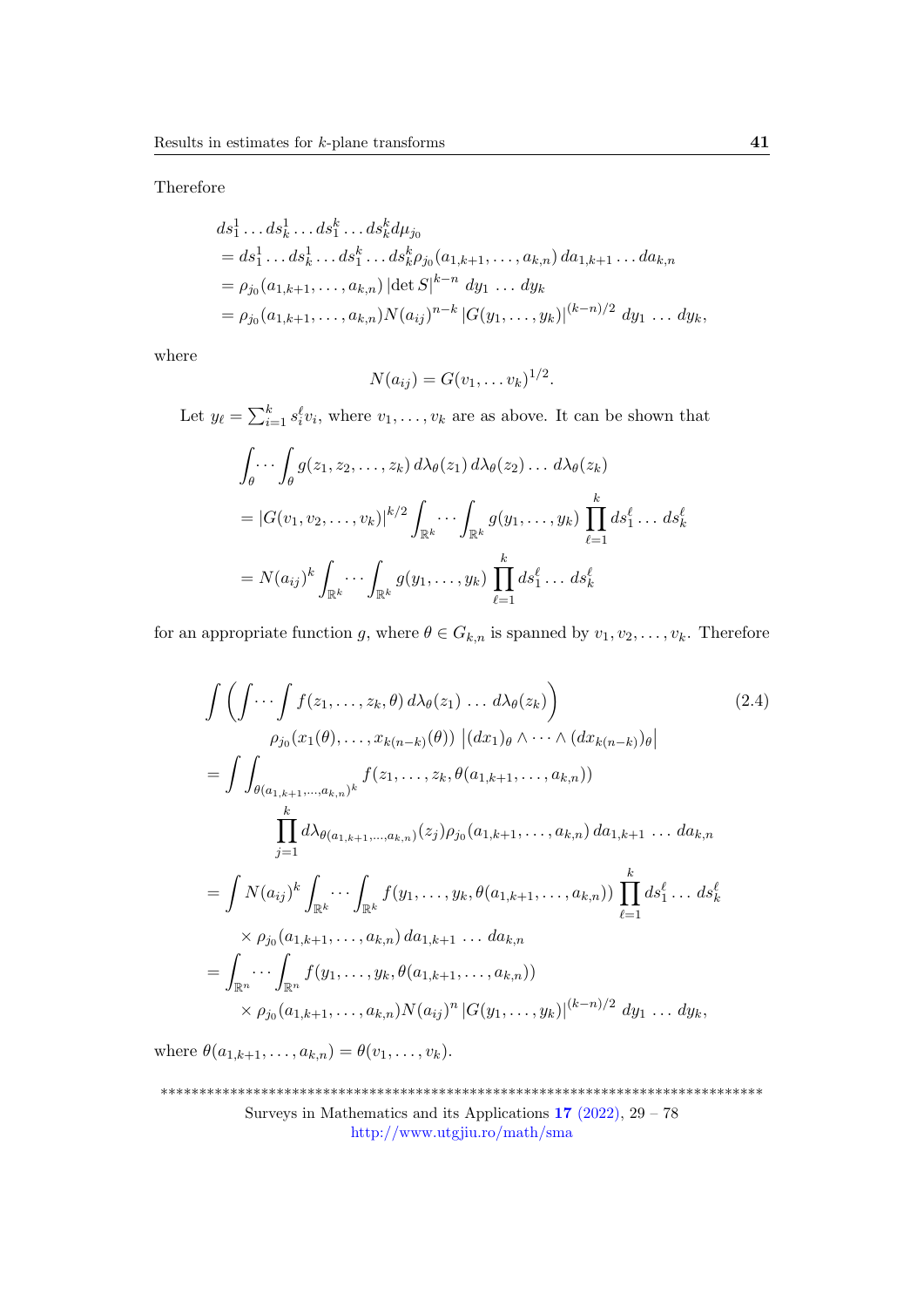Therefore

$$
\begin{aligned}
&ds_1^1 \dots ds_k^1 \dots ds_1^k \dots ds_k^k d\mu_{j_0} \\
&= ds_1^1 \dots ds_k^1 \dots ds_1^k \dots ds_k^k \rho_{j_0}(a_{1,k+1}, \dots, a_{k,n})\, da_{1,k+1} \dots da_{k,n} \\
&= \rho_{j_0}(a_{1,k+1}, \dots, a_{k,n})\, |\det S|^{k-n}\, dy_1 \dots dy_k \\
&= \rho_{j_0}(a_{1,k+1}, \dots, a_{k,n}) N(a_{ij})^{n-k}\, |G(y_1, \dots, y_k)|^{(k-n)/2}\, dy_1 \dots dy_k,
\end{aligned}
$$

where

$$
N(a_{ij}) = G(v_1, \dots v_k)^{1/2}.
$$

Let $y_\ell = \sum_{i=1}^k s_i^\ell v_i$, where $v_1, \dots, v_k$ are as above. It can be shown that

$$
\begin{aligned}
&\int_\theta \cdots \int_\theta g(z_1, z_2, \dots, z_k)\, d\lambda_\theta(z_1)\, d\lambda_\theta(z_2) \dots d\lambda_\theta(z_k) \\
&= |G(v_1, v_2, \dots, v_k)|^{k/2} \int_{\mathbb{R}^k} \cdots \int_{\mathbb{R}^k} g(y_1, \dots, y_k) \prod_{\ell=1}^k ds_1^\ell \dots ds_k^\ell \\
&= N(a_{ij})^k \int_{\mathbb{R}^k} \cdots \int_{\mathbb{R}^k} g(y_1, \dots, y_k) \prod_{\ell=1}^k ds_1^\ell \dots ds_k^\ell
\end{aligned}
$$

for an appropriate function $g$, where $\theta \in G_{k,n}$ is spanned by $v_1, v_2, \dots, v_k$. Therefore

$$
\begin{aligned}
&\int \left( \int \cdots \int f(z_1, \dots, z_k, \theta)\, d\lambda_\theta(z_1) \dots d\lambda_\theta(z_k) \right) \\
&\qquad \rho_{j_0}(x_1(\theta), \dots, x_{k(n-k)}(\theta))\, \left| (dx_1)_\theta \wedge \dots \wedge (dx_{k(n-k)})_\theta \right| \\
&= \int \int_{\theta(a_{1,k+1}, \dots, a_{k,n})^k} f(z_1, \dots, z_k, \theta(a_{1,k+1}, \dots, a_{k,n})) \\
&\qquad \prod_{j=1}^k d\lambda_{\theta(a_{1,k+1}, \dots, a_{k,n})}(z_j) \rho_{j_0}(a_{1,k+1}, \dots, a_{k,n})\, da_{1,k+1} \dots da_{k,n} \\
&= \int N(a_{ij})^k \int_{\mathbb{R}^k} \cdots \int_{\mathbb{R}^k} f(y_1, \dots, y_k, \theta(a_{1,k+1}, \dots, a_{k,n})) \prod_{\ell=1}^k ds_1^\ell \dots ds_k^\ell \\
&\qquad \times \rho_{j_0}(a_{1,k+1}, \dots, a_{k,n})\, da_{1,k+1} \dots da_{k,n} \\
&= \int_{\mathbb{R}^n} \cdots \int_{\mathbb{R}^n} f(y_1, \dots, y_k, \theta(a_{1,k+1}, \dots, a_{k,n})) \\
&\qquad \times \rho_{j_0}(a_{1,k+1}, \dots, a_{k,n}) N(a_{ij})^n\, |G(y_1, \dots, y_k)|^{(k-n)/2}\, dy_1 \dots dy_k,
\end{aligned}
\tag{2.4}
$$

where $\theta(a_{1,k+1}, \dots, a_{k,n}) = \theta(v_1, \dots, v_k)$.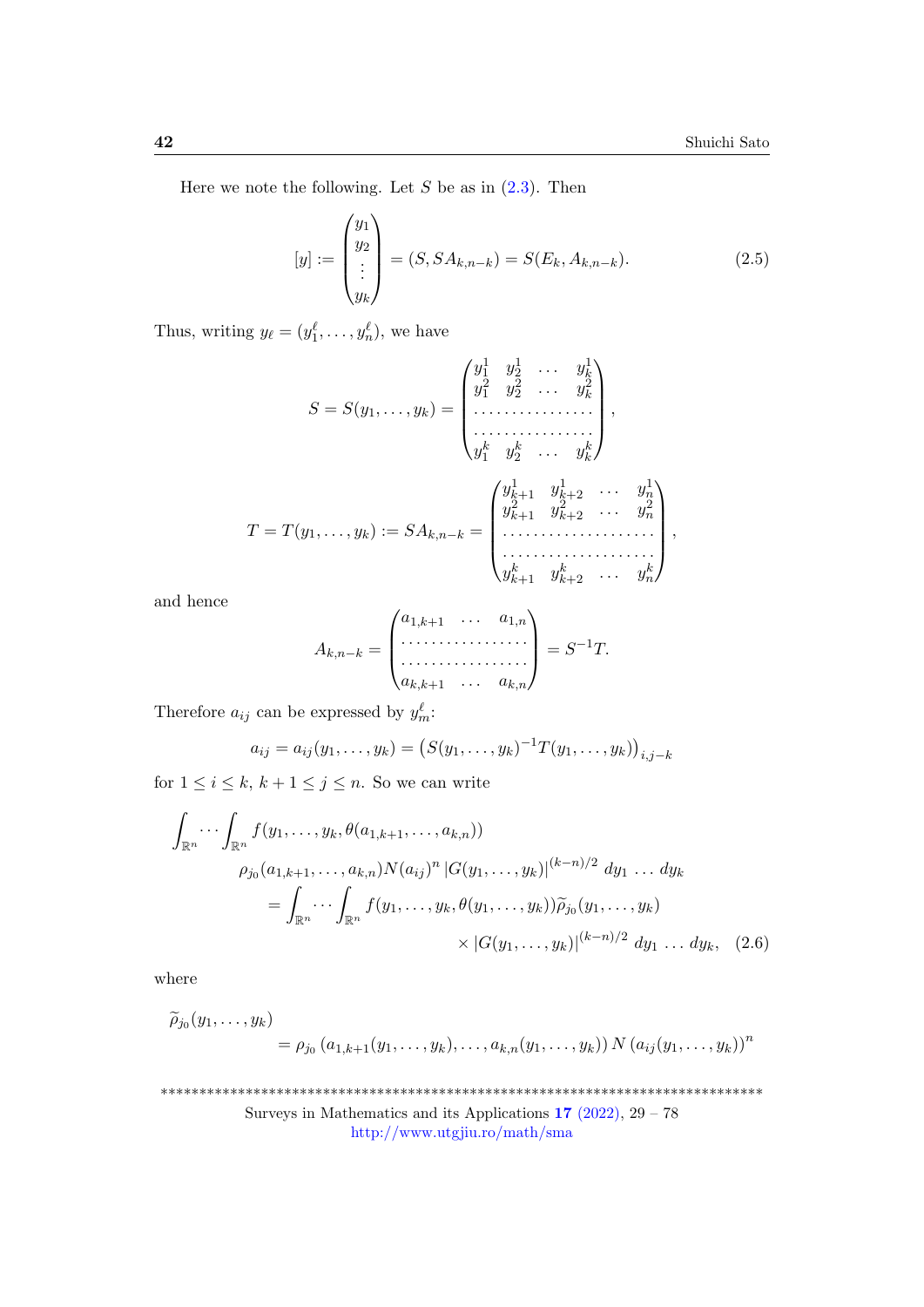Here we note the following. Let $S$ be as in (2.3). Then

$$[y] := \begin{pmatrix} y_1 \\ y_2 \\ \vdots \\ y_k \end{pmatrix} = (S, SA_{k,n-k}) = S(E_k, A_{k,n-k}). \tag{2.5}$$

Thus, writing $y_\ell = (y_1^\ell, \dots, y_n^\ell)$, we have

$$S = S(y_1, \dots, y_k) = \begin{pmatrix} y_1^1 & y_2^1 & \dots & y_k^1 \\ y_1^2 & y_2^2 & \dots & y_k^2 \\ \dots & \dots & \dots & \dots \\ \dots & \dots & \dots & \dots \\ y_1^k & y_2^k & \dots & y_k^k \end{pmatrix},$$

$$T = T(y_1, \dots, y_k) := SA_{k,n-k} = \begin{pmatrix} y_{k+1}^1 & y_{k+2}^1 & \dots & y_n^1 \\ y_{k+1}^2 & y_{k+2}^2 & \dots & y_n^2 \\ \dots & \dots & \dots & \dots \\ \dots & \dots & \dots & \dots \\ y_{k+1}^k & y_{k+2}^k & \dots & y_n^k \end{pmatrix},$$

and hence

$$A_{k,n-k} = \begin{pmatrix} a_{1,k+1} & \dots & a_{1,n} \\ \dots & \dots & \dots \\ \dots & \dots & \dots \\ a_{k,k+1} & \dots & a_{k,n} \end{pmatrix} = S^{-1}T.$$

Therefore $a_{ij}$ can be expressed by $y_m^\ell$:

$$a_{ij} = a_{ij}(y_1, \dots, y_k) = \left(S(y_1, \dots, y_k)^{-1} T(y_1, \dots, y_k)\right)_{i,j-k}$$

for $1 \le i \le k$, $k+1 \le j \le n$. So we can write

$$\begin{aligned}
\int_{\mathbb{R}^n} \cdots \int_{\mathbb{R}^n} & f(y_1, \dots, y_k, \theta(a_{1,k+1}, \dots, a_{k,n})) \\
& \rho_{j_0}(a_{1,k+1}, \dots, a_{k,n}) N(a_{ij})^n \left|G(y_1, \dots, y_k)\right|^{(k-n)/2} \, dy_1 \dots dy_k \\
&= \int_{\mathbb{R}^n} \cdots \int_{\mathbb{R}^n} f(y_1, \dots, y_k, \theta(y_1, \dots, y_k)) \widetilde{\rho}_{j_0}(y_1, \dots, y_k) \\
& \qquad \times \left|G(y_1, \dots, y_k)\right|^{(k-n)/2} \, dy_1 \dots dy_k, \quad (2.6)
\end{aligned}$$

where

$$\begin{aligned}
&\widetilde{\rho}_{j_0}(y_1, \dots, y_k) \\
&\qquad = \rho_{j_0}\left(a_{1,k+1}(y_1, \dots, y_k), \dots, a_{k,n}(y_1, \dots, y_k)\right) N\left(a_{ij}(y_1, \dots, y_k)\right)^n
\end{aligned}$$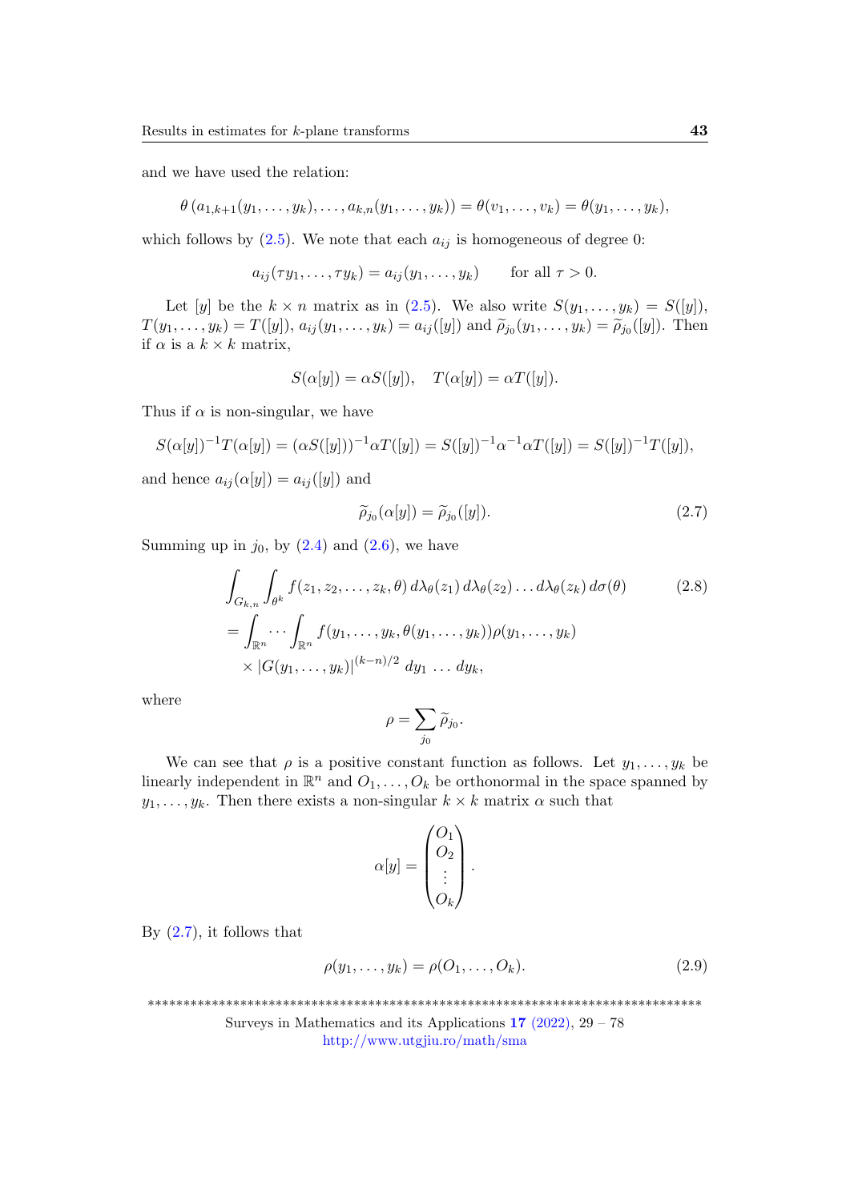and we have used the relation:

$$\theta\left(a_{1,k+1}(y_1,\ldots,y_k),\ldots,a_{k,n}(y_1,\ldots,y_k)\right)=\theta(v_1,\ldots,v_k)=\theta(y_1,\ldots,y_k),$$

which follows by (2.5). We note that each $a_{ij}$ is homogeneous of degree 0:

$$a_{ij}(\tau y_1,\ldots,\tau y_k)=a_{ij}(y_1,\ldots,y_k)\qquad\text{for all } \tau>0.$$

Let $[y]$ be the $k\times n$ matrix as in (2.5). We also write $S(y_1,\ldots,y_k)=S([y])$, $T(y_1,\ldots,y_k)=T([y])$, $a_{ij}(y_1,\ldots,y_k)=a_{ij}([y])$ and $\widetilde{\rho}_{j_0}(y_1,\ldots,y_k)=\widetilde{\rho}_{j_0}([y])$. Then if $\alpha$ is a $k\times k$ matrix,

$$S(\alpha[y])=\alpha S([y]),\quad T(\alpha[y])=\alpha T([y]).$$

Thus if $\alpha$ is non-singular, we have

$$S(\alpha[y])^{-1}T(\alpha[y])=(\alpha S([y]))^{-1}\alpha T([y])=S([y])^{-1}\alpha^{-1}\alpha T([y])=S([y])^{-1}T([y]),$$

and hence $a_{ij}(\alpha[y])=a_{ij}([y])$ and

$$\widetilde{\rho}_{j_0}(\alpha[y])=\widetilde{\rho}_{j_0}([y]).\tag{2.7}$$

Summing up in $j_0$, by (2.4) and (2.6), we have

$$\begin{aligned}&\int_{G_{k,n}}\int_{\theta^k}f(z_1,z_2,\ldots,z_k,\theta)\,d\lambda_\theta(z_1)\,d\lambda_\theta(z_2)\ldots d\lambda_\theta(z_k)\,d\sigma(\theta)\\&=\int_{\mathbb{R}^n}\cdots\int_{\mathbb{R}^n}f(y_1,\ldots,y_k,\theta(y_1,\ldots,y_k))\rho(y_1,\ldots,y_k)\\&\quad\times|G(y_1,\ldots,y_k)|^{(k-n)/2}\,dy_1\,\ldots\,dy_k,\end{aligned}\tag{2.8}$$

where

$$\rho=\sum_{j_0}\widetilde{\rho}_{j_0}.$$

We can see that $\rho$ is a positive constant function as follows. Let $y_1,\ldots,y_k$ be linearly independent in $\mathbb{R}^n$ and $O_1,\ldots,O_k$ be orthonormal in the space spanned by $y_1,\ldots,y_k$. Then there exists a non-singular $k\times k$ matrix $\alpha$ such that

$$\alpha[y]=\begin{pmatrix}O_1\\O_2\\\vdots\\O_k\end{pmatrix}.$$

By (2.7), it follows that

$$\rho(y_1,\ldots,y_k)=\rho(O_1,\ldots,O_k).\tag{2.9}$$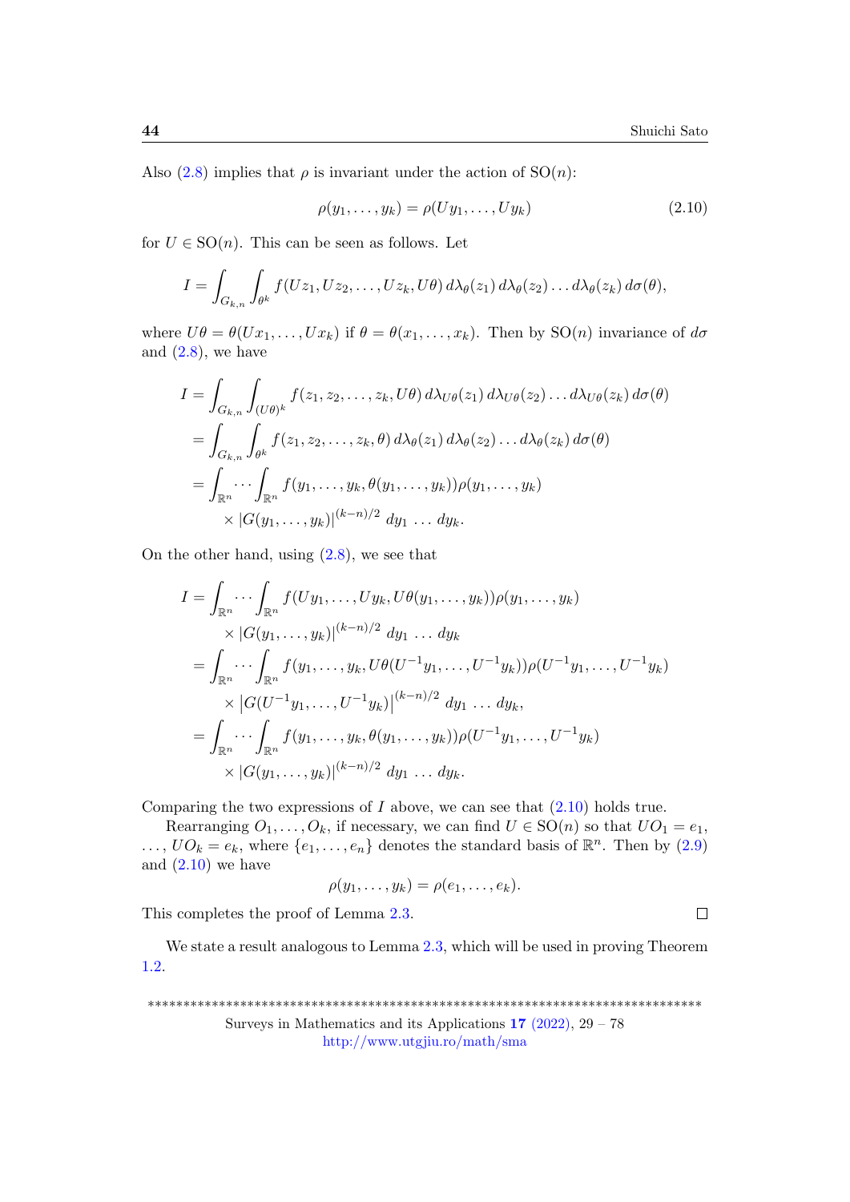Also (2.8) implies that $\rho$ is invariant under the action of $\mathrm{SO}(n)$:

$$\rho(y_1, \dots, y_k) = \rho(Uy_1, \dots, Uy_k) \tag{2.10}$$

for $U \in \mathrm{SO}(n)$. This can be seen as follows. Let

$$I = \int_{G_{k,n}} \int_{\theta^k} f(Uz_1, Uz_2, \dots, Uz_k, U\theta)\, d\lambda_\theta(z_1)\, d\lambda_\theta(z_2) \dots d\lambda_\theta(z_k)\, d\sigma(\theta),$$

where $U\theta = \theta(Ux_1, \dots, Ux_k)$ if $\theta = \theta(x_1, \dots, x_k)$. Then by $\mathrm{SO}(n)$ invariance of $d\sigma$ and (2.8), we have

$$\begin{aligned}
I &= \int_{G_{k,n}} \int_{(U\theta)^k} f(z_1, z_2, \dots, z_k, U\theta)\, d\lambda_{U\theta}(z_1)\, d\lambda_{U\theta}(z_2) \dots d\lambda_{U\theta}(z_k)\, d\sigma(\theta) \\
&= \int_{G_{k,n}} \int_{\theta^k} f(z_1, z_2, \dots, z_k, \theta)\, d\lambda_\theta(z_1)\, d\lambda_\theta(z_2) \dots d\lambda_\theta(z_k)\, d\sigma(\theta) \\
&= \int_{\mathbb{R}^n} \cdots \int_{\mathbb{R}^n} f(y_1, \dots, y_k, \theta(y_1, \dots, y_k))\rho(y_1, \dots, y_k) \\
&\qquad \times |G(y_1, \dots, y_k)|^{(k-n)/2}\, dy_1 \dots dy_k.
\end{aligned}$$

On the other hand, using (2.8), we see that

$$\begin{aligned}
I &= \int_{\mathbb{R}^n} \cdots \int_{\mathbb{R}^n} f(Uy_1, \dots, Uy_k, U\theta(y_1, \dots, y_k))\rho(y_1, \dots, y_k) \\
&\qquad \times |G(y_1, \dots, y_k)|^{(k-n)/2}\, dy_1 \dots dy_k \\
&= \int_{\mathbb{R}^n} \cdots \int_{\mathbb{R}^n} f(y_1, \dots, y_k, U\theta(U^{-1}y_1, \dots, U^{-1}y_k))\rho(U^{-1}y_1, \dots, U^{-1}y_k) \\
&\qquad \times \left|G(U^{-1}y_1, \dots, U^{-1}y_k)\right|^{(k-n)/2}\, dy_1 \dots dy_k, \\
&= \int_{\mathbb{R}^n} \cdots \int_{\mathbb{R}^n} f(y_1, \dots, y_k, \theta(y_1, \dots, y_k))\rho(U^{-1}y_1, \dots, U^{-1}y_k) \\
&\qquad \times |G(y_1, \dots, y_k)|^{(k-n)/2}\, dy_1 \dots dy_k.
\end{aligned}$$

Comparing the two expressions of $I$ above, we can see that (2.10) holds true.

Rearranging $O_1, \dots, O_k$, if necessary, we can find $U \in \mathrm{SO}(n)$ so that $UO_1 = e_1$, $\dots$, $UO_k = e_k$, where $\{e_1, \dots, e_n\}$ denotes the standard basis of $\mathbb{R}^n$. Then by (2.9) and (2.10) we have

$$\rho(y_1, \dots, y_k) = \rho(e_1, \dots, e_k).$$

This completes the proof of Lemma 2.3. □

We state a result analogous to Lemma 2.3, which will be used in proving Theorem 1.2.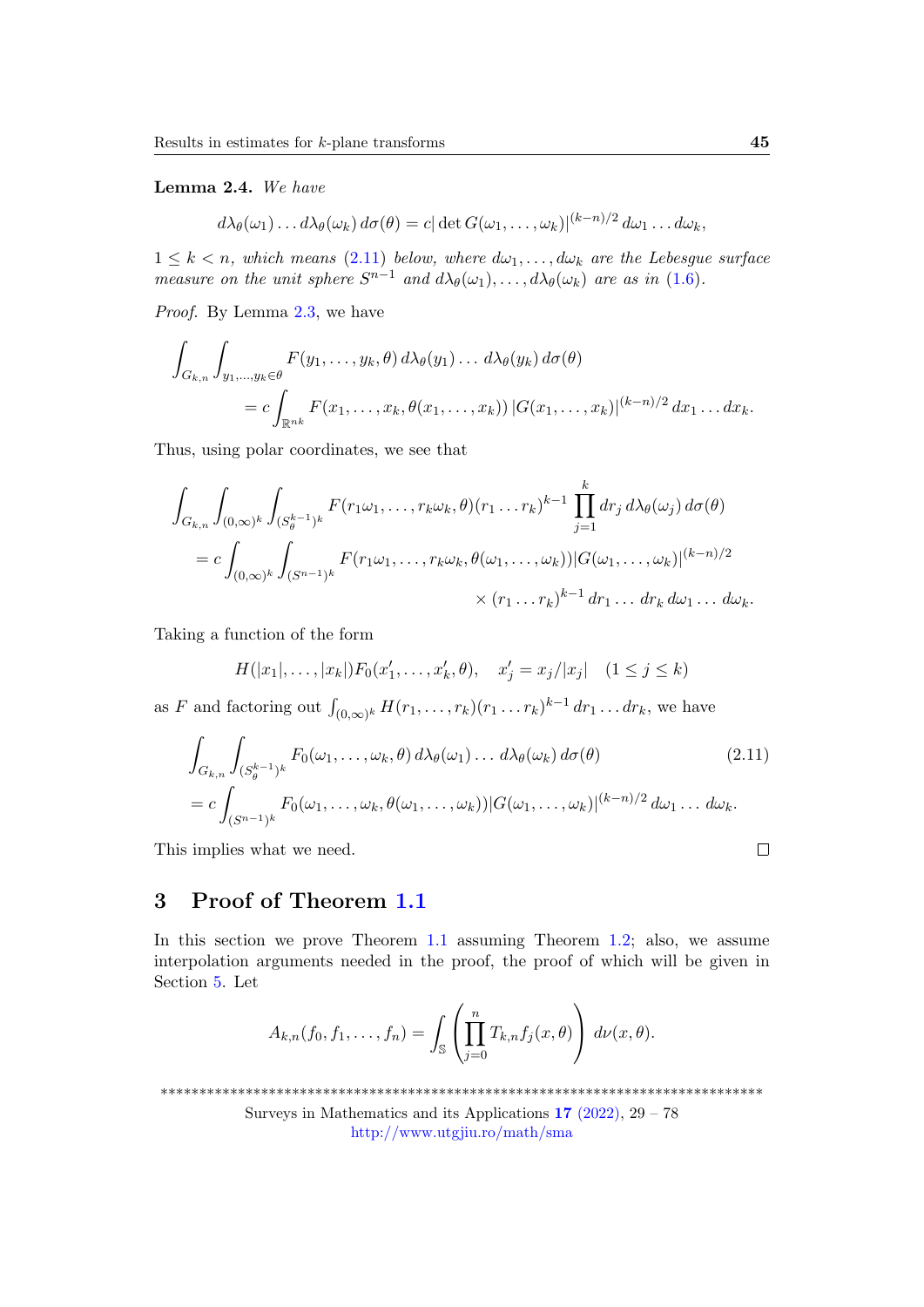**Lemma 2.4.** *We have*

$$d\lambda_\theta(\omega_1)\dots d\lambda_\theta(\omega_k)\, d\sigma(\theta) = c|\det G(\omega_1,\dots,\omega_k)|^{(k-n)/2}\, d\omega_1\dots d\omega_k,$$

*$1 \le k < n$, which means (2.11) below, where $d\omega_1,\dots,d\omega_k$ are the Lebesgue surface measure on the unit sphere $S^{n-1}$ and $d\lambda_\theta(\omega_1),\dots,d\lambda_\theta(\omega_k)$ are as in (1.6).*

*Proof.* By Lemma 2.3, we have

$$\begin{aligned}
\int_{G_{k,n}} \int_{y_1,\dots,y_k\in\theta} & F(y_1,\dots,y_k,\theta)\, d\lambda_\theta(y_1)\dots d\lambda_\theta(y_k)\, d\sigma(\theta) \\
&= c\int_{\mathbb{R}^{nk}} F(x_1,\dots,x_k,\theta(x_1,\dots,x_k))\, |G(x_1,\dots,x_k)|^{(k-n)/2}\, dx_1\dots dx_k.
\end{aligned}$$

Thus, using polar coordinates, we see that

$$\begin{aligned}
\int_{G_{k,n}} \int_{(0,\infty)^k} \int_{(S_\theta^{k-1})^k} & F(r_1\omega_1,\dots,r_k\omega_k,\theta)(r_1\dots r_k)^{k-1} \prod_{j=1}^k dr_j\, d\lambda_\theta(\omega_j)\, d\sigma(\theta) \\
= c\int_{(0,\infty)^k} \int_{(S^{n-1})^k} & F(r_1\omega_1,\dots,r_k\omega_k,\theta(\omega_1,\dots,\omega_k))|G(\omega_1,\dots,\omega_k)|^{(k-n)/2} \\
& \times (r_1\dots r_k)^{k-1}\, dr_1\dots dr_k\, d\omega_1\dots d\omega_k.
\end{aligned}$$

Taking a function of the form

$$H(|x_1|,\dots,|x_k|)F_0(x_1',\dots,x_k',\theta), \quad x_j' = x_j/|x_j| \quad (1\le j\le k)$$

as $F$ and factoring out $\int_{(0,\infty)^k} H(r_1,\dots,r_k)(r_1\dots r_k)^{k-1}\, dr_1\dots dr_k$, we have

$$\begin{aligned}
\int_{G_{k,n}} \int_{(S_\theta^{k-1})^k} & F_0(\omega_1,\dots,\omega_k,\theta)\, d\lambda_\theta(\omega_1)\dots d\lambda_\theta(\omega_k)\, d\sigma(\theta) \qquad (2.11)\\
= c\int_{(S^{n-1})^k} & F_0(\omega_1,\dots,\omega_k,\theta(\omega_1,\dots,\omega_k))|G(\omega_1,\dots,\omega_k)|^{(k-n)/2}\, d\omega_1\dots d\omega_k.
\end{aligned}$$

This implies what we need. □

## 3 Proof of Theorem 1.1

In this section we prove Theorem 1.1 assuming Theorem 1.2; also, we assume interpolation arguments needed in the proof, the proof of which will be given in Section 5. Let

$$A_{k,n}(f_0,f_1,\dots,f_n) = \int_{\mathbb{S}} \left(\prod_{j=0}^n T_{k,n}f_j(x,\theta)\right)\, d\nu(x,\theta).$$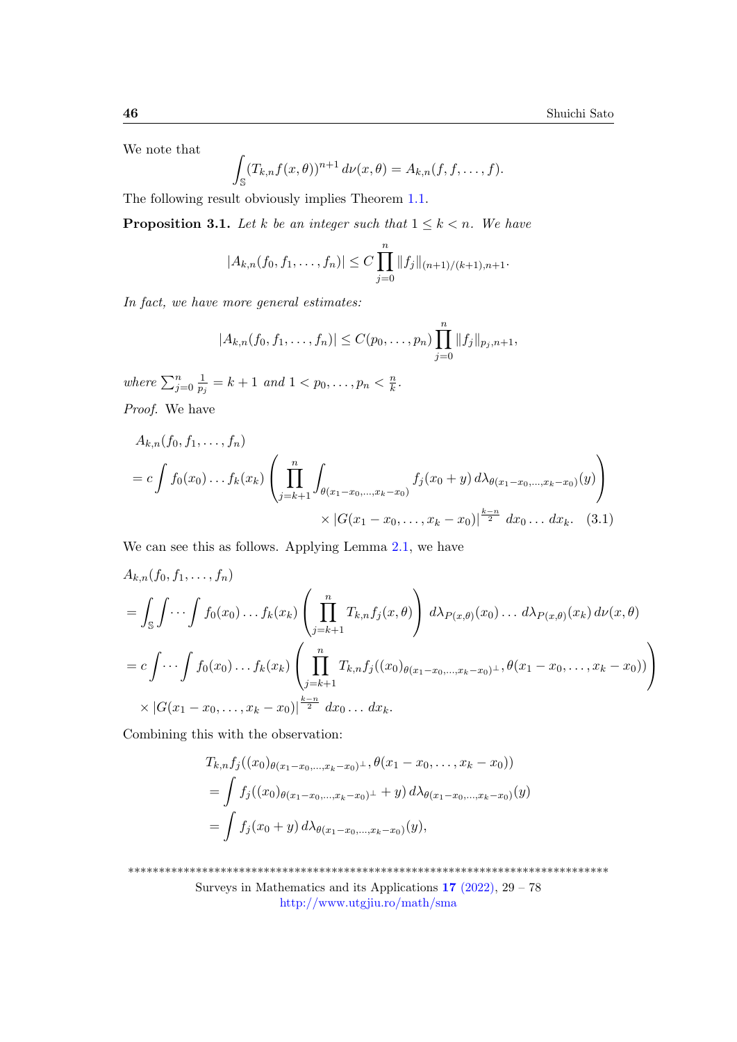We note that

$$\int_{\mathbb{S}} (T_{k,n}f(x,\theta))^{n+1}\, d\nu(x,\theta) = A_{k,n}(f,f,\dots,f).$$

The following result obviously implies Theorem 1.1.

**Proposition 3.1.** *Let $k$ be an integer such that $1 \le k < n$. We have*

$$|A_{k,n}(f_0,f_1,\dots,f_n)| \le C \prod_{j=0}^{n} \|f_j\|_{(n+1)/(k+1),n+1}.$$

*In fact, we have more general estimates:*

$$|A_{k,n}(f_0,f_1,\dots,f_n)| \le C(p_0,\dots,p_n) \prod_{j=0}^{n} \|f_j\|_{p_j,n+1},$$

*where $\sum_{j=0}^{n} \frac{1}{p_j} = k+1$ and $1 < p_0,\dots,p_n < \frac{n}{k}$.*

*Proof.* We have

$$\begin{aligned}
&A_{k,n}(f_0,f_1,\dots,f_n)\\
&= c\int f_0(x_0)\dots f_k(x_k)\left(\prod_{j=k+1}^{n}\int_{\theta(x_1-x_0,\dots,x_k-x_0)} f_j(x_0+y)\,d\lambda_{\theta(x_1-x_0,\dots,x_k-x_0)}(y)\right)\\
&\qquad\qquad\times |G(x_1-x_0,\dots,x_k-x_0)|^{\frac{k-n}{2}}\,dx_0\dots dx_k. \quad (3.1)
\end{aligned}$$

We can see this as follows. Applying Lemma 2.1, we have

$$\begin{aligned}
&A_{k,n}(f_0,f_1,\dots,f_n)\\
&= \int_{\mathbb{S}}\int\cdots\int f_0(x_0)\dots f_k(x_k)\left(\prod_{j=k+1}^{n} T_{k,n}f_j(x,\theta)\right) d\lambda_{P(x,\theta)}(x_0)\dots d\lambda_{P(x,\theta)}(x_k)\,d\nu(x,\theta)\\
&= c\int\cdots\int f_0(x_0)\dots f_k(x_k)\left(\prod_{j=k+1}^{n} T_{k,n}f_j((x_0)_{\theta(x_1-x_0,\dots,x_k-x_0)^\perp},\theta(x_1-x_0,\dots,x_k-x_0))\right)\\
&\quad\times |G(x_1-x_0,\dots,x_k-x_0)|^{\frac{k-n}{2}}\,dx_0\dots dx_k.
\end{aligned}$$

Combining this with the observation:

$$\begin{aligned}
&T_{k,n}f_j((x_0)_{\theta(x_1-x_0,\dots,x_k-x_0)^\perp},\theta(x_1-x_0,\dots,x_k-x_0))\\
&= \int f_j((x_0)_{\theta(x_1-x_0,\dots,x_k-x_0)^\perp}+y)\,d\lambda_{\theta(x_1-x_0,\dots,x_k-x_0)}(y)\\
&= \int f_j(x_0+y)\,d\lambda_{\theta(x_1-x_0,\dots,x_k-x_0)}(y),
\end{aligned}$$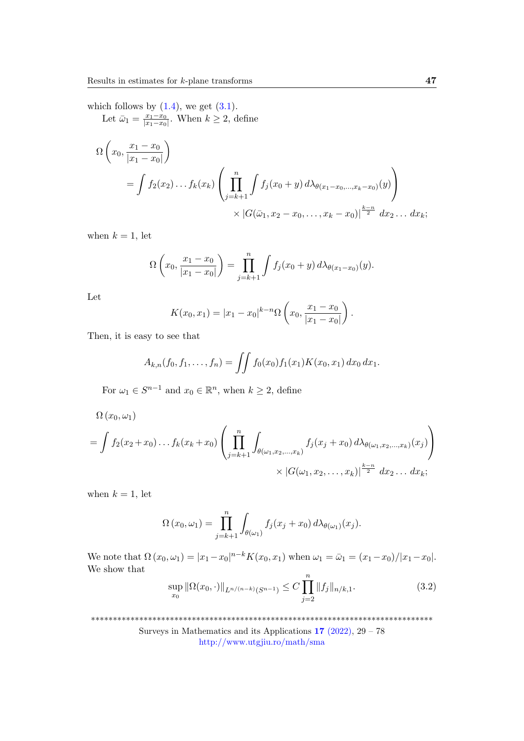which follows by (1.4), we get (3.1).

Let $\bar{\omega}_1 = \frac{x_1 - x_0}{|x_1 - x_0|}$. When $k \geq 2$, define

$$\begin{aligned}
\Omega &\left( x_0, \frac{x_1 - x_0}{|x_1 - x_0|} \right) \\
&= \int f_2(x_2) \dots f_k(x_k) \left( \prod_{j=k+1}^{n} \int f_j(x_0 + y) \, d\lambda_{\theta(x_1 - x_0, \dots, x_k - x_0)}(y) \right) \\
&\qquad \times |G(\bar{\omega}_1, x_2 - x_0, \dots, x_k - x_0)|^{\frac{k-n}{2}} \, dx_2 \dots dx_k;
\end{aligned}$$

when $k = 1$, let

$$\Omega \left( x_0, \frac{x_1 - x_0}{|x_1 - x_0|} \right) = \prod_{j=k+1}^{n} \int f_j(x_0 + y) \, d\lambda_{\theta(x_1 - x_0)}(y).$$

Let

$$K(x_0, x_1) = |x_1 - x_0|^{k-n} \Omega \left( x_0, \frac{x_1 - x_0}{|x_1 - x_0|} \right).$$

Then, it is easy to see that

$$A_{k,n}(f_0, f_1, \dots, f_n) = \iint f_0(x_0) f_1(x_1) K(x_0, x_1) \, dx_0 \, dx_1.$$

For $\omega_1 \in S^{n-1}$ and $x_0 \in \mathbb{R}^n$, when $k \geq 2$, define

$$\begin{aligned}
&\Omega(x_0, \omega_1) \\
&= \int f_2(x_2 + x_0) \dots f_k(x_k + x_0) \left( \prod_{j=k+1}^{n} \int_{\theta(\omega_1, x_2, \dots, x_k)} f_j(x_j + x_0) \, d\lambda_{\theta(\omega_1, x_2, \dots, x_k)}(x_j) \right) \\
&\qquad \times |G(\omega_1, x_2, \dots, x_k)|^{\frac{k-n}{2}} \, dx_2 \dots dx_k;
\end{aligned}$$

when $k = 1$, let

$$\Omega(x_0, \omega_1) = \prod_{j=k+1}^{n} \int_{\theta(\omega_1)} f_j(x_j + x_0) \, d\lambda_{\theta(\omega_1)}(x_j).$$

We note that $\Omega(x_0, \omega_1) = |x_1 - x_0|^{n-k} K(x_0, x_1)$ when $\omega_1 = \bar{\omega}_1 = (x_1 - x_0)/|x_1 - x_0|$. We show that

$$\sup_{x_0} \|\Omega(x_0, \cdot)\|_{L^{n/(n-k)}(S^{n-1})} \leq C \prod_{j=2}^{n} \|f_j\|_{n/k,1}. \tag{3.2}$$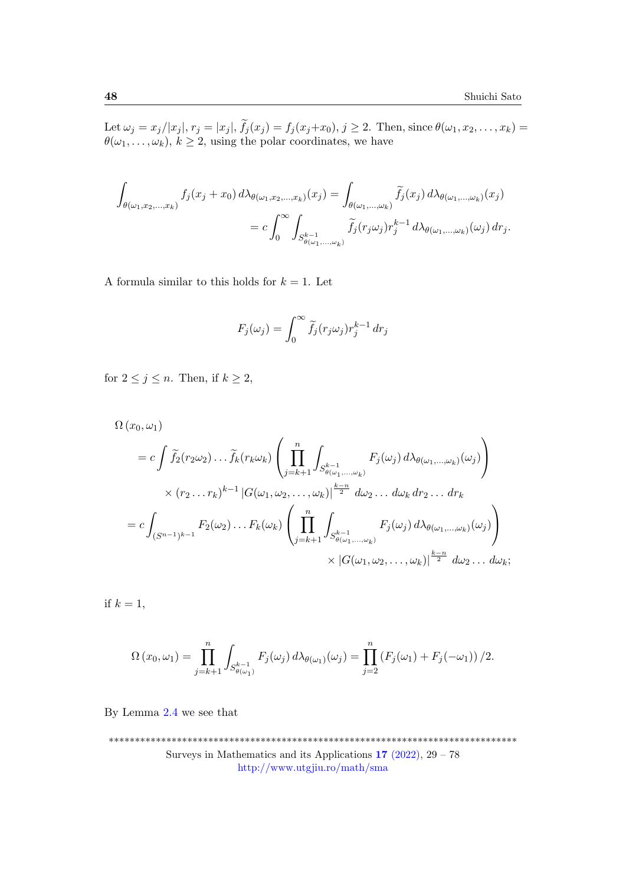Let $\omega_j = x_j/|x_j|$, $r_j = |x_j|$, $\widetilde{f}_j(x_j) = f_j(x_j+x_0)$, $j \geq 2$. Then, since $\theta(\omega_1, x_2, \dots, x_k) = \theta(\omega_1, \dots, \omega_k)$, $k \geq 2$, using the polar coordinates, we have

$$\int_{\theta(\omega_1,x_2,\dots,x_k)} f_j(x_j + x_0)\, d\lambda_{\theta(\omega_1,x_2,\dots,x_k)}(x_j) = \int_{\theta(\omega_1,\dots,\omega_k)} \widetilde{f}_j(x_j)\, d\lambda_{\theta(\omega_1,\dots,\omega_k)}(x_j)$$
$$= c\int_0^\infty \int_{S^{k-1}_{\theta(\omega_1,\dots,\omega_k)}} \widetilde{f}_j(r_j\omega_j) r_j^{k-1}\, d\lambda_{\theta(\omega_1,\dots,\omega_k)}(\omega_j)\, dr_j.$$

A formula similar to this holds for $k = 1$. Let

$$F_j(\omega_j) = \int_0^\infty \widetilde{f}_j(r_j\omega_j) r_j^{k-1}\, dr_j$$

for $2 \leq j \leq n$. Then, if $k \geq 2$,

$$\begin{aligned}
&\Omega\left(x_0, \omega_1\right) \\
&\quad = c\int \widetilde{f}_2(r_2\omega_2)\dots \widetilde{f}_k(r_k\omega_k) \left( \prod_{j=k+1}^{n} \int_{S^{k-1}_{\theta(\omega_1,\dots,\omega_k)}} F_j(\omega_j)\, d\lambda_{\theta(\omega_1,\dots,\omega_k)}(\omega_j) \right) \\
&\qquad \times (r_2 \dots r_k)^{k-1} \left|G(\omega_1, \omega_2, \dots, \omega_k)\right|^{\frac{k-n}{2}}\, d\omega_2 \dots d\omega_k\, dr_2 \dots dr_k \\
&\quad = c\int_{(S^{n-1})^{k-1}} F_2(\omega_2)\dots F_k(\omega_k) \left( \prod_{j=k+1}^{n} \int_{S^{k-1}_{\theta(\omega_1,\dots,\omega_k)}} F_j(\omega_j)\, d\lambda_{\theta(\omega_1,\dots,\omega_k)}(\omega_j) \right) \\
&\qquad \times \left|G(\omega_1, \omega_2, \dots, \omega_k)\right|^{\frac{k-n}{2}}\, d\omega_2 \dots d\omega_k;
\end{aligned}$$

if $k = 1$,

$$\Omega\left(x_0, \omega_1\right) = \prod_{j=k+1}^{n} \int_{S^{k-1}_{\theta(\omega_1)}} F_j(\omega_j)\, d\lambda_{\theta(\omega_1)}(\omega_j) = \prod_{j=2}^{n} \left(F_j(\omega_1) + F_j(-\omega_1)\right)/2.$$

By Lemma 2.4 we see that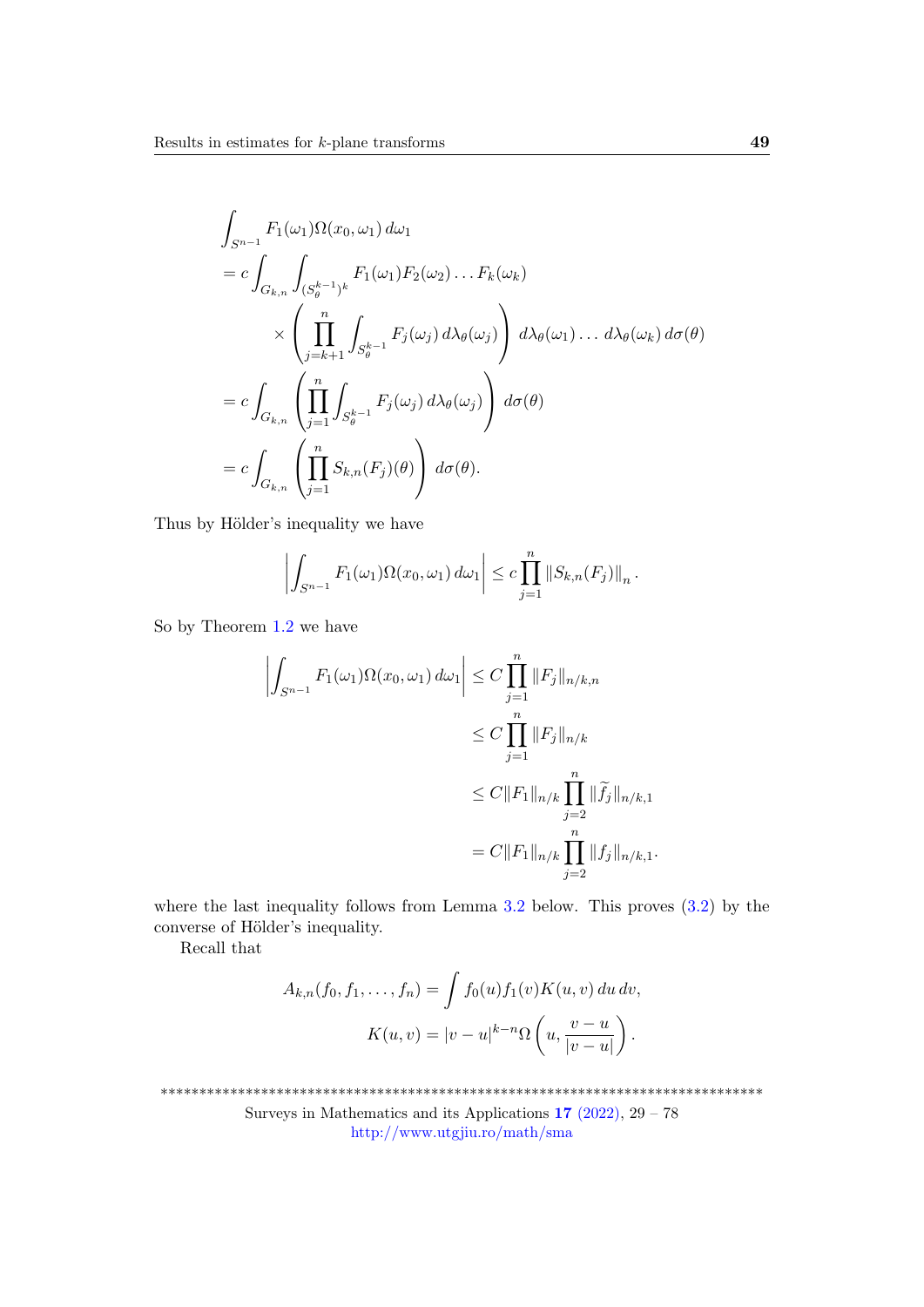$$
\begin{aligned}
&\int_{S^{n-1}} F_1(\omega_1)\Omega(x_0,\omega_1)\,d\omega_1 \\
&= c\int_{G_{k,n}}\int_{(S_\theta^{k-1})^k} F_1(\omega_1)F_2(\omega_2)\dots F_k(\omega_k) \\
&\qquad \times \left(\prod_{j=k+1}^{n}\int_{S_\theta^{k-1}} F_j(\omega_j)\,d\lambda_\theta(\omega_j)\right)\,d\lambda_\theta(\omega_1)\dots d\lambda_\theta(\omega_k)\,d\sigma(\theta) \\
&= c\int_{G_{k,n}}\left(\prod_{j=1}^{n}\int_{S_\theta^{k-1}} F_j(\omega_j)\,d\lambda_\theta(\omega_j)\right)\,d\sigma(\theta) \\
&= c\int_{G_{k,n}}\left(\prod_{j=1}^{n} S_{k,n}(F_j)(\theta)\right)\,d\sigma(\theta).
\end{aligned}
$$

Thus by Hölder's inequality we have

$$
\left|\int_{S^{n-1}} F_1(\omega_1)\Omega(x_0,\omega_1)\,d\omega_1\right| \le c\prod_{j=1}^{n}\left\|S_{k,n}(F_j)\right\|_n.
$$

So by Theorem 1.2 we have

$$
\begin{aligned}
\left|\int_{S^{n-1}} F_1(\omega_1)\Omega(x_0,\omega_1)\,d\omega_1\right| &\le C\prod_{j=1}^{n}\|F_j\|_{n/k,n} \\
&\le C\prod_{j=1}^{n}\|F_j\|_{n/k} \\
&\le C\|F_1\|_{n/k}\prod_{j=2}^{n}\|\widetilde{f}_j\|_{n/k,1} \\
&= C\|F_1\|_{n/k}\prod_{j=2}^{n}\|f_j\|_{n/k,1}.
\end{aligned}
$$

where the last inequality follows from Lemma 3.2 below. This proves (3.2) by the converse of Hölder's inequality.

Recall that

$$
A_{k,n}(f_0,f_1,\dots,f_n) = \int f_0(u)f_1(v)K(u,v)\,du\,dv,
$$

$$
K(u,v) = |v-u|^{k-n}\Omega\left(u,\frac{v-u}{|v-u|}\right).
$$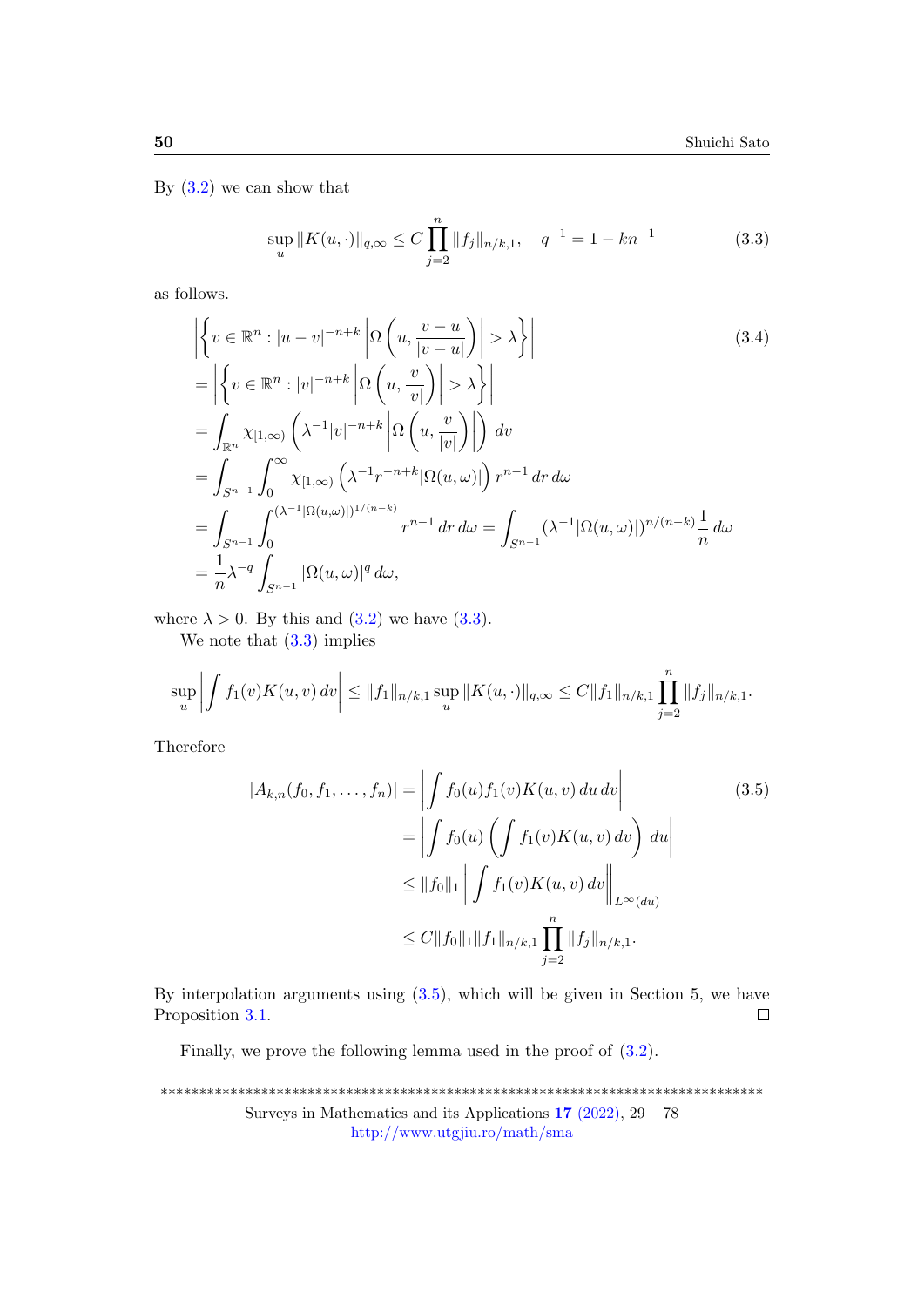By (3.2) we can show that

$$\sup_u \|K(u,\cdot)\|_{q,\infty} \le C \prod_{j=2}^{n} \|f_j\|_{n/k,1}, \quad q^{-1} = 1 - kn^{-1} \tag{3.3}$$

as follows.

$$\begin{aligned}
&\left|\left\{ v \in \mathbb{R}^n : |u-v|^{-n+k} \left|\Omega\left(u, \frac{v-u}{|v-u|}\right)\right| > \lambda \right\}\right| \\
&= \left|\left\{ v \in \mathbb{R}^n : |v|^{-n+k} \left|\Omega\left(u, \frac{v}{|v|}\right)\right| > \lambda \right\}\right| \\
&= \int_{\mathbb{R}^n} \chi_{[1,\infty)}\left(\lambda^{-1}|v|^{-n+k}\left|\Omega\left(u,\frac{v}{|v|}\right)\right|\right) dv \\
&= \int_{S^{n-1}} \int_0^\infty \chi_{[1,\infty)}\left(\lambda^{-1} r^{-n+k} |\Omega(u,\omega)|\right) r^{n-1}\, dr\, d\omega \\
&= \int_{S^{n-1}} \int_0^{(\lambda^{-1}|\Omega(u,\omega)|)^{1/(n-k)}} r^{n-1}\, dr\, d\omega = \int_{S^{n-1}} (\lambda^{-1}|\Omega(u,\omega)|)^{n/(n-k)} \frac{1}{n}\, d\omega \\
&= \frac{1}{n}\lambda^{-q} \int_{S^{n-1}} |\Omega(u,\omega)|^q\, d\omega,
\end{aligned} \tag{3.4}$$

where $\lambda > 0$. By this and (3.2) we have (3.3).

We note that (3.3) implies

$$\sup_u \left| \int f_1(v) K(u,v)\, dv \right| \le \|f_1\|_{n/k,1} \sup_u \|K(u,\cdot)\|_{q,\infty} \le C \|f_1\|_{n/k,1} \prod_{j=2}^{n} \|f_j\|_{n/k,1}.$$

Therefore

$$\begin{aligned}
|A_{k,n}(f_0, f_1, \dots, f_n)| &= \left| \int f_0(u) f_1(v) K(u,v)\, du\, dv \right| \\
&= \left| \int f_0(u) \left( \int f_1(v) K(u,v)\, dv \right) du \right| \\
&\le \|f_0\|_1 \left\| \int f_1(v) K(u,v)\, dv \right\|_{L^\infty(du)} \\
&\le C \|f_0\|_1 \|f_1\|_{n/k,1} \prod_{j=2}^{n} \|f_j\|_{n/k,1}.
\end{aligned} \tag{3.5}$$

By interpolation arguments using (3.5), which will be given in Section 5, we have Proposition 3.1. □

Finally, we prove the following lemma used in the proof of (3.2).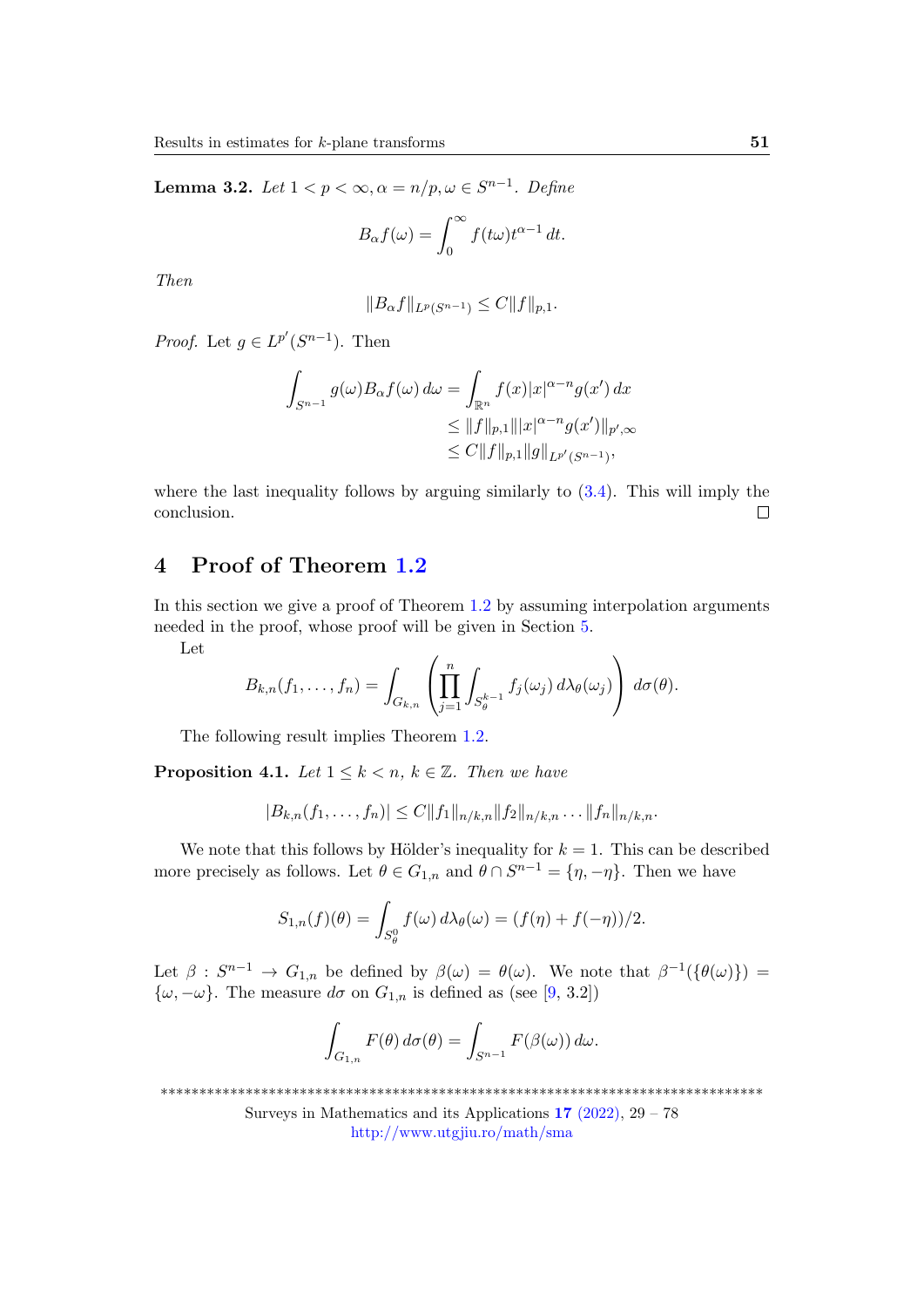**Lemma 3.2.** *Let $1 < p < \infty, \alpha = n/p, \omega \in S^{n-1}$. Define*

$$B_\alpha f(\omega) = \int_0^\infty f(t\omega) t^{\alpha - 1}\, dt.$$

*Then*

$$\|B_\alpha f\|_{L^p(S^{n-1})} \leq C\|f\|_{p,1}.$$

*Proof.* Let $g \in L^{p'}(S^{n-1})$. Then

$$\begin{aligned}
\int_{S^{n-1}} g(\omega) B_\alpha f(\omega)\, d\omega &= \int_{\mathbb{R}^n} f(x)|x|^{\alpha-n} g(x')\, dx \\
&\leq \|f\|_{p,1} \| |x|^{\alpha-n} g(x')\|_{p',\infty} \\
&\leq C\|f\|_{p,1}\|g\|_{L^{p'}(S^{n-1})},
\end{aligned}$$

where the last inequality follows by arguing similarly to (3.4). This will imply the conclusion. $\square$

## 4 Proof of Theorem 1.2

In this section we give a proof of Theorem 1.2 by assuming interpolation arguments needed in the proof, whose proof will be given in Section 5.

Let

$$B_{k,n}(f_1, \ldots, f_n) = \int_{G_{k,n}} \left( \prod_{j=1}^n \int_{S_\theta^{k-1}} f_j(\omega_j)\, d\lambda_\theta(\omega_j) \right) d\sigma(\theta).$$

The following result implies Theorem 1.2.

**Proposition 4.1.** *Let $1 \leq k < n$, $k \in \mathbb{Z}$. Then we have*

$$|B_{k,n}(f_1, \ldots, f_n)| \leq C\|f_1\|_{n/k,n}\|f_2\|_{n/k,n} \ldots \|f_n\|_{n/k,n}.$$

We note that this follows by Hölder's inequality for $k = 1$. This can be described more precisely as follows. Let $\theta \in G_{1,n}$ and $\theta \cap S^{n-1} = \{\eta, -\eta\}$. Then we have

$$S_{1,n}(f)(\theta) = \int_{S_\theta^0} f(\omega)\, d\lambda_\theta(\omega) = (f(\eta) + f(-\eta))/2.$$

Let $\beta : S^{n-1} \to G_{1,n}$ be defined by $\beta(\omega) = \theta(\omega)$. We note that $\beta^{-1}(\{\theta(\omega)\}) = \{\omega, -\omega\}$. The measure $d\sigma$ on $G_{1,n}$ is defined as (see [9, 3.2])

$$\int_{G_{1,n}} F(\theta)\, d\sigma(\theta) = \int_{S^{n-1}} F(\beta(\omega))\, d\omega.$$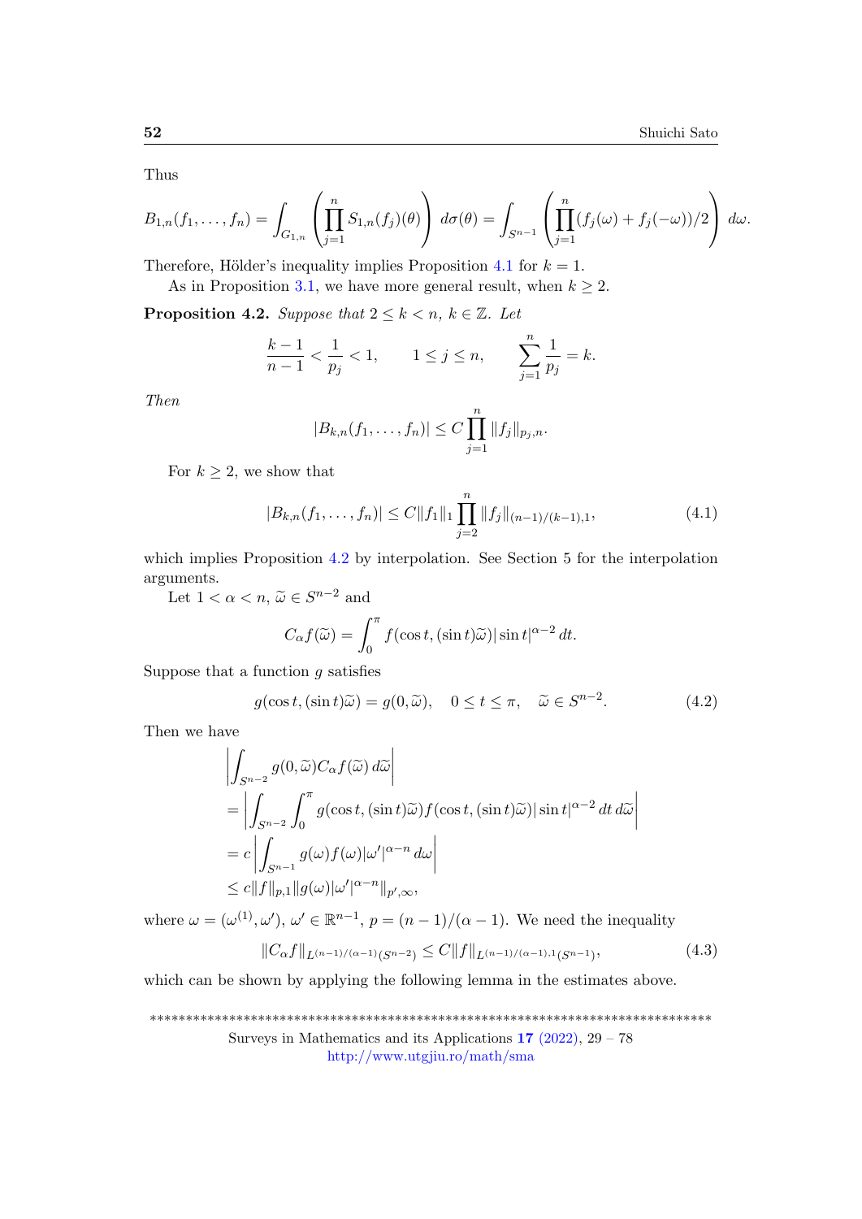Thus

$$B_{1,n}(f_1,\dots,f_n) = \int_{G_{1,n}} \left(\prod_{j=1}^n S_{1,n}(f_j)(\theta)\right) d\sigma(\theta) = \int_{S^{n-1}} \left(\prod_{j=1}^n (f_j(\omega)+f_j(-\omega))/2\right) d\omega.$$

Therefore, Hölder's inequality implies Proposition 4.1 for $k=1$.

As in Proposition 3.1, we have more general result, when $k \geq 2$.

**Proposition 4.2.** *Suppose that $2 \leq k < n$, $k \in \mathbb{Z}$. Let*

$$\frac{k-1}{n-1} < \frac{1}{p_j} < 1, \qquad 1 \leq j \leq n, \qquad \sum_{j=1}^n \frac{1}{p_j} = k.$$

*Then*

$$|B_{k,n}(f_1,\dots,f_n)| \leq C \prod_{j=1}^n \|f_j\|_{p_j,n}.$$

For $k \geq 2$, we show that

$$|B_{k,n}(f_1,\dots,f_n)| \leq C\|f_1\|_1 \prod_{j=2}^n \|f_j\|_{(n-1)/(k-1),1}, \tag{4.1}$$

which implies Proposition 4.2 by interpolation. See Section 5 for the interpolation arguments.

Let $1 < \alpha < n$, $\widetilde{\omega} \in S^{n-2}$ and

$$C_\alpha f(\widetilde{\omega}) = \int_0^\pi f(\cos t, (\sin t)\widetilde{\omega})|\sin t|^{\alpha-2}\, dt.$$

Suppose that a function $g$ satisfies

$$g(\cos t, (\sin t)\widetilde{\omega}) = g(0,\widetilde{\omega}), \quad 0 \leq t \leq \pi, \quad \widetilde{\omega} \in S^{n-2}. \tag{4.2}$$

Then we have

$$\begin{aligned}
&\left|\int_{S^{n-2}} g(0,\widetilde{\omega}) C_\alpha f(\widetilde{\omega})\, d\widetilde{\omega}\right| \\
&= \left|\int_{S^{n-2}} \int_0^\pi g(\cos t, (\sin t)\widetilde{\omega}) f(\cos t, (\sin t)\widetilde{\omega})|\sin t|^{\alpha-2}\, dt\, d\widetilde{\omega}\right| \\
&= c\left|\int_{S^{n-1}} g(\omega) f(\omega)|\omega'|^{\alpha-n}\, d\omega\right| \\
&\leq c\|f\|_{p,1}\|g(\omega)|\omega'|^{\alpha-n}\|_{p',\infty},
\end{aligned}$$

where $\omega = (\omega^{(1)}, \omega')$, $\omega' \in \mathbb{R}^{n-1}$, $p = (n-1)/(\alpha-1)$. We need the inequality

$$\|C_\alpha f\|_{L^{(n-1)/(\alpha-1)}(S^{n-2})} \leq C\|f\|_{L^{(n-1)/(\alpha-1),1}(S^{n-1})}, \tag{4.3}$$

which can be shown by applying the following lemma in the estimates above.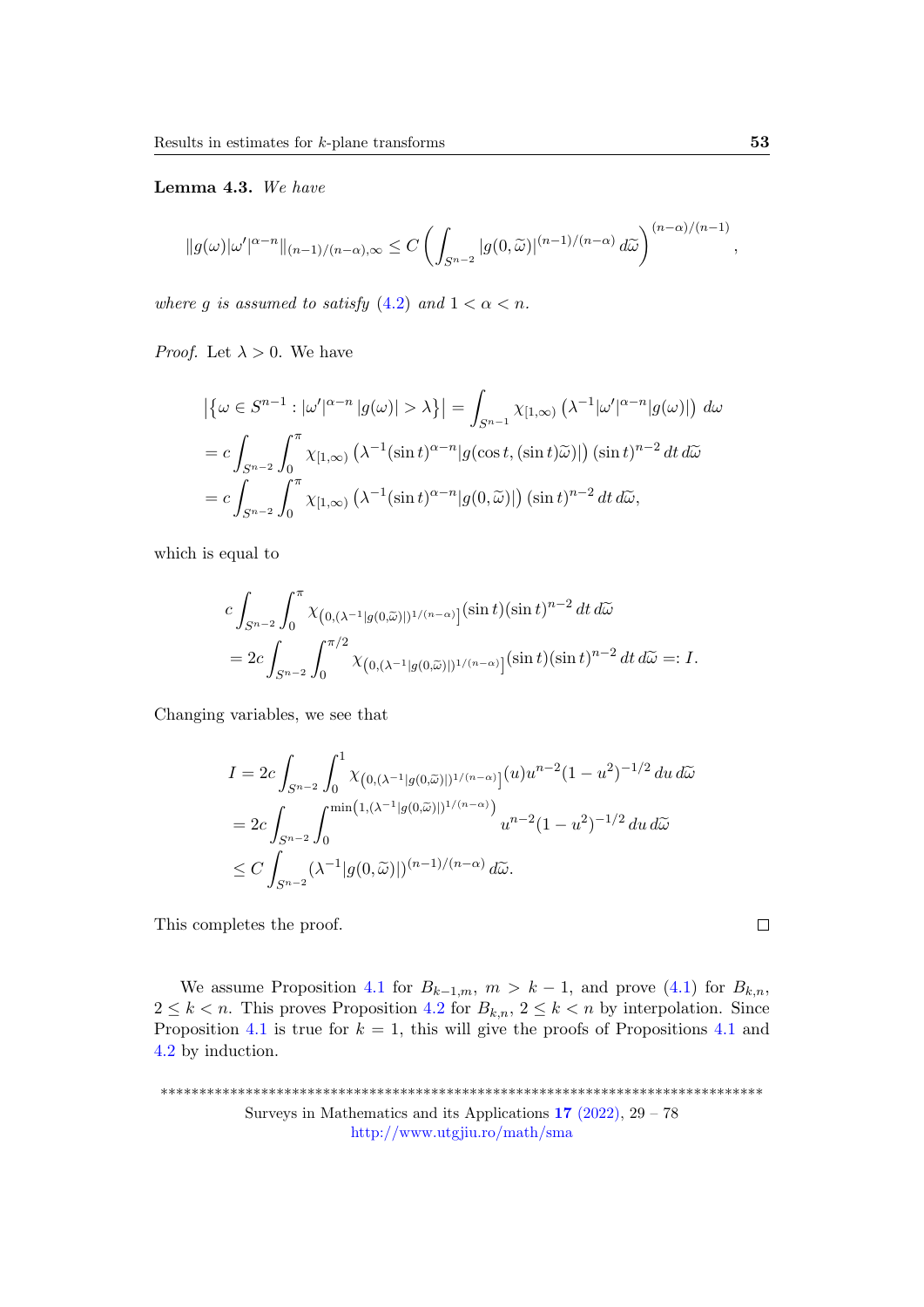**Lemma 4.3.** *We have*

$$\|g(\omega)|\omega'|^{\alpha-n}\|_{(n-1)/(n-\alpha),\infty} \leq C\left(\int_{S^{n-2}} |g(0,\widetilde{\omega})|^{(n-1)/(n-\alpha)}\, d\widetilde{\omega}\right)^{(n-\alpha)/(n-1)},$$

*where $g$ is assumed to satisfy (4.2) and $1 < \alpha < n$.*

*Proof.* Let $\lambda > 0$. We have

$$\begin{aligned}
&\left|\left\{\omega \in S^{n-1} : |\omega'|^{\alpha-n}\,|g(\omega)| > \lambda\right\}\right| = \int_{S^{n-1}} \chi_{[1,\infty)}\left(\lambda^{-1}|\omega'|^{\alpha-n}|g(\omega)|\right)\, d\omega \\
&= c\int_{S^{n-2}}\int_0^\pi \chi_{[1,\infty)}\left(\lambda^{-1}(\sin t)^{\alpha-n}|g(\cos t, (\sin t)\widetilde{\omega})|\right)(\sin t)^{n-2}\, dt\, d\widetilde{\omega} \\
&= c\int_{S^{n-2}}\int_0^\pi \chi_{[1,\infty)}\left(\lambda^{-1}(\sin t)^{\alpha-n}|g(0,\widetilde{\omega})|\right)(\sin t)^{n-2}\, dt\, d\widetilde{\omega},
\end{aligned}$$

which is equal to

$$\begin{aligned}
&c\int_{S^{n-2}}\int_0^\pi \chi_{\left(0,(\lambda^{-1}|g(0,\widetilde{\omega})|)^{1/(n-\alpha)}\right]}(\sin t)(\sin t)^{n-2}\, dt\, d\widetilde{\omega} \\
&= 2c\int_{S^{n-2}}\int_0^{\pi/2} \chi_{\left(0,(\lambda^{-1}|g(0,\widetilde{\omega})|)^{1/(n-\alpha)}\right]}(\sin t)(\sin t)^{n-2}\, dt\, d\widetilde{\omega} =: I.
\end{aligned}$$

Changing variables, we see that

$$\begin{aligned}
I &= 2c\int_{S^{n-2}}\int_0^1 \chi_{\left(0,(\lambda^{-1}|g(0,\widetilde{\omega})|)^{1/(n-\alpha)}\right]}(u)u^{n-2}(1-u^2)^{-1/2}\, du\, d\widetilde{\omega} \\
&= 2c\int_{S^{n-2}}\int_0^{\min\left(1,(\lambda^{-1}|g(0,\widetilde{\omega})|)^{1/(n-\alpha)}\right)} u^{n-2}(1-u^2)^{-1/2}\, du\, d\widetilde{\omega} \\
&\leq C\int_{S^{n-2}} (\lambda^{-1}|g(0,\widetilde{\omega})|)^{(n-1)/(n-\alpha)}\, d\widetilde{\omega}.
\end{aligned}$$

This completes the proof. $\square$

We assume Proposition 4.1 for $B_{k-1,m}$, $m > k-1$, and prove (4.1) for $B_{k,n}$, $2 \leq k < n$. This proves Proposition 4.2 for $B_{k,n}$, $2 \leq k < n$ by interpolation. Since Proposition 4.1 is true for $k = 1$, this will give the proofs of Propositions 4.1 and 4.2 by induction.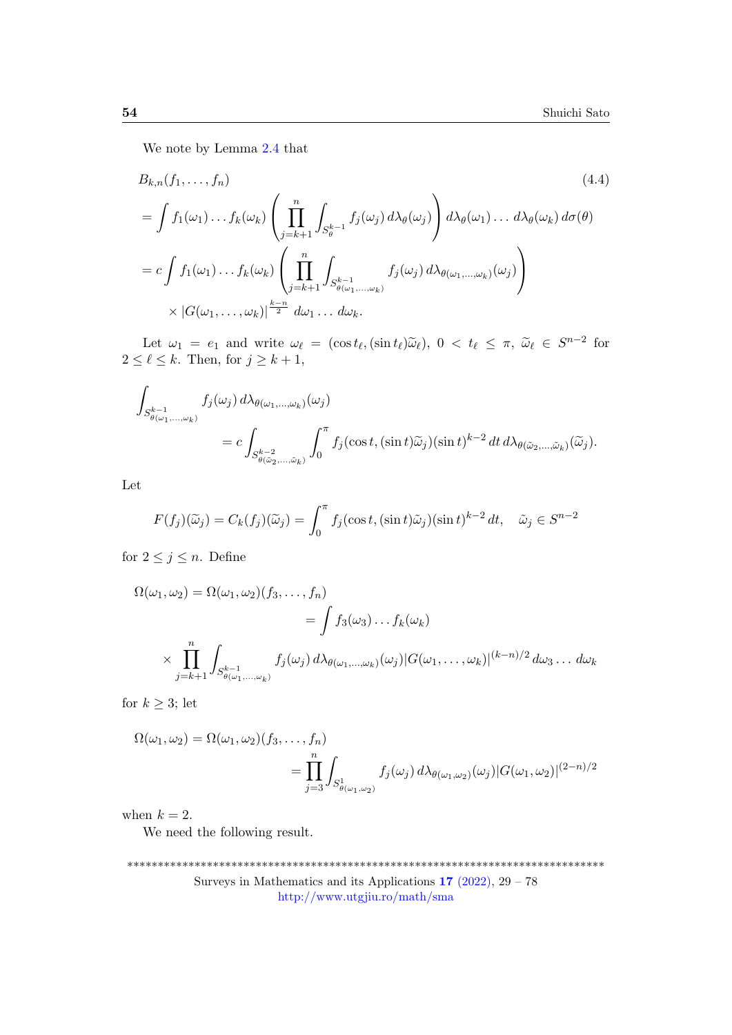We note by Lemma 2.4 that

$$
\begin{aligned}
&B_{k,n}(f_1,\dots,f_n) \qquad (4.4)\\
&= \int f_1(\omega_1)\dots f_k(\omega_k)\left(\prod_{j=k+1}^{n}\int_{S_\theta^{k-1}} f_j(\omega_j)\,d\lambda_\theta(\omega_j)\right) d\lambda_\theta(\omega_1)\dots d\lambda_\theta(\omega_k)\,d\sigma(\theta)\\
&= c\int f_1(\omega_1)\dots f_k(\omega_k)\left(\prod_{j=k+1}^{n}\int_{S^{k-1}_{\theta(\omega_1,\dots,\omega_k)}} f_j(\omega_j)\,d\lambda_{\theta(\omega_1,\dots,\omega_k)}(\omega_j)\right)\\
&\qquad \times |G(\omega_1,\dots,\omega_k)|^{\frac{k-n}{2}}\,d\omega_1\dots d\omega_k.
\end{aligned}
$$

Let $\omega_1 = e_1$ and write $\omega_\ell = (\cos t_\ell, (\sin t_\ell)\widetilde{\omega}_\ell)$, $0 < t_\ell \le \pi$, $\widetilde{\omega}_\ell \in S^{n-2}$ for $2 \le \ell \le k$. Then, for $j \ge k+1$,

$$
\begin{aligned}
&\int_{S^{k-1}_{\theta(\omega_1,\dots,\omega_k)}} f_j(\omega_j)\,d\lambda_{\theta(\omega_1,\dots,\omega_k)}(\omega_j)\\
&\qquad = c\int_{S^{k-2}_{\theta(\widetilde{\omega}_2,\dots,\widetilde{\omega}_k)}}\int_0^\pi f_j(\cos t,(\sin t)\widetilde{\omega}_j)(\sin t)^{k-2}\,dt\,d\lambda_{\theta(\widetilde{\omega}_2,\dots,\widetilde{\omega}_k)}(\widetilde{\omega}_j).
\end{aligned}
$$

Let

$$
F(f_j)(\widetilde{\omega}_j) = C_k(f_j)(\widetilde{\omega}_j) = \int_0^\pi f_j(\cos t,(\sin t)\widetilde{\omega}_j)(\sin t)^{k-2}\,dt, \quad \widetilde{\omega}_j \in S^{n-2}
$$

for $2 \le j \le n$. Define

$$
\begin{aligned}
\Omega(\omega_1,\omega_2) &= \Omega(\omega_1,\omega_2)(f_3,\dots,f_n)\\
&= \int f_3(\omega_3)\dots f_k(\omega_k)\\
&\quad\times \prod_{j=k+1}^{n}\int_{S^{k-1}_{\theta(\omega_1,\dots,\omega_k)}} f_j(\omega_j)\,d\lambda_{\theta(\omega_1,\dots,\omega_k)}(\omega_j)|G(\omega_1,\dots,\omega_k)|^{(k-n)/2}\,d\omega_3\dots d\omega_k
\end{aligned}
$$

for $k \ge 3$; let

$$
\begin{aligned}
\Omega(\omega_1,\omega_2) &= \Omega(\omega_1,\omega_2)(f_3,\dots,f_n)\\
&= \prod_{j=3}^{n}\int_{S^{1}_{\theta(\omega_1,\omega_2)}} f_j(\omega_j)\,d\lambda_{\theta(\omega_1,\omega_2)}(\omega_j)|G(\omega_1,\omega_2)|^{(2-n)/2}
\end{aligned}
$$

when $k = 2$.

We need the following result.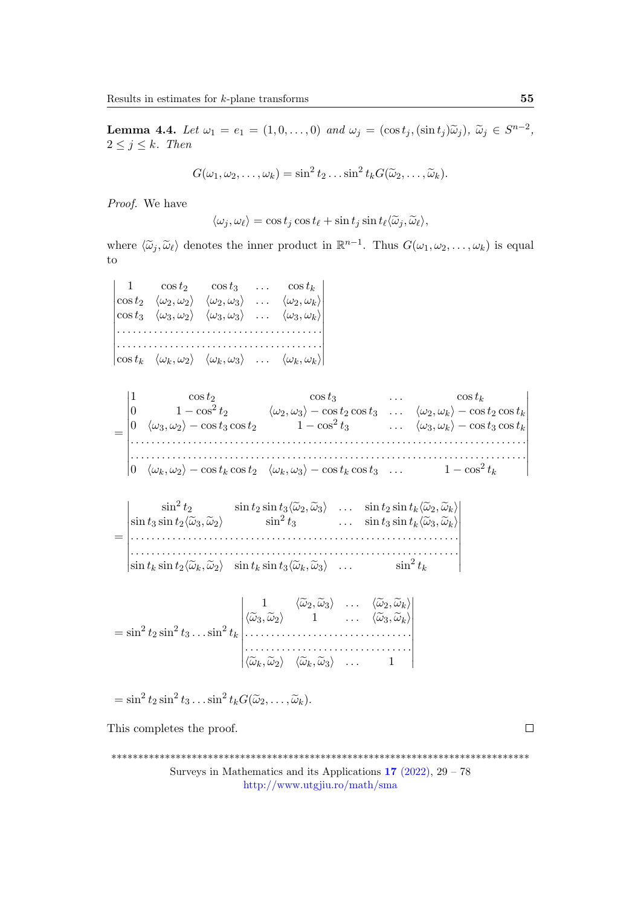**Lemma 4.4.** *Let $\omega_1 = e_1 = (1, 0, \dots, 0)$ and $\omega_j = (\cos t_j, (\sin t_j)\widetilde{\omega}_j)$, $\widetilde{\omega}_j \in S^{n-2}$, $2 \le j \le k$. Then*

$$G(\omega_1, \omega_2, \dots, \omega_k) = \sin^2 t_2 \dots \sin^2 t_k G(\widetilde{\omega}_2, \dots, \widetilde{\omega}_k).$$

*Proof.* We have

$$\langle \omega_j, \omega_\ell \rangle = \cos t_j \cos t_\ell + \sin t_j \sin t_\ell \langle \widetilde{\omega}_j, \widetilde{\omega}_\ell \rangle,$$

where $\langle \widetilde{\omega}_j, \widetilde{\omega}_\ell \rangle$ denotes the inner product in $\mathbb{R}^{n-1}$. Thus $G(\omega_1, \omega_2, \dots, \omega_k)$ is equal to

$$\begin{vmatrix} 1 & \cos t_2 & \cos t_3 & \dots & \cos t_k \\ \cos t_2 & \langle \omega_2, \omega_2 \rangle & \langle \omega_2, \omega_3 \rangle & \dots & \langle \omega_2, \omega_k \rangle \\ \cos t_3 & \langle \omega_3, \omega_2 \rangle & \langle \omega_3, \omega_3 \rangle & \dots & \langle \omega_3, \omega_k \rangle \\ \dots & \dots & \dots & \dots & \dots \\ \dots & \dots & \dots & \dots & \dots \\ \cos t_k & \langle \omega_k, \omega_2 \rangle & \langle \omega_k, \omega_3 \rangle & \dots & \langle \omega_k, \omega_k \rangle \end{vmatrix}$$

$$= \begin{vmatrix} 1 & \cos t_2 & \cos t_3 & \dots & \cos t_k \\ 0 & 1 - \cos^2 t_2 & \langle \omega_2, \omega_3 \rangle - \cos t_2 \cos t_3 & \dots & \langle \omega_2, \omega_k \rangle - \cos t_2 \cos t_k \\ 0 & \langle \omega_3, \omega_2 \rangle - \cos t_3 \cos t_2 & 1 - \cos^2 t_3 & \dots & \langle \omega_3, \omega_k \rangle - \cos t_3 \cos t_k \\ \dots & \dots & \dots & \dots & \dots \\ \dots & \dots & \dots & \dots & \dots \\ 0 & \langle \omega_k, \omega_2 \rangle - \cos t_k \cos t_2 & \langle \omega_k, \omega_3 \rangle - \cos t_k \cos t_3 & \dots & 1 - \cos^2 t_k \end{vmatrix}$$

$$= \begin{vmatrix} \sin^2 t_2 & \sin t_2 \sin t_3 \langle \widetilde{\omega}_2, \widetilde{\omega}_3 \rangle & \dots & \sin t_2 \sin t_k \langle \widetilde{\omega}_2, \widetilde{\omega}_k \rangle \\ \sin t_3 \sin t_2 \langle \widetilde{\omega}_3, \widetilde{\omega}_2 \rangle & \sin^2 t_3 & \dots & \sin t_3 \sin t_k \langle \widetilde{\omega}_3, \widetilde{\omega}_k \rangle \\ \dots & \dots & \dots & \dots \\ \dots & \dots & \dots & \dots \\ \sin t_k \sin t_2 \langle \widetilde{\omega}_k, \widetilde{\omega}_2 \rangle & \sin t_k \sin t_3 \langle \widetilde{\omega}_k, \widetilde{\omega}_3 \rangle & \dots & \sin^2 t_k \end{vmatrix}$$

$$= \sin^2 t_2 \sin^2 t_3 \dots \sin^2 t_k \begin{vmatrix} 1 & \langle \widetilde{\omega}_2, \widetilde{\omega}_3 \rangle & \dots & \langle \widetilde{\omega}_2, \widetilde{\omega}_k \rangle \\ \langle \widetilde{\omega}_3, \widetilde{\omega}_2 \rangle & 1 & \dots & \langle \widetilde{\omega}_3, \widetilde{\omega}_k \rangle \\ \dots & \dots & \dots & \dots \\ \dots & \dots & \dots & \dots \\ \langle \widetilde{\omega}_k, \widetilde{\omega}_2 \rangle & \langle \widetilde{\omega}_k, \widetilde{\omega}_3 \rangle & \dots & 1 \end{vmatrix}$$

$$= \sin^2 t_2 \sin^2 t_3 \dots \sin^2 t_k G(\widetilde{\omega}_2, \dots, \widetilde{\omega}_k).$$

This completes the proof. □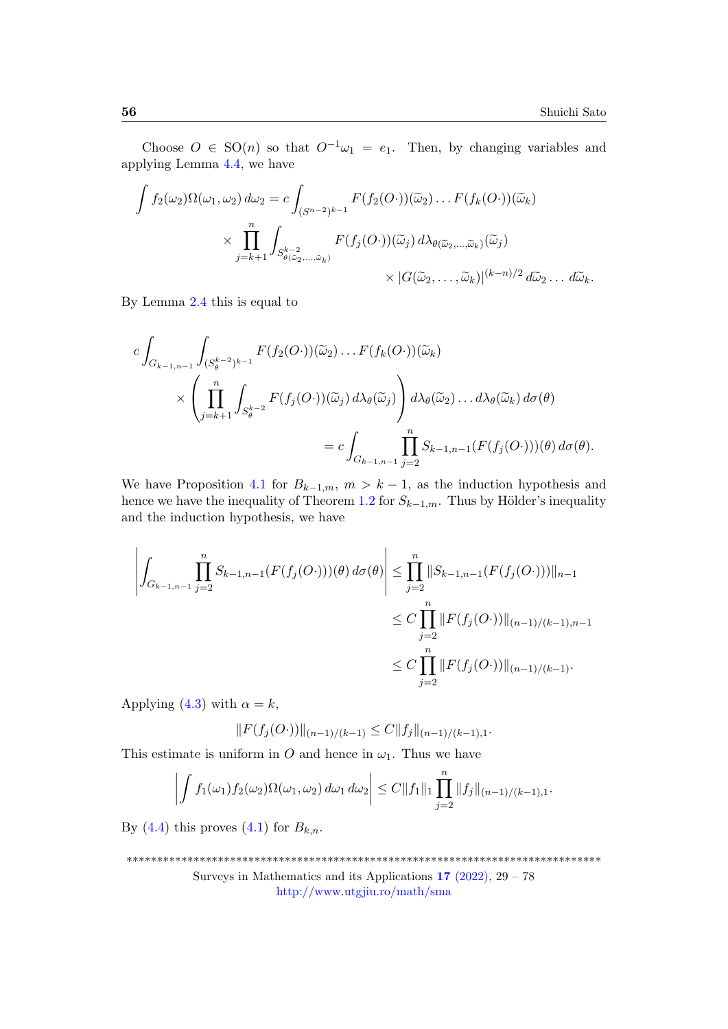Choose $O \in \mathrm{SO}(n)$ so that $O^{-1}\omega_1 = e_1$. Then, by changing variables and applying Lemma 4.4, we have

$$\int f_2(\omega_2)\Omega(\omega_1,\omega_2)\,d\omega_2 = c\int_{(S^{n-2})^{k-1}} F(f_2(O\cdot))(\widetilde{\omega}_2)\dots F(f_k(O\cdot))(\widetilde{\omega}_k)$$
$$\times \prod_{j=k+1}^{n}\int_{S^{k-2}_{\theta(\widetilde{\omega}_2,\dots,\widetilde{\omega}_k)}} F(f_j(O\cdot))(\widetilde{\omega}_j)\,d\lambda_{\theta(\widetilde{\omega}_2,\dots,\widetilde{\omega}_k)}(\widetilde{\omega}_j)$$
$$\times |G(\widetilde{\omega}_2,\dots,\widetilde{\omega}_k)|^{(k-n)/2}\,d\widetilde{\omega}_2\dots d\widetilde{\omega}_k.$$

By Lemma 2.4 this is equal to

$$c\int_{G_{k-1,n-1}}\int_{(S^{k-2}_\theta)^{k-1}} F(f_2(O\cdot))(\widetilde{\omega}_2)\dots F(f_k(O\cdot))(\widetilde{\omega}_k)$$
$$\times\left(\prod_{j=k+1}^{n}\int_{S^{k-2}_\theta} F(f_j(O\cdot))(\widetilde{\omega}_j)\,d\lambda_\theta(\widetilde{\omega}_j)\right)d\lambda_\theta(\widetilde{\omega}_2)\dots d\lambda_\theta(\widetilde{\omega}_k)\,d\sigma(\theta)$$
$$= c\int_{G_{k-1,n-1}}\prod_{j=2}^{n} S_{k-1,n-1}(F(f_j(O\cdot)))(\theta)\,d\sigma(\theta).$$

We have Proposition 4.1 for $B_{k-1,m}$, $m > k-1$, as the induction hypothesis and hence we have the inequality of Theorem 1.2 for $S_{k-1,m}$. Thus by Hölder's inequality and the induction hypothesis, we have

$$\left|\int_{G_{k-1,n-1}}\prod_{j=2}^{n} S_{k-1,n-1}(F(f_j(O\cdot)))(\theta)\,d\sigma(\theta)\right| \le \prod_{j=2}^{n}\|S_{k-1,n-1}(F(f_j(O\cdot)))\|_{n-1}$$
$$\le C\prod_{j=2}^{n}\|F(f_j(O\cdot))\|_{(n-1)/(k-1),n-1}$$
$$\le C\prod_{j=2}^{n}\|F(f_j(O\cdot))\|_{(n-1)/(k-1)}.$$

Applying (4.3) with $\alpha = k$,

$$\|F(f_j(O\cdot))\|_{(n-1)/(k-1)} \le C\|f_j\|_{(n-1)/(k-1),1}.$$

This estimate is uniform in $O$ and hence in $\omega_1$. Thus we have

$$\left|\int f_1(\omega_1)f_2(\omega_2)\Omega(\omega_1,\omega_2)\,d\omega_1\,d\omega_2\right| \le C\|f_1\|_1\prod_{j=2}^{n}\|f_j\|_{(n-1)/(k-1),1}.$$

By (4.4) this proves (4.1) for $B_{k,n}$.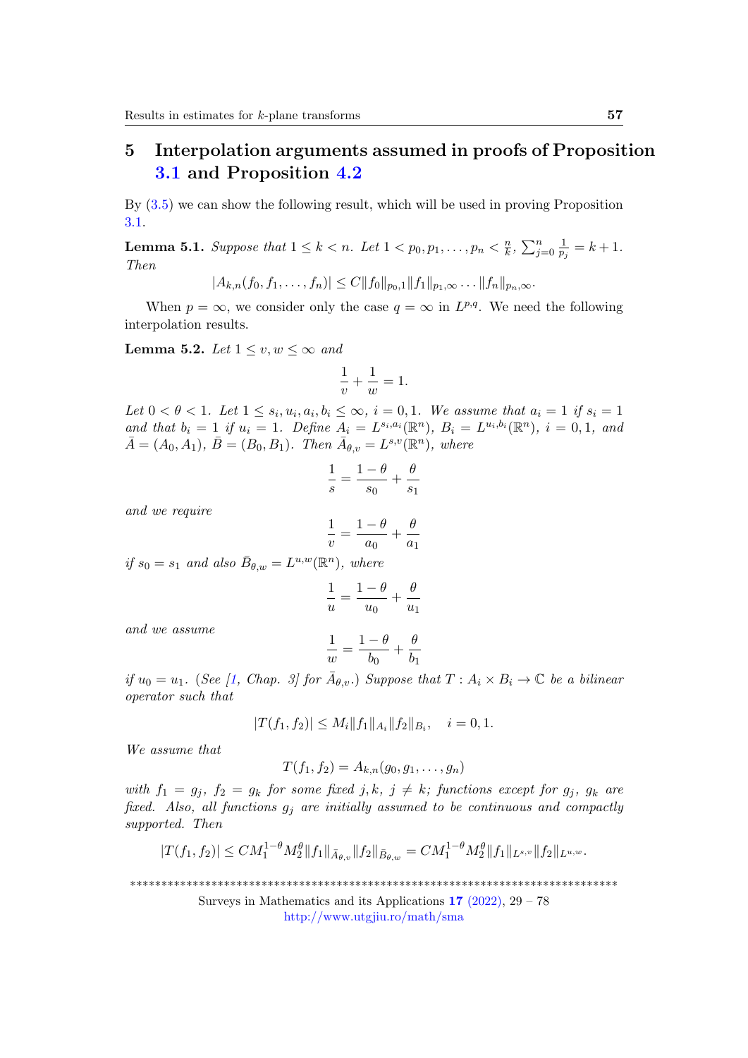## 5 Interpolation arguments assumed in proofs of Proposition 3.1 and Proposition 4.2

By (3.5) we can show the following result, which will be used in proving Proposition 3.1.

**Lemma 5.1.** *Suppose that $1 \le k < n$. Let $1 < p_0, p_1, \ldots, p_n < \frac{n}{k}$, $\sum_{j=0}^{n} \frac{1}{p_j} = k+1$. Then*

$$|A_{k,n}(f_0, f_1, \ldots, f_n)| \le C\|f_0\|_{p_0,1}\|f_1\|_{p_1,\infty} \cdots \|f_n\|_{p_n,\infty}.$$

When $p = \infty$, we consider only the case $q = \infty$ in $L^{p,q}$. We need the following interpolation results.

**Lemma 5.2.** *Let $1 \le v, w \le \infty$ and*

$$\frac{1}{v} + \frac{1}{w} = 1.$$

*Let $0 < \theta < 1$. Let $1 \le s_i, u_i, a_i, b_i \le \infty$, $i = 0, 1$. We assume that $a_i = 1$ if $s_i = 1$ and that $b_i = 1$ if $u_i = 1$. Define $A_i = L^{s_i,a_i}(\mathbb{R}^n)$, $B_i = L^{u_i,b_i}(\mathbb{R}^n)$, $i = 0, 1$, and $\bar{A} = (A_0, A_1)$, $\bar{B} = (B_0, B_1)$. Then $\bar{A}_{\theta,v} = L^{s,v}(\mathbb{R}^n)$, where*

$$\frac{1}{s} = \frac{1-\theta}{s_0} + \frac{\theta}{s_1}$$

*and we require*

$$\frac{1}{v} = \frac{1-\theta}{a_0} + \frac{\theta}{a_1}$$

*if $s_0 = s_1$ and also $\bar{B}_{\theta,w} = L^{u,w}(\mathbb{R}^n)$, where*

$$\frac{1}{u} = \frac{1-\theta}{u_0} + \frac{\theta}{u_1}$$

*and we assume*

$$\frac{1}{w} = \frac{1-\theta}{b_0} + \frac{\theta}{b_1}$$

*if $u_0 = u_1$. (See [1, Chap. 3] for $\bar{A}_{\theta,v}$.) Suppose that $T : A_i \times B_i \to \mathbb{C}$ be a bilinear operator such that*

$$|T(f_1, f_2)| \le M_i\|f_1\|_{A_i}\|f_2\|_{B_i}, \quad i = 0, 1.$$

*We assume that*

$$T(f_1, f_2) = A_{k,n}(g_0, g_1, \ldots, g_n)$$

*with $f_1 = g_j$, $f_2 = g_k$ for some fixed $j, k$, $j \ne k$; functions except for $g_j$, $g_k$ are fixed. Also, all functions $g_j$ are initially assumed to be continuous and compactly supported. Then*

$$|T(f_1, f_2)| \le CM_1^{1-\theta}M_2^{\theta}\|f_1\|_{\bar{A}_{\theta,v}}\|f_2\|_{\bar{B}_{\theta,w}} = CM_1^{1-\theta}M_2^{\theta}\|f_1\|_{L^{s,v}}\|f_2\|_{L^{u,w}}.$$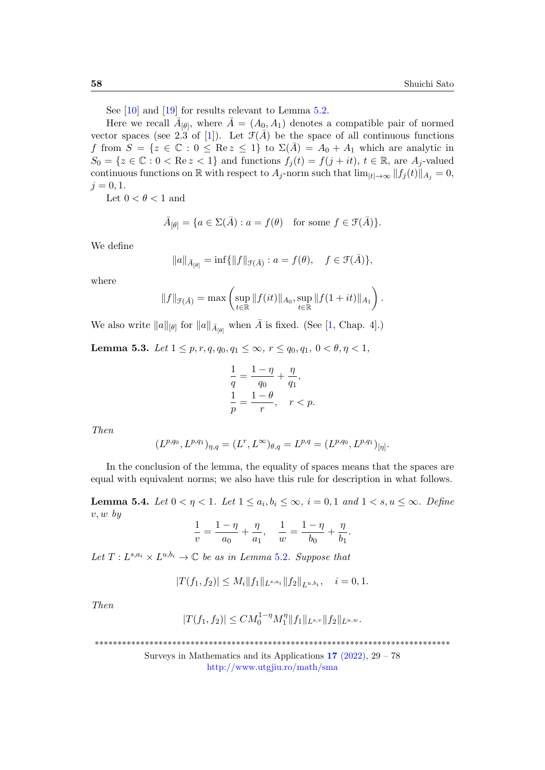See [10] and [19] for results relevant to Lemma 5.2.

Here we recall $\bar{A}_{[\theta]}$, where $\bar{A} = (A_0, A_1)$ denotes a compatible pair of normed vector spaces (see 2.3 of [1]). Let $\mathcal{F}(\bar{A})$ be the space of all continuous functions $f$ from $S = \{z \in \mathbb{C} : 0 \le \operatorname{Re} z \le 1\}$ to $\Sigma(\bar{A}) = A_0 + A_1$ which are analytic in $S_0 = \{z \in \mathbb{C} : 0 < \operatorname{Re} z < 1\}$ and functions $f_j(t) = f(j + it)$, $t \in \mathbb{R}$, are $A_j$-valued continuous functions on $\mathbb{R}$ with respect to $A_j$-norm such that $\lim_{|t|\to\infty} \|f_j(t)\|_{A_j} = 0$, $j = 0, 1$.

Let $0 < \theta < 1$ and

$$\bar{A}_{[\theta]} = \{a \in \Sigma(\bar{A}) : a = f(\theta) \quad \text{for some } f \in \mathcal{F}(\bar{A})\}.$$

We define

$$\|a\|_{\bar{A}_{[\theta]}} = \inf\{\|f\|_{\mathcal{F}(\bar{A})} : a = f(\theta), \quad f \in \mathcal{F}(\bar{A})\},$$

where

$$\|f\|_{\mathcal{F}(\bar{A})} = \max\left(\sup_{t\in\mathbb{R}} \|f(it)\|_{A_0}, \sup_{t\in\mathbb{R}} \|f(1+it)\|_{A_1}\right).$$

We also write $\|a\|_{[\theta]}$ for $\|a\|_{\bar{A}_{[\theta]}}$ when $\bar{A}$ is fixed. (See [1, Chap. 4].)

**Lemma 5.3.** *Let $1 \le p, r, q, q_0, q_1 \le \infty$, $r \le q_0, q_1$, $0 < \theta, \eta < 1$,*

$$\frac{1}{q} = \frac{1-\eta}{q_0} + \frac{\eta}{q_1},$$
$$\frac{1}{p} = \frac{1-\theta}{r}, \quad r < p.$$

*Then*

$$(L^{p,q_0}, L^{p,q_1})_{\eta,q} = (L^r, L^\infty)_{\theta,q} = L^{p,q} = (L^{p,q_0}, L^{p,q_1})_{[\eta]}.$$

In the conclusion of the lemma, the equality of spaces means that the spaces are equal with equivalent norms; we also have this rule for description in what follows.

**Lemma 5.4.** *Let $0 < \eta < 1$. Let $1 \le a_i, b_i \le \infty$, $i = 0, 1$ and $1 < s, u \le \infty$. Define $v, w$ by*

$$\frac{1}{v} = \frac{1-\eta}{a_0} + \frac{\eta}{a_1}, \quad \frac{1}{w} = \frac{1-\eta}{b_0} + \frac{\eta}{b_1}.$$

*Let $T : L^{s,a_i} \times L^{u,b_i} \to \mathbb{C}$ be as in Lemma 5.2. Suppose that*

$$|T(f_1, f_2)| \le M_i \|f_1\|_{L^{s,a_i}} \|f_2\|_{L^{u,b_i}}, \quad i = 0, 1.$$

*Then*

$$|T(f_1, f_2)| \le C M_0^{1-\eta} M_1^{\eta} \|f_1\|_{L^{s,v}} \|f_2\|_{L^{u,w}}.$$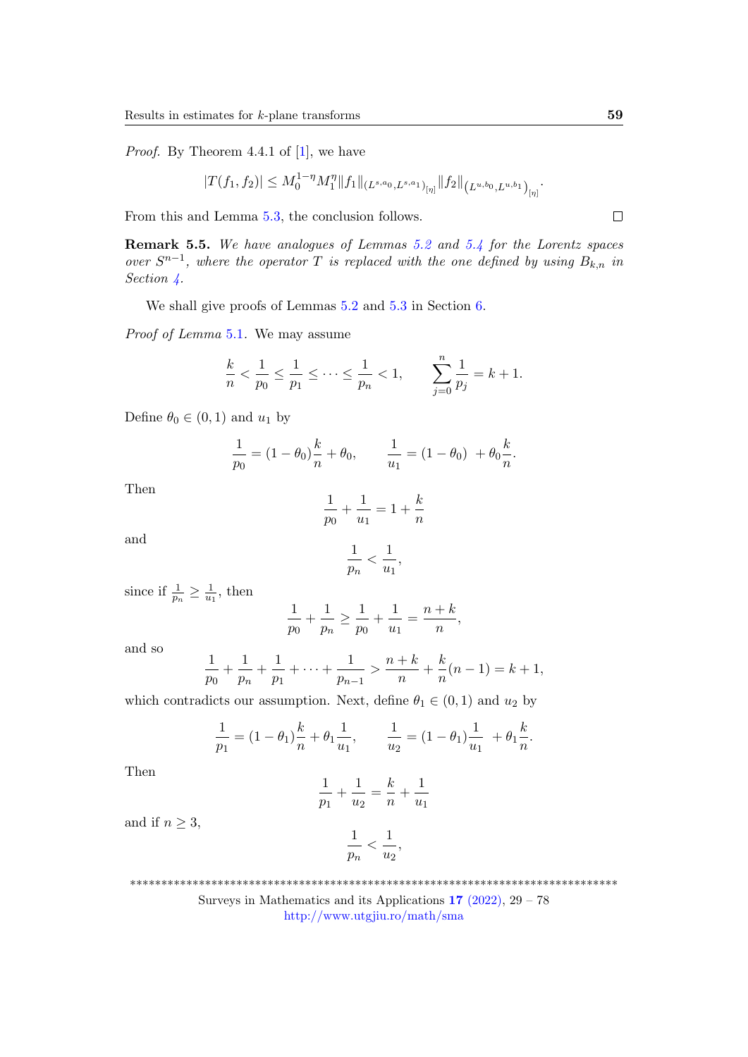*Proof.* By Theorem 4.4.1 of [1], we have

$$|T(f_1,f_2)| \le M_0^{1-\eta} M_1^{\eta} \|f_1\|_{(L^{s,a_0},L^{s,a_1})_{[\eta]}} \|f_2\|_{\left(L^{u,b_0},L^{u,b_1}\right)_{[\eta]}}.$$

From this and Lemma 5.3, the conclusion follows. ◻

**Remark 5.5.** *We have analogues of Lemmas 5.2 and 5.4 for the Lorentz spaces over $S^{n-1}$, where the operator $T$ is replaced with the one defined by using $B_{k,n}$ in Section 4.*

We shall give proofs of Lemmas 5.2 and 5.3 in Section 6.

*Proof of Lemma 5.1.* We may assume

$$\frac{k}{n} < \frac{1}{p_0} \le \frac{1}{p_1} \le \cdots \le \frac{1}{p_n} < 1, \qquad \sum_{j=0}^{n} \frac{1}{p_j} = k+1.$$

Define $\theta_0 \in (0,1)$ and $u_1$ by

$$\frac{1}{p_0} = (1-\theta_0)\frac{k}{n} + \theta_0, \qquad \frac{1}{u_1} = (1-\theta_0) \ + \theta_0 \frac{k}{n}.$$

Then

$$\frac{1}{p_0} + \frac{1}{u_1} = 1 + \frac{k}{n}$$

and

$$\frac{1}{p_n} < \frac{1}{u_1},$$

since if $\frac{1}{p_n} \ge \frac{1}{u_1}$, then

$$\frac{1}{p_0} + \frac{1}{p_n} \ge \frac{1}{p_0} + \frac{1}{u_1} = \frac{n+k}{n},$$

and so

$$\frac{1}{p_0} + \frac{1}{p_n} + \frac{1}{p_1} + \cdots + \frac{1}{p_{n-1}} > \frac{n+k}{n} + \frac{k}{n}(n-1) = k+1,$$

which contradicts our assumption. Next, define $\theta_1 \in (0,1)$ and $u_2$ by

$$\frac{1}{p_1} = (1-\theta_1)\frac{k}{n} + \theta_1 \frac{1}{u_1}, \qquad \frac{1}{u_2} = (1-\theta_1)\frac{1}{u_1} \ + \theta_1 \frac{k}{n}.$$

Then

$$\frac{1}{p_1} + \frac{1}{u_2} = \frac{k}{n} + \frac{1}{u_1}$$

and if $n \ge 3$,

$$\frac{1}{p_n} < \frac{1}{u_2},$$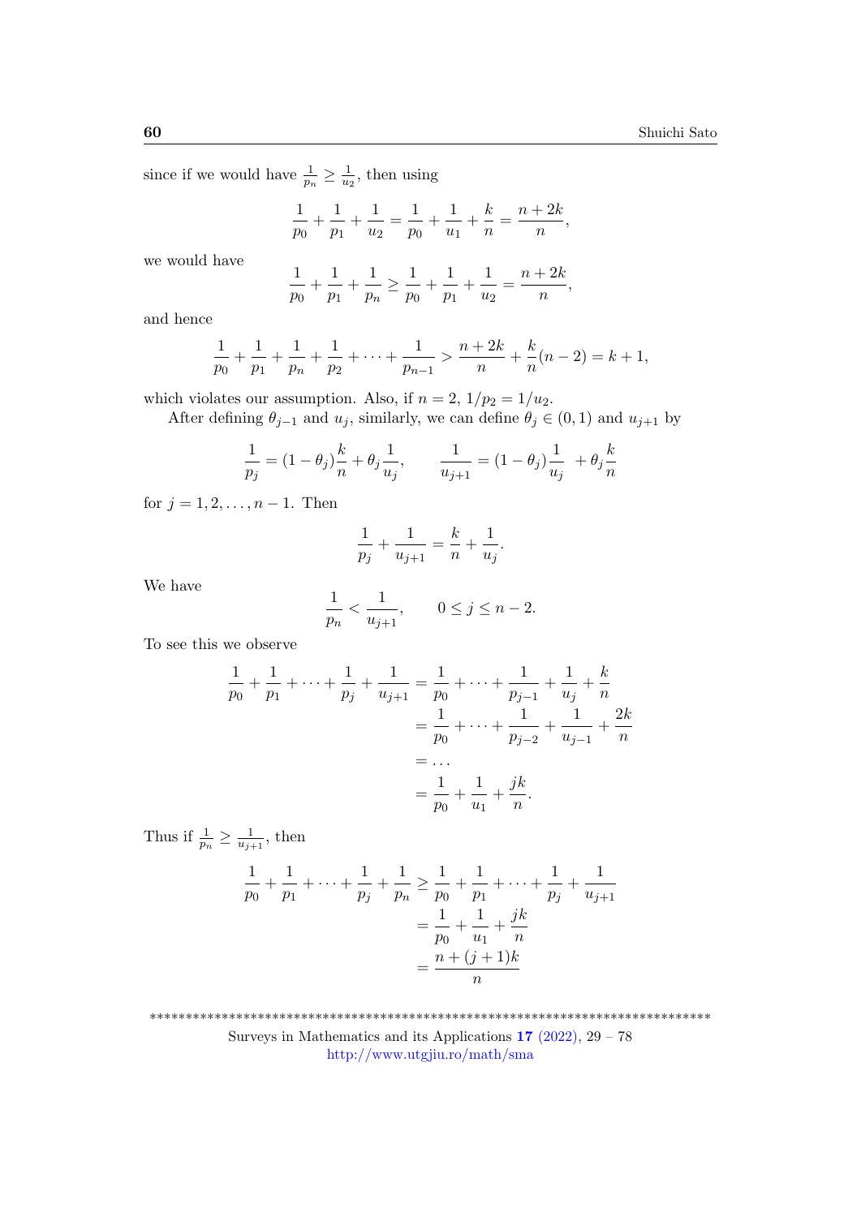since if we would have $\frac{1}{p_n} \geq \frac{1}{u_2}$, then using

$$\frac{1}{p_0} + \frac{1}{p_1} + \frac{1}{u_2} = \frac{1}{p_0} + \frac{1}{u_1} + \frac{k}{n} = \frac{n+2k}{n},$$

we would have

$$\frac{1}{p_0} + \frac{1}{p_1} + \frac{1}{p_n} \geq \frac{1}{p_0} + \frac{1}{p_1} + \frac{1}{u_2} = \frac{n+2k}{n},$$

and hence

$$\frac{1}{p_0} + \frac{1}{p_1} + \frac{1}{p_n} + \frac{1}{p_2} + \cdots + \frac{1}{p_{n-1}} > \frac{n+2k}{n} + \frac{k}{n}(n-2) = k+1,$$

which violates our assumption. Also, if $n = 2$, $1/p_2 = 1/u_2$.

After defining $\theta_{j-1}$ and $u_j$, similarly, we can define $\theta_j \in (0,1)$ and $u_{j+1}$ by

$$\frac{1}{p_j} = (1-\theta_j)\frac{k}{n} + \theta_j \frac{1}{u_j}, \qquad \frac{1}{u_{j+1}} = (1-\theta_j)\frac{1}{u_j} + \theta_j \frac{k}{n}$$

for $j = 1, 2, \ldots, n-1$. Then

$$\frac{1}{p_j} + \frac{1}{u_{j+1}} = \frac{k}{n} + \frac{1}{u_j}.$$

We have

$$\frac{1}{p_n} < \frac{1}{u_{j+1}}, \qquad 0 \leq j \leq n-2.$$

To see this we observe

$$\begin{aligned}
\frac{1}{p_0} + \frac{1}{p_1} + \cdots + \frac{1}{p_j} + \frac{1}{u_{j+1}} &= \frac{1}{p_0} + \cdots + \frac{1}{p_{j-1}} + \frac{1}{u_j} + \frac{k}{n} \\
&= \frac{1}{p_0} + \cdots + \frac{1}{p_{j-2}} + \frac{1}{u_{j-1}} + \frac{2k}{n} \\
&= \ldots \\
&= \frac{1}{p_0} + \frac{1}{u_1} + \frac{jk}{n}.
\end{aligned}$$

Thus if $\frac{1}{p_n} \geq \frac{1}{u_{j+1}}$, then

$$\begin{aligned}
\frac{1}{p_0} + \frac{1}{p_1} + \cdots + \frac{1}{p_j} + \frac{1}{p_n} &\geq \frac{1}{p_0} + \frac{1}{p_1} + \cdots + \frac{1}{p_j} + \frac{1}{u_{j+1}} \\
&= \frac{1}{p_0} + \frac{1}{u_1} + \frac{jk}{n} \\
&= \frac{n+(j+1)k}{n}
\end{aligned}$$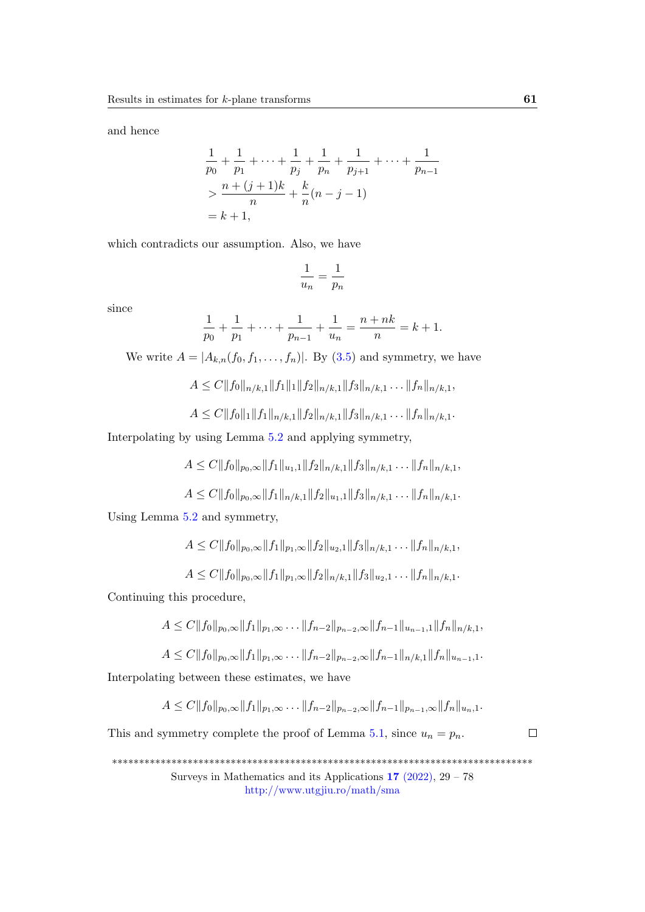and hence

$$
\begin{aligned}
&\frac{1}{p_0} + \frac{1}{p_1} + \cdots + \frac{1}{p_j} + \frac{1}{p_n} + \frac{1}{p_{j+1}} + \cdots + \frac{1}{p_{n-1}} \\
&> \frac{n + (j+1)k}{n} + \frac{k}{n}(n - j - 1) \\
&= k + 1,
\end{aligned}
$$

which contradicts our assumption. Also, we have

$$
\frac{1}{u_n} = \frac{1}{p_n}
$$

since

$$
\frac{1}{p_0} + \frac{1}{p_1} + \cdots + \frac{1}{p_{n-1}} + \frac{1}{u_n} = \frac{n + nk}{n} = k + 1.
$$

We write $A = |A_{k,n}(f_0, f_1, \ldots, f_n)|$. By (3.5) and symmetry, we have

$$
A \leq C\|f_0\|_{n/k,1}\|f_1\|_1\|f_2\|_{n/k,1}\|f_3\|_{n/k,1} \cdots \|f_n\|_{n/k,1},
$$

$$
A \leq C\|f_0\|_1\|f_1\|_{n/k,1}\|f_2\|_{n/k,1}\|f_3\|_{n/k,1} \cdots \|f_n\|_{n/k,1}.
$$

Interpolating by using Lemma 5.2 and applying symmetry,

$$
A \leq C\|f_0\|_{p_0,\infty}\|f_1\|_{u_1,1}\|f_2\|_{n/k,1}\|f_3\|_{n/k,1} \cdots \|f_n\|_{n/k,1},
$$

$$
A \leq C\|f_0\|_{p_0,\infty}\|f_1\|_{n/k,1}\|f_2\|_{u_1,1}\|f_3\|_{n/k,1} \cdots \|f_n\|_{n/k,1}.
$$

Using Lemma 5.2 and symmetry,

$$
A \leq C\|f_0\|_{p_0,\infty}\|f_1\|_{p_1,\infty}\|f_2\|_{u_2,1}\|f_3\|_{n/k,1} \cdots \|f_n\|_{n/k,1},
$$

$$
A \leq C\|f_0\|_{p_0,\infty}\|f_1\|_{p_1,\infty}\|f_2\|_{n/k,1}\|f_3\|_{u_2,1} \cdots \|f_n\|_{n/k,1}.
$$

Continuing this procedure,

$$
A \leq C\|f_0\|_{p_0,\infty}\|f_1\|_{p_1,\infty} \cdots \|f_{n-2}\|_{p_{n-2},\infty}\|f_{n-1}\|_{u_{n-1},1}\|f_n\|_{n/k,1},
$$

$$
A \leq C\|f_0\|_{p_0,\infty}\|f_1\|_{p_1,\infty} \cdots \|f_{n-2}\|_{p_{n-2},\infty}\|f_{n-1}\|_{n/k,1}\|f_n\|_{u_{n-1},1}.
$$

Interpolating between these estimates, we have

$$
A \leq C\|f_0\|_{p_0,\infty}\|f_1\|_{p_1,\infty} \cdots \|f_{n-2}\|_{p_{n-2},\infty}\|f_{n-1}\|_{p_{n-1},\infty}\|f_n\|_{u_n,1}.
$$

This and symmetry complete the proof of Lemma 5.1, since $u_n = p_n$. □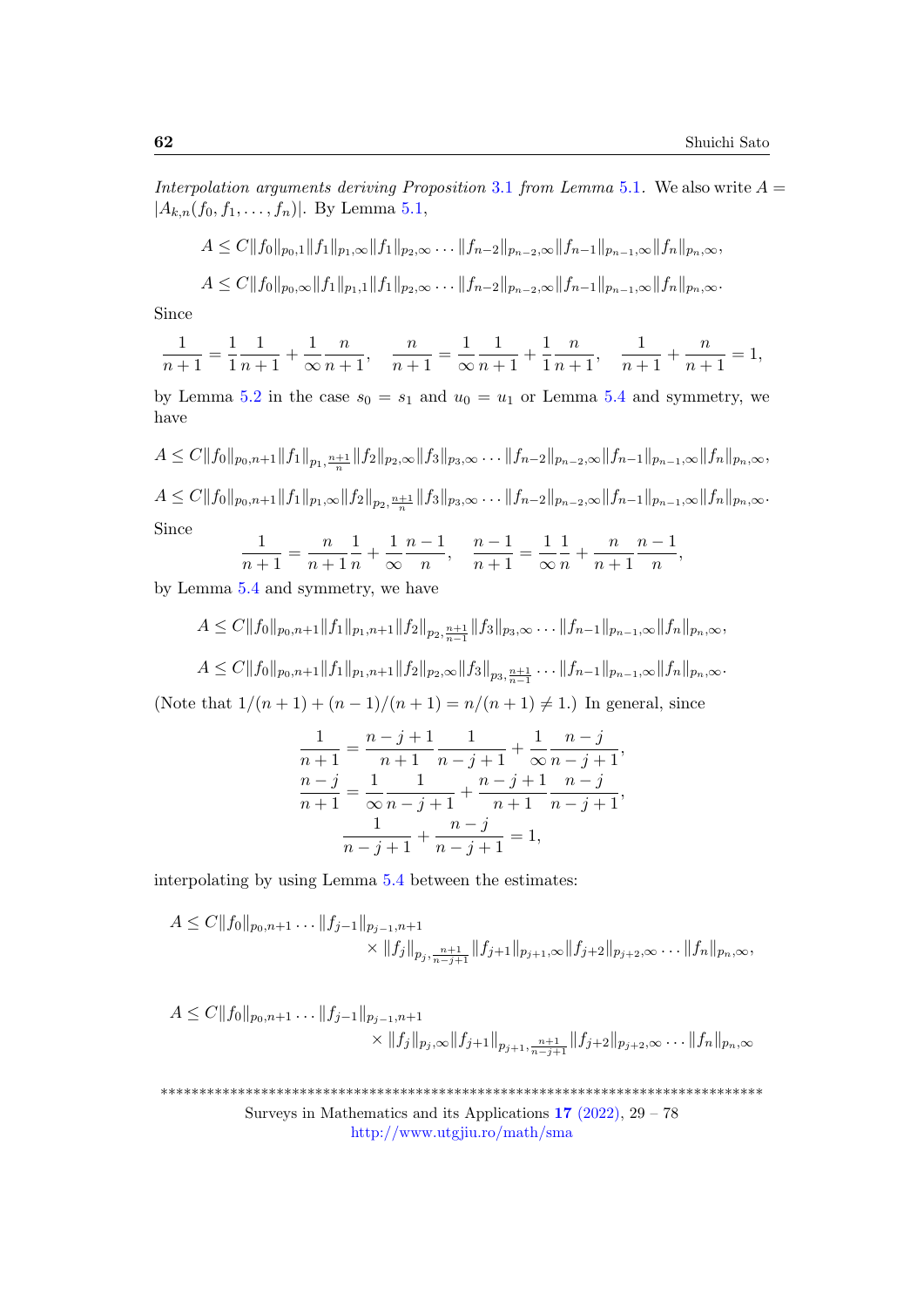*Interpolation arguments deriving Proposition 3.1 from Lemma 5.1.* We also write $A = |A_{k,n}(f_0, f_1, \dots, f_n)|$. By Lemma 5.1,

$$A \le C\|f_0\|_{p_0,1}\|f_1\|_{p_1,\infty}\|f_1\|_{p_2,\infty}\dots\|f_{n-2}\|_{p_{n-2},\infty}\|f_{n-1}\|_{p_{n-1},\infty}\|f_n\|_{p_n,\infty},$$

$$A \le C\|f_0\|_{p_0,\infty}\|f_1\|_{p_1,1}\|f_1\|_{p_2,\infty}\dots\|f_{n-2}\|_{p_{n-2},\infty}\|f_{n-1}\|_{p_{n-1},\infty}\|f_n\|_{p_n,\infty}.$$

Since

$$\frac{1}{n+1} = \frac{1}{1}\frac{1}{n+1} + \frac{1}{\infty}\frac{n}{n+1}, \quad \frac{n}{n+1} = \frac{1}{\infty}\frac{1}{n+1} + \frac{1}{1}\frac{n}{n+1}, \quad \frac{1}{n+1} + \frac{n}{n+1} = 1,$$

by Lemma 5.2 in the case $s_0 = s_1$ and $u_0 = u_1$ or Lemma 5.4 and symmetry, we have

$$A \le C\|f_0\|_{p_0,n+1}\|f_1\|_{p_1,\frac{n+1}{n}}\|f_2\|_{p_2,\infty}\|f_3\|_{p_3,\infty}\dots\|f_{n-2}\|_{p_{n-2},\infty}\|f_{n-1}\|_{p_{n-1},\infty}\|f_n\|_{p_n,\infty},$$

$$A \le C\|f_0\|_{p_0,n+1}\|f_1\|_{p_1,\infty}\|f_2\|_{p_2,\frac{n+1}{n}}\|f_3\|_{p_3,\infty}\dots\|f_{n-2}\|_{p_{n-2},\infty}\|f_{n-1}\|_{p_{n-1},\infty}\|f_n\|_{p_n,\infty}.$$

Since

$$\frac{1}{n+1} = \frac{n}{n+1}\frac{1}{n} + \frac{1}{\infty}\frac{n-1}{n}, \quad \frac{n-1}{n+1} = \frac{1}{\infty}\frac{1}{n} + \frac{n}{n+1}\frac{n-1}{n},$$

by Lemma 5.4 and symmetry, we have

$$A \le C\|f_0\|_{p_0,n+1}\|f_1\|_{p_1,n+1}\|f_2\|_{p_2,\frac{n+1}{n-1}}\|f_3\|_{p_3,\infty}\dots\|f_{n-1}\|_{p_{n-1},\infty}\|f_n\|_{p_n,\infty},$$

$$A \le C\|f_0\|_{p_0,n+1}\|f_1\|_{p_1,n+1}\|f_2\|_{p_2,\infty}\|f_3\|_{p_3,\frac{n+1}{n-1}}\dots\|f_{n-1}\|_{p_{n-1},\infty}\|f_n\|_{p_n,\infty}.$$

(Note that $1/(n+1) + (n-1)/(n+1) = n/(n+1) \ne 1$.) In general, since

$$\frac{1}{n+1} = \frac{n-j+1}{n+1}\frac{1}{n-j+1} + \frac{1}{\infty}\frac{n-j}{n-j+1},$$
$$\frac{n-j}{n+1} = \frac{1}{\infty}\frac{1}{n-j+1} + \frac{n-j+1}{n+1}\frac{n-j}{n-j+1},$$
$$\frac{1}{n-j+1} + \frac{n-j}{n-j+1} = 1,$$

interpolating by using Lemma 5.4 between the estimates:

$$A \le C\|f_0\|_{p_0,n+1}\dots\|f_{j-1}\|_{p_{j-1},n+1} \times \|f_j\|_{p_j,\frac{n+1}{n-j+1}}\|f_{j+1}\|_{p_{j+1},\infty}\|f_{j+2}\|_{p_{j+2},\infty}\dots\|f_n\|_{p_n,\infty},$$

$$A \le C\|f_0\|_{p_0,n+1}\dots\|f_{j-1}\|_{p_{j-1},n+1} \times \|f_j\|_{p_j,\infty}\|f_{j+1}\|_{p_{j+1},\frac{n+1}{n-j+1}}\|f_{j+2}\|_{p_{j+2},\infty}\dots\|f_n\|_{p_n,\infty}$$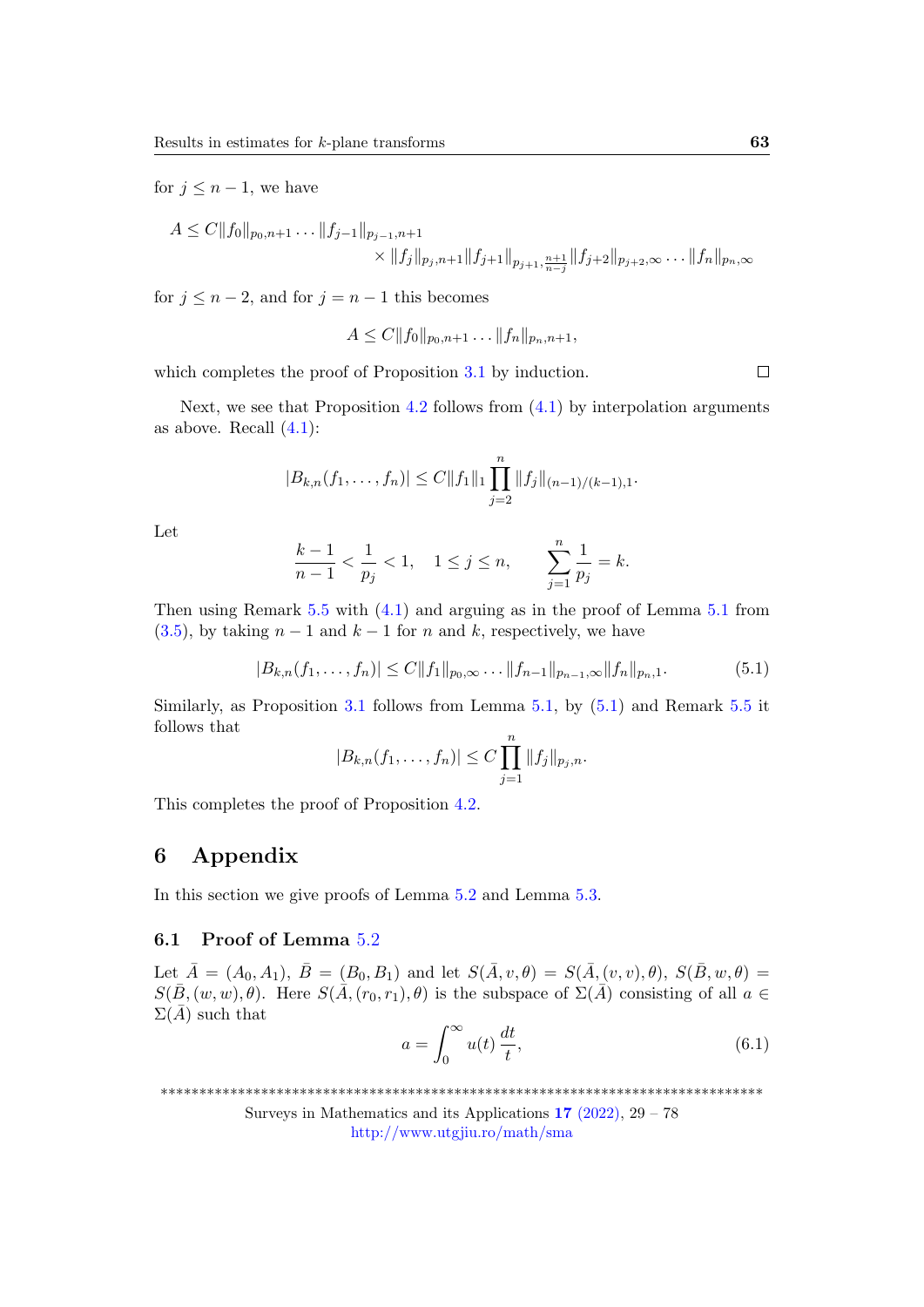for $j \leq n-1$, we have

$$A \leq C\|f_0\|_{p_0,n+1} \ldots \|f_{j-1}\|_{p_{j-1},n+1} \times \|f_j\|_{p_j,n+1}\|f_{j+1}\|_{p_{j+1},\frac{n+1}{n-j}}\|f_{j+2}\|_{p_{j+2},\infty} \ldots \|f_n\|_{p_n,\infty}$$

for $j \leq n-2$, and for $j = n-1$ this becomes

$$A \leq C\|f_0\|_{p_0,n+1} \ldots \|f_n\|_{p_n,n+1},$$

which completes the proof of Proposition 3.1 by induction. □

Next, we see that Proposition 4.2 follows from (4.1) by interpolation arguments as above. Recall (4.1):

$$|B_{k,n}(f_1, \ldots, f_n)| \leq C\|f_1\|_1 \prod_{j=2}^{n} \|f_j\|_{(n-1)/(k-1),1}.$$

Let

$$\frac{k-1}{n-1} < \frac{1}{p_j} < 1, \quad 1 \leq j \leq n, \qquad \sum_{j=1}^{n} \frac{1}{p_j} = k.$$

Then using Remark 5.5 with (4.1) and arguing as in the proof of Lemma 5.1 from (3.5), by taking $n-1$ and $k-1$ for $n$ and $k$, respectively, we have

$$|B_{k,n}(f_1, \ldots, f_n)| \leq C\|f_1\|_{p_0,\infty} \ldots \|f_{n-1}\|_{p_{n-1},\infty}\|f_n\|_{p_n,1}. \tag{5.1}$$

Similarly, as Proposition 3.1 follows from Lemma 5.1, by (5.1) and Remark 5.5 it follows that

$$|B_{k,n}(f_1, \ldots, f_n)| \leq C \prod_{j=1}^{n} \|f_j\|_{p_j,n}.$$

This completes the proof of Proposition 4.2.

# 6 Appendix

In this section we give proofs of Lemma 5.2 and Lemma 5.3.

## 6.1 Proof of Lemma 5.2

Let $\bar{A} = (A_0, A_1)$, $\bar{B} = (B_0, B_1)$ and let $S(\bar{A}, v, \theta) = S(\bar{A}, (v, v), \theta)$, $S(\bar{B}, w, \theta) = S(\bar{B}, (w, w), \theta)$. Here $S(\bar{A}, (r_0, r_1), \theta)$ is the subspace of $\Sigma(\bar{A})$ consisting of all $a \in \Sigma(\bar{A})$ such that

$$a = \int_0^\infty u(t)\, \frac{dt}{t}, \tag{6.1}$$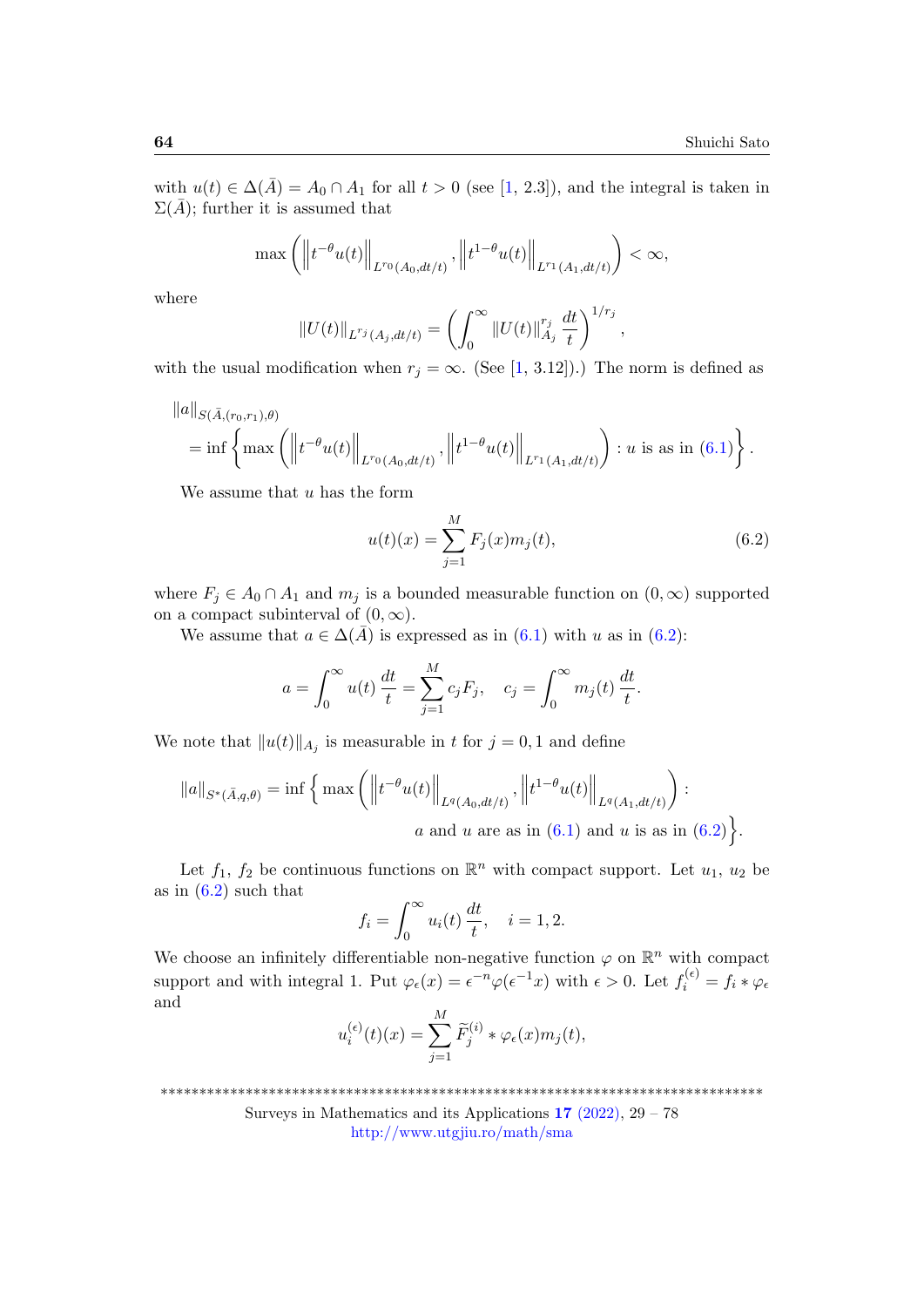with $u(t) \in \Delta(\bar{A}) = A_0 \cap A_1$ for all $t > 0$ (see [1, 2.3]), and the integral is taken in $\Sigma(\bar{A})$; further it is assumed that

$$\max\left( \left\| t^{-\theta} u(t) \right\|_{L^{r_0}(A_0, dt/t)}, \left\| t^{1-\theta} u(t) \right\|_{L^{r_1}(A_1, dt/t)} \right) < \infty,$$

where

$$\|U(t)\|_{L^{r_j}(A_j, dt/t)} = \left( \int_0^\infty \|U(t)\|_{A_j}^{r_j} \, \frac{dt}{t} \right)^{1/r_j},$$

with the usual modification when $r_j = \infty$. (See [1, 3.12]).) The norm is defined as

$$\|a\|_{S(\bar{A}, (r_0, r_1), \theta)} = \inf\left\{ \max\left( \left\| t^{-\theta} u(t) \right\|_{L^{r_0}(A_0, dt/t)}, \left\| t^{1-\theta} u(t) \right\|_{L^{r_1}(A_1, dt/t)} \right) : u \text{ is as in (6.1)} \right\}.$$

We assume that $u$ has the form

$$u(t)(x) = \sum_{j=1}^{M} F_j(x) m_j(t), \tag{6.2}$$

where $F_j \in A_0 \cap A_1$ and $m_j$ is a bounded measurable function on $(0, \infty)$ supported on a compact subinterval of $(0, \infty)$.

We assume that $a \in \Delta(\bar{A})$ is expressed as in (6.1) with $u$ as in (6.2):

$$a = \int_0^\infty u(t) \, \frac{dt}{t} = \sum_{j=1}^{M} c_j F_j, \quad c_j = \int_0^\infty m_j(t) \, \frac{dt}{t}.$$

We note that $\|u(t)\|_{A_j}$ is measurable in $t$ for $j = 0, 1$ and define

$$\|a\|_{S^*(\bar{A}, q, \theta)} = \inf\Big\{ \max\left( \left\| t^{-\theta} u(t) \right\|_{L^q(A_0, dt/t)}, \left\| t^{1-\theta} u(t) \right\|_{L^q(A_1, dt/t)} \right) : a \text{ and } u \text{ are as in (6.1) and } u \text{ is as in (6.2)} \Big\}.$$

Let $f_1$, $f_2$ be continuous functions on $\mathbb{R}^n$ with compact support. Let $u_1$, $u_2$ be as in (6.2) such that

$$f_i = \int_0^\infty u_i(t) \, \frac{dt}{t}, \quad i = 1, 2.$$

We choose an infinitely differentiable non-negative function $\varphi$ on $\mathbb{R}^n$ with compact support and with integral 1. Put $\varphi_\epsilon(x) = \epsilon^{-n} \varphi(\epsilon^{-1} x)$ with $\epsilon > 0$. Let $f_i^{(\epsilon)} = f_i * \varphi_\epsilon$ and

$$u_i^{(\epsilon)}(t)(x) = \sum_{j=1}^{M} \widetilde{F}_j^{(i)} * \varphi_\epsilon(x) m_j(t),$$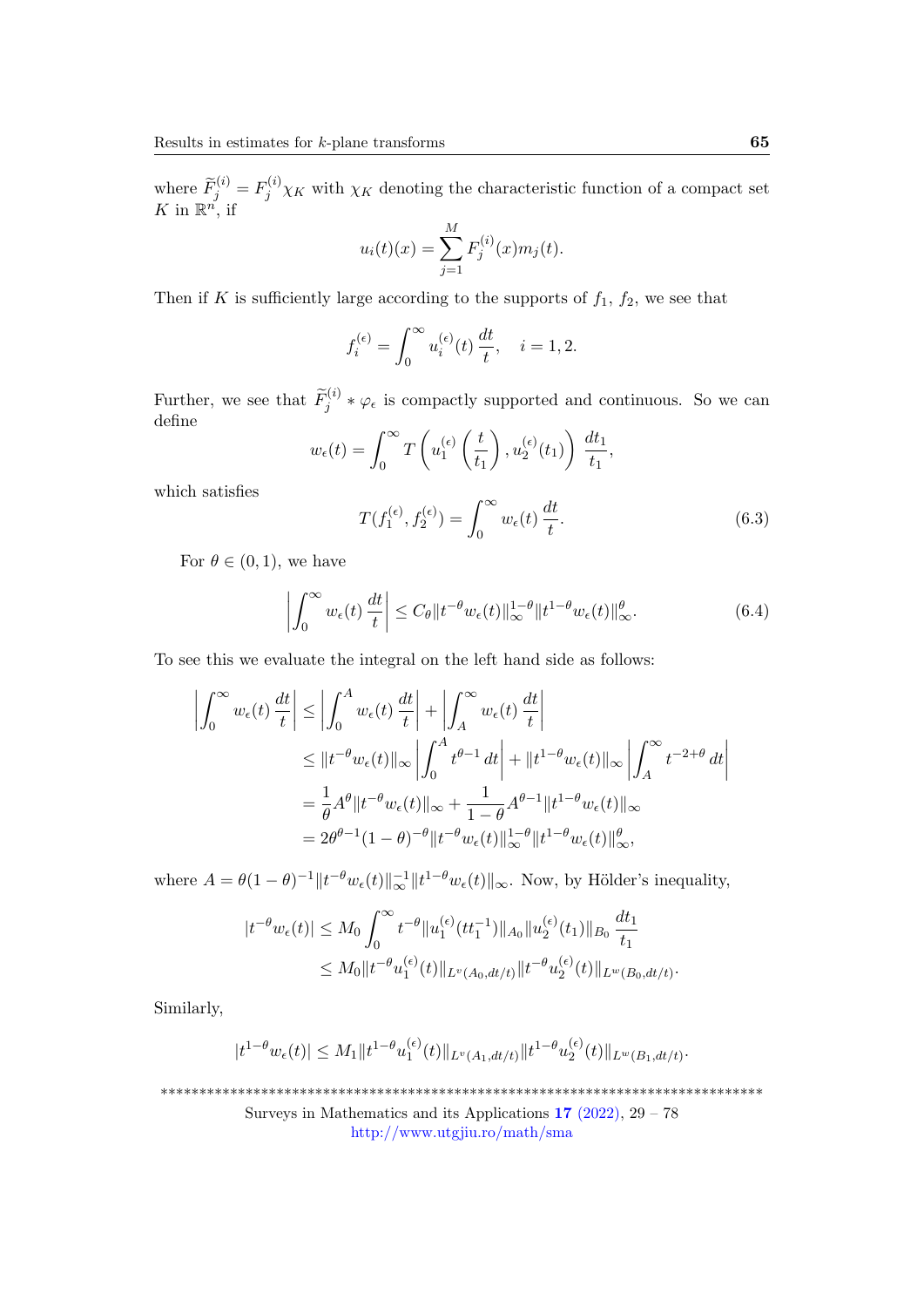where $\widetilde{F}_j^{(i)} = F_j^{(i)} \chi_K$ with $\chi_K$ denoting the characteristic function of a compact set $K$ in $\mathbb{R}^n$, if

$$u_i(t)(x) = \sum_{j=1}^{M} F_j^{(i)}(x) m_j(t).$$

Then if $K$ is sufficiently large according to the supports of $f_1$, $f_2$, we see that

$$f_i^{(\epsilon)} = \int_0^\infty u_i^{(\epsilon)}(t)\, \frac{dt}{t}, \quad i = 1, 2.$$

Further, we see that $\widetilde{F}_j^{(i)} * \varphi_\epsilon$ is compactly supported and continuous. So we can define

$$w_\epsilon(t) = \int_0^\infty T\left(u_1^{(\epsilon)}\left(\frac{t}{t_1}\right), u_2^{(\epsilon)}(t_1)\right)\, \frac{dt_1}{t_1},$$

which satisfies

$$T(f_1^{(\epsilon)}, f_2^{(\epsilon)}) = \int_0^\infty w_\epsilon(t)\, \frac{dt}{t}. \tag{6.3}$$

For $\theta \in (0,1)$, we have

$$\left| \int_0^\infty w_\epsilon(t)\, \frac{dt}{t} \right| \leq C_\theta \| t^{-\theta} w_\epsilon(t) \|_\infty^{1-\theta} \| t^{1-\theta} w_\epsilon(t) \|_\infty^{\theta}. \tag{6.4}$$

To see this we evaluate the integral on the left hand side as follows:

$$\begin{aligned}
\left| \int_0^\infty w_\epsilon(t)\, \frac{dt}{t} \right| &\leq \left| \int_0^A w_\epsilon(t)\, \frac{dt}{t} \right| + \left| \int_A^\infty w_\epsilon(t)\, \frac{dt}{t} \right| \\
&\leq \| t^{-\theta} w_\epsilon(t) \|_\infty \left| \int_0^A t^{\theta - 1}\, dt \right| + \| t^{1-\theta} w_\epsilon(t) \|_\infty \left| \int_A^\infty t^{-2+\theta}\, dt \right| \\
&= \frac{1}{\theta} A^\theta \| t^{-\theta} w_\epsilon(t) \|_\infty + \frac{1}{1-\theta} A^{\theta - 1} \| t^{1-\theta} w_\epsilon(t) \|_\infty \\
&= 2 \theta^{\theta - 1} (1-\theta)^{-\theta} \| t^{-\theta} w_\epsilon(t) \|_\infty^{1-\theta} \| t^{1-\theta} w_\epsilon(t) \|_\infty^{\theta},
\end{aligned}$$

where $A = \theta(1-\theta)^{-1} \| t^{-\theta} w_\epsilon(t) \|_\infty^{-1} \| t^{1-\theta} w_\epsilon(t) \|_\infty$. Now, by Hölder's inequality,

$$\begin{aligned}
|t^{-\theta} w_\epsilon(t)| &\leq M_0 \int_0^\infty t^{-\theta} \| u_1^{(\epsilon)}(t t_1^{-1}) \|_{A_0} \| u_2^{(\epsilon)}(t_1) \|_{B_0}\, \frac{dt_1}{t_1} \\
&\leq M_0 \| t^{-\theta} u_1^{(\epsilon)}(t) \|_{L^v(A_0, dt/t)} \| t^{-\theta} u_2^{(\epsilon)}(t) \|_{L^w(B_0, dt/t)}.
\end{aligned}$$

Similarly,

$$|t^{1-\theta} w_\epsilon(t)| \leq M_1 \| t^{1-\theta} u_1^{(\epsilon)}(t) \|_{L^v(A_1, dt/t)} \| t^{1-\theta} u_2^{(\epsilon)}(t) \|_{L^w(B_1, dt/t)}.$$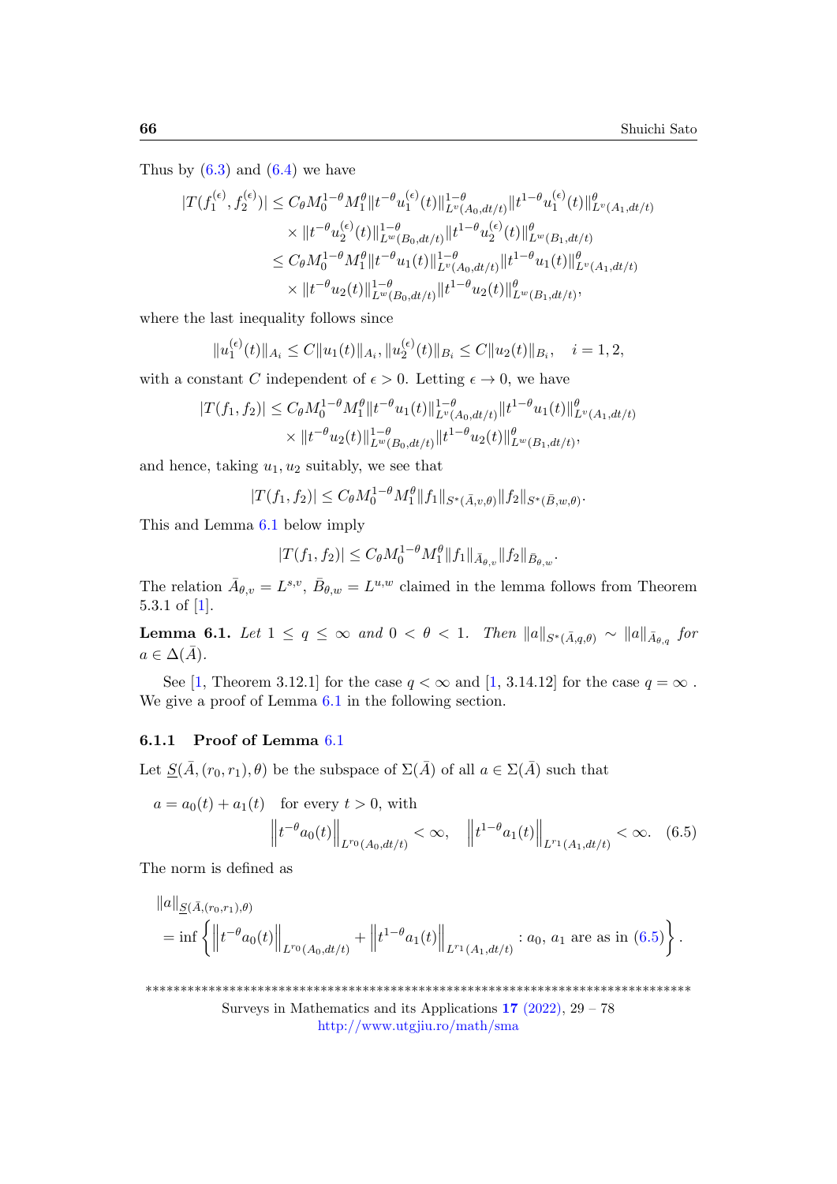Thus by (6.3) and (6.4) we have

$$
\begin{aligned}
|T(f_1^{(\epsilon)}, f_2^{(\epsilon)})| &\le C_\theta M_0^{1-\theta} M_1^\theta \|t^{-\theta} u_1^{(\epsilon)}(t)\|_{L^v(A_0,dt/t)}^{1-\theta} \|t^{1-\theta} u_1^{(\epsilon)}(t)\|_{L^v(A_1,dt/t)}^{\theta} \\
&\quad \times \|t^{-\theta} u_2^{(\epsilon)}(t)\|_{L^w(B_0,dt/t)}^{1-\theta} \|t^{1-\theta} u_2^{(\epsilon)}(t)\|_{L^w(B_1,dt/t)}^{\theta} \\
&\le C_\theta M_0^{1-\theta} M_1^\theta \|t^{-\theta} u_1(t)\|_{L^v(A_0,dt/t)}^{1-\theta} \|t^{1-\theta} u_1(t)\|_{L^v(A_1,dt/t)}^{\theta} \\
&\quad \times \|t^{-\theta} u_2(t)\|_{L^w(B_0,dt/t)}^{1-\theta} \|t^{1-\theta} u_2(t)\|_{L^w(B_1,dt/t)}^{\theta},
\end{aligned}
$$

where the last inequality follows since

$$
\|u_1^{(\epsilon)}(t)\|_{A_i} \le C\|u_1(t)\|_{A_i}, \|u_2^{(\epsilon)}(t)\|_{B_i} \le C\|u_2(t)\|_{B_i}, \quad i = 1, 2,
$$

with a constant $C$ independent of $\epsilon > 0$. Letting $\epsilon \to 0$, we have

$$
\begin{aligned}
|T(f_1, f_2)| &\le C_\theta M_0^{1-\theta} M_1^\theta \|t^{-\theta} u_1(t)\|_{L^v(A_0,dt/t)}^{1-\theta} \|t^{1-\theta} u_1(t)\|_{L^v(A_1,dt/t)}^{\theta} \\
&\quad \times \|t^{-\theta} u_2(t)\|_{L^w(B_0,dt/t)}^{1-\theta} \|t^{1-\theta} u_2(t)\|_{L^w(B_1,dt/t)}^{\theta},
\end{aligned}
$$

and hence, taking $u_1, u_2$ suitably, we see that

$$
|T(f_1, f_2)| \le C_\theta M_0^{1-\theta} M_1^\theta \|f_1\|_{S^*(\bar{A},v,\theta)} \|f_2\|_{S^*(\bar{B},w,\theta)}.
$$

This and Lemma 6.1 below imply

$$
|T(f_1, f_2)| \le C_\theta M_0^{1-\theta} M_1^\theta \|f_1\|_{\bar{A}_{\theta,v}} \|f_2\|_{\bar{B}_{\theta,w}}.
$$

The relation $\bar{A}_{\theta,v} = L^{s,v}$, $\bar{B}_{\theta,w} = L^{u,w}$ claimed in the lemma follows from Theorem 5.3.1 of [1].

**Lemma 6.1.** *Let $1 \le q \le \infty$ and $0 < \theta < 1$. Then $\|a\|_{S^*(\bar{A},q,\theta)} \sim \|a\|_{\bar{A}_{\theta,q}}$ for $a \in \Delta(\bar{A})$.*

See [1, Theorem 3.12.1] for the case $q < \infty$ and [1, 3.14.12] for the case $q = \infty$. We give a proof of Lemma 6.1 in the following section.

### 6.1.1 Proof of Lemma 6.1

Let $\underline{S}(\bar{A},(r_0,r_1),\theta)$ be the subspace of $\Sigma(\bar{A})$ of all $a \in \Sigma(\bar{A})$ such that

$$
a = a_0(t) + a_1(t) \quad \text{for every } t > 0, \text{ with}
$$
$$
\left\| t^{-\theta} a_0(t) \right\|_{L^{r_0}(A_0,dt/t)} < \infty, \quad \left\| t^{1-\theta} a_1(t) \right\|_{L^{r_1}(A_1,dt/t)} < \infty. \tag{6.5}
$$

The norm is defined as

$$
\begin{aligned}
&\|a\|_{\underline{S}(\bar{A},(r_0,r_1),\theta)} \\
&= \inf \left\{ \left\| t^{-\theta} a_0(t) \right\|_{L^{r_0}(A_0,dt/t)} + \left\| t^{1-\theta} a_1(t) \right\|_{L^{r_1}(A_1,dt/t)} : a_0,\, a_1 \text{ are as in (6.5)} \right\}.
\end{aligned}
$$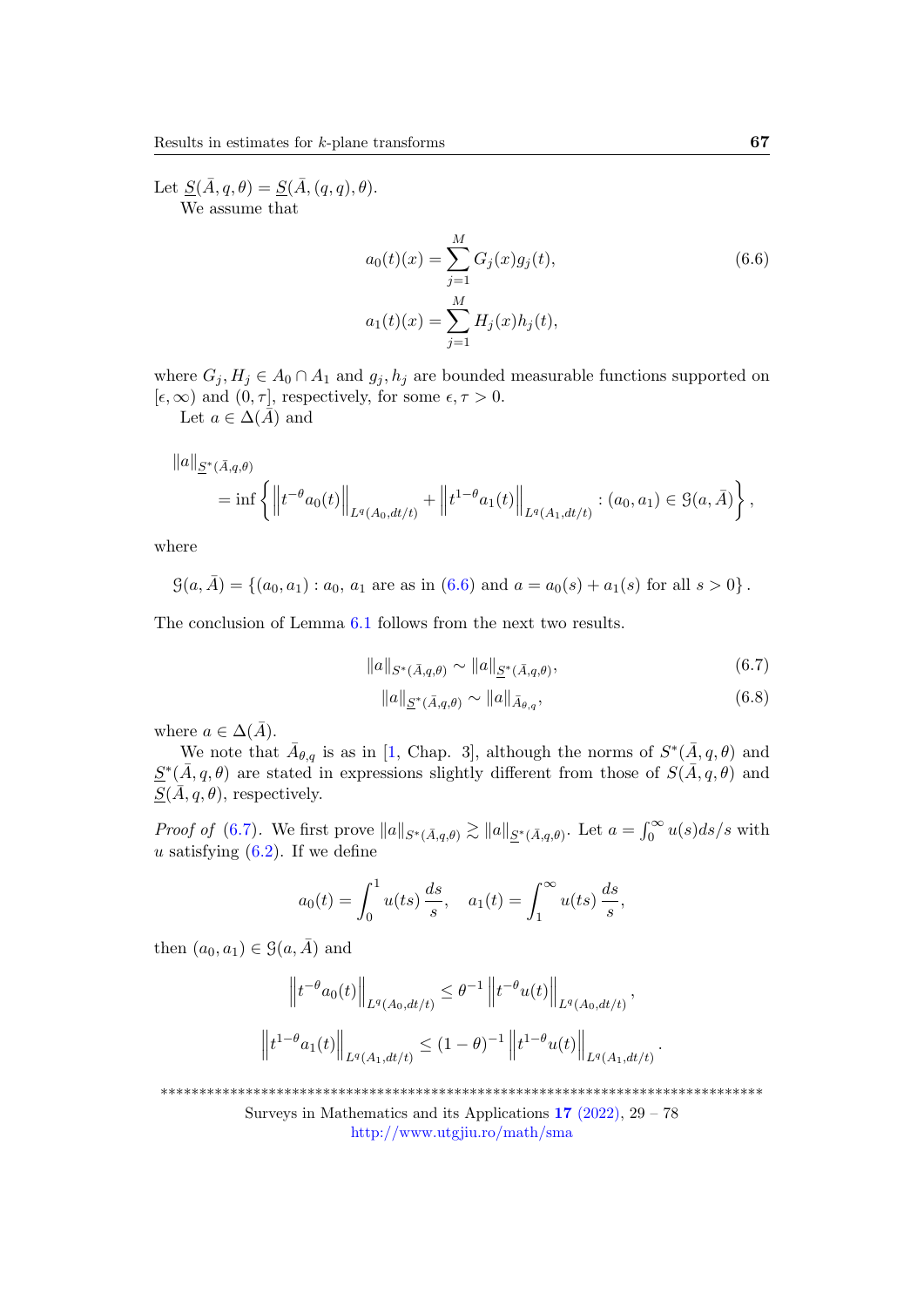Let $\underline{S}(\bar{A}, q, \theta) = \underline{S}(\bar{A}, (q,q), \theta)$.

We assume that

$$a_0(t)(x) = \sum_{j=1}^{M} G_j(x) g_j(t), \tag{6.6}$$

$$a_1(t)(x) = \sum_{j=1}^{M} H_j(x) h_j(t),$$

where $G_j, H_j \in A_0 \cap A_1$ and $g_j, h_j$ are bounded measurable functions supported on $[\epsilon, \infty)$ and $(0, \tau]$, respectively, for some $\epsilon, \tau > 0$.

Let $a \in \Delta(\bar{A})$ and

$$\|a\|_{\underline{S}^*(\bar{A},q,\theta)} = \inf \left\{ \left\| t^{-\theta} a_0(t) \right\|_{L^q(A_0, dt/t)} + \left\| t^{1-\theta} a_1(t) \right\|_{L^q(A_1, dt/t)} : (a_0, a_1) \in \mathcal{G}(a, \bar{A}) \right\},$$

where

$$\mathcal{G}(a, \bar{A}) = \{(a_0, a_1) : a_0,\, a_1 \text{ are as in (6.6) and } a = a_0(s) + a_1(s) \text{ for all } s > 0\}.$$

The conclusion of Lemma 6.1 follows from the next two results.

$$\|a\|_{S^*(\bar{A},q,\theta)} \sim \|a\|_{\underline{S}^*(\bar{A},q,\theta)}, \tag{6.7}$$

$$\|a\|_{\underline{S}^*(\bar{A},q,\theta)} \sim \|a\|_{\bar{A}_{\theta,q}}, \tag{6.8}$$

where $a \in \Delta(\bar{A})$.

We note that $\bar{A}_{\theta,q}$ is as in [1, Chap. 3], although the norms of $S^*(\bar{A}, q, \theta)$ and $\underline{S}^*(\bar{A}, q, \theta)$ are stated in expressions slightly different from those of $S(\bar{A}, q, \theta)$ and $\underline{S}(\bar{A}, q, \theta)$, respectively.

*Proof of* (6.7). We first prove $\|a\|_{S^*(\bar{A},q,\theta)} \gtrsim \|a\|_{\underline{S}^*(\bar{A},q,\theta)}$. Let $a = \int_0^\infty u(s) ds/s$ with $u$ satisfying (6.2). If we define

$$a_0(t) = \int_0^1 u(ts)\, \frac{ds}{s}, \quad a_1(t) = \int_1^\infty u(ts)\, \frac{ds}{s},$$

then $(a_0, a_1) \in \mathcal{G}(a, \bar{A})$ and

$$\left\| t^{-\theta} a_0(t) \right\|_{L^q(A_0, dt/t)} \leq \theta^{-1} \left\| t^{-\theta} u(t) \right\|_{L^q(A_0, dt/t)},$$

$$\left\| t^{1-\theta} a_1(t) \right\|_{L^q(A_1, dt/t)} \leq (1-\theta)^{-1} \left\| t^{1-\theta} u(t) \right\|_{L^q(A_1, dt/t)}.$$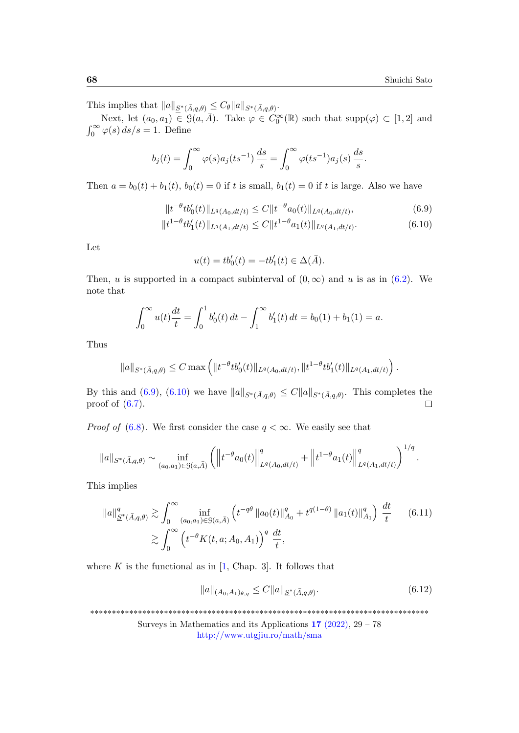This implies that $\|a\|_{\underline{S}^*(\bar{A},q,\theta)} \leq C_\theta \|a\|_{S^*(\bar{A},q,\theta)}$.

Next, let $(a_0, a_1) \in \mathcal{G}(a, \bar{A})$. Take $\varphi \in C_0^\infty(\mathbb{R})$ such that $\text{supp}(\varphi) \subset [1,2]$ and $\int_0^\infty \varphi(s)\, ds/s = 1$. Define

$$b_j(t) = \int_0^\infty \varphi(s) a_j(ts^{-1}) \frac{ds}{s} = \int_0^\infty \varphi(ts^{-1}) a_j(s) \frac{ds}{s}.$$

Then $a = b_0(t) + b_1(t)$, $b_0(t) = 0$ if $t$ is small, $b_1(t) = 0$ if $t$ is large. Also we have

$$\|t^{-\theta} t b_0'(t)\|_{L^q(A_0, dt/t)} \leq C \|t^{-\theta} a_0(t)\|_{L^q(A_0, dt/t)}, \tag{6.9}$$

$$\|t^{1-\theta} t b_1'(t)\|_{L^q(A_1, dt/t)} \leq C \|t^{1-\theta} a_1(t)\|_{L^q(A_1, dt/t)}. \tag{6.10}$$

Let

$$u(t) = t b_0'(t) = -t b_1'(t) \in \Delta(\bar{A}).$$

Then, $u$ is supported in a compact subinterval of $(0, \infty)$ and $u$ is as in (6.2). We note that

$$\int_0^\infty u(t) \frac{dt}{t} = \int_0^1 b_0'(t)\, dt - \int_1^\infty b_1'(t)\, dt = b_0(1) + b_1(1) = a.$$

Thus

$$\|a\|_{S^*(\bar{A},q,\theta)} \leq C \max\left( \|t^{-\theta} t b_0'(t)\|_{L^q(A_0, dt/t)}, \|t^{1-\theta} t b_1'(t)\|_{L^q(A_1, dt/t)} \right).$$

By this and (6.9), (6.10) we have $\|a\|_{S^*(\bar{A},q,\theta)} \leq C \|a\|_{\underline{S}^*(\bar{A},q,\theta)}$. This completes the proof of (6.7). $\square$

*Proof of* (6.8). We first consider the case $q < \infty$. We easily see that

$$\|a\|_{\underline{S}^*(\bar{A},q,\theta)} \sim \inf_{(a_0,a_1) \in \mathcal{G}(a,\bar{A})} \left( \left\| t^{-\theta} a_0(t) \right\|_{L^q(A_0, dt/t)}^q + \left\| t^{1-\theta} a_1(t) \right\|_{L^q(A_1, dt/t)}^q \right)^{1/q}.$$

This implies

$$\begin{aligned} \|a\|_{\underline{S}^*(\bar{A},q,\theta)}^q &\gtrsim \int_0^\infty \inf_{(a_0,a_1) \in \mathcal{G}(a,\bar{A})} \left( t^{-q\theta} \|a_0(t)\|_{A_0}^q + t^{q(1-\theta)} \|a_1(t)\|_{A_1}^q \right) \frac{dt}{t} \\ &\gtrsim \int_0^\infty \left( t^{-\theta} K(t, a; A_0, A_1) \right)^q \frac{dt}{t}, \end{aligned} \tag{6.11}$$

where $K$ is the functional as in [1, Chap. 3]. It follows that

$$\|a\|_{(A_0,A_1)_{\theta,q}} \leq C \|a\|_{\underline{S}^*(\bar{A},q,\theta)}. \tag{6.12}$$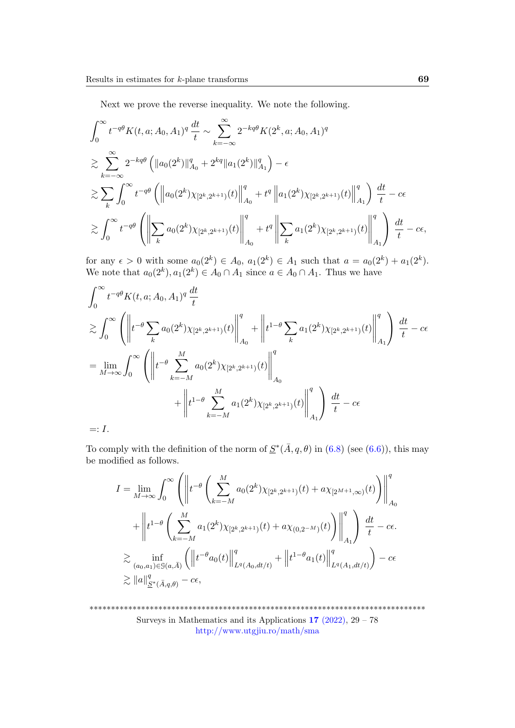Next we prove the reverse inequality. We note the following.

$$
\begin{aligned}
&\int_0^\infty t^{-q\theta} K(t,a;A_0,A_1)^q \,\frac{dt}{t} \sim \sum_{k=-\infty}^{\infty} 2^{-kq\theta} K(2^k,a;A_0,A_1)^q \\
&\gtrsim \sum_{k=-\infty}^{\infty} 2^{-kq\theta}\left(\|a_0(2^k)\|_{A_0}^q + 2^{kq}\|a_1(2^k)\|_{A_1}^q\right) - \epsilon \\
&\gtrsim \sum_k \int_0^\infty t^{-q\theta}\left(\left\|a_0(2^k)\chi_{[2^k,2^{k+1})}(t)\right\|_{A_0}^q + t^q\left\|a_1(2^k)\chi_{[2^k,2^{k+1})}(t)\right\|_{A_1}^q\right)\frac{dt}{t} - c\epsilon \\
&\gtrsim \int_0^\infty t^{-q\theta}\left(\left\|\sum_k a_0(2^k)\chi_{[2^k,2^{k+1})}(t)\right\|_{A_0}^q + t^q\left\|\sum_k a_1(2^k)\chi_{[2^k,2^{k+1})}(t)\right\|_{A_1}^q\right)\frac{dt}{t} - c\epsilon,
\end{aligned}
$$

for any $\epsilon > 0$ with some $a_0(2^k) \in A_0$, $a_1(2^k) \in A_1$ such that $a = a_0(2^k) + a_1(2^k)$. We note that $a_0(2^k), a_1(2^k) \in A_0 \cap A_1$ since $a \in A_0 \cap A_1$. Thus we have

$$
\begin{aligned}
&\int_0^\infty t^{-q\theta} K(t,a;A_0,A_1)^q \,\frac{dt}{t} \\
&\gtrsim \int_0^\infty \left(\left\|t^{-\theta}\sum_k a_0(2^k)\chi_{[2^k,2^{k+1})}(t)\right\|_{A_0}^q + \left\|t^{1-\theta}\sum_k a_1(2^k)\chi_{[2^k,2^{k+1})}(t)\right\|_{A_1}^q\right)\frac{dt}{t} - c\epsilon \\
&= \lim_{M\to\infty}\int_0^\infty \left(\left\|t^{-\theta}\sum_{k=-M}^{M} a_0(2^k)\chi_{[2^k,2^{k+1})}(t)\right\|_{A_0}^q \right. \\
&\qquad\qquad \left. + \left\|t^{1-\theta}\sum_{k=-M}^{M} a_1(2^k)\chi_{[2^k,2^{k+1})}(t)\right\|_{A_1}^q\right)\frac{dt}{t} - c\epsilon \\
&=: I.
\end{aligned}
$$

To comply with the definition of the norm of $\underline{S}^*(\bar{A},q,\theta)$ in (6.8) (see (6.6)), this may be modified as follows.

$$
\begin{aligned}
I = \lim_{M\to\infty}\int_0^\infty &\left(\left\|t^{-\theta}\left(\sum_{k=-M}^{M} a_0(2^k)\chi_{[2^k,2^{k+1})}(t) + a\chi_{[2^{M+1},\infty)}(t)\right)\right\|_{A_0}^q \right. \\
&\left. + \left\|t^{1-\theta}\left(\sum_{k=-M}^{M} a_1(2^k)\chi_{[2^k,2^{k+1})}(t) + a\chi_{(0,2^{-M})}(t)\right)\right\|_{A_1}^q\right)\frac{dt}{t} - c\epsilon. \\
\gtrsim \inf_{(a_0,a_1)\in\mathcal{G}(a,\bar{A})} &\left(\left\|t^{-\theta}a_0(t)\right\|_{L^q(A_0,dt/t)}^q + \left\|t^{1-\theta}a_1(t)\right\|_{L^q(A_1,dt/t)}^q\right) - c\epsilon \\
\gtrsim \|a\|_{\underline{S}^*(\bar{A},q,\theta)}^q &- c\epsilon,
\end{aligned}
$$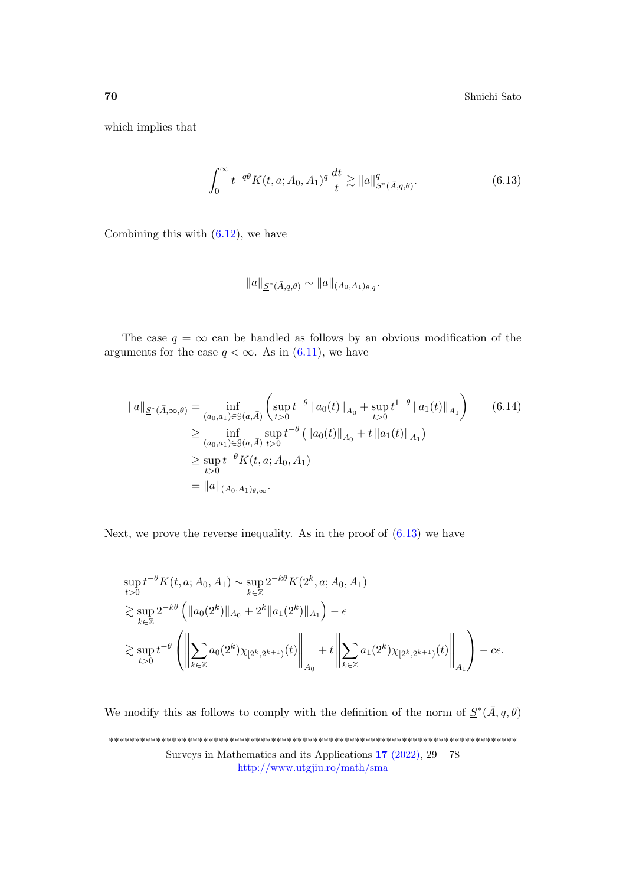which implies that

$$\int_0^\infty t^{-q\theta} K(t, a; A_0, A_1)^q \, \frac{dt}{t} \gtrsim \|a\|^q_{\underline{S}^*(\bar{A},q,\theta)}. \tag{6.13}$$

Combining this with (6.12), we have

$$\|a\|_{\underline{S}^*(\bar{A},q,\theta)} \sim \|a\|_{(A_0,A_1)_{\theta,q}}.$$

The case $q = \infty$ can be handled as follows by an obvious modification of the arguments for the case $q < \infty$. As in (6.11), we have

$$\begin{aligned}
\|a\|_{\underline{S}^*(\bar{A},\infty,\theta)} &= \inf_{(a_0,a_1)\in\mathcal{G}(a,\bar{A})} \left( \sup_{t>0} t^{-\theta} \|a_0(t)\|_{A_0} + \sup_{t>0} t^{1-\theta} \|a_1(t)\|_{A_1} \right) \\
&\geq \inf_{(a_0,a_1)\in\mathcal{G}(a,\bar{A})} \sup_{t>0} t^{-\theta} \left( \|a_0(t)\|_{A_0} + t \|a_1(t)\|_{A_1} \right) \\
&\geq \sup_{t>0} t^{-\theta} K(t, a; A_0, A_1) \\
&= \|a\|_{(A_0,A_1)_{\theta,\infty}}.
\end{aligned} \tag{6.14}$$

Next, we prove the reverse inequality. As in the proof of (6.13) we have

$$\begin{aligned}
&\sup_{t>0} t^{-\theta} K(t, a; A_0, A_1) \sim \sup_{k\in\mathbb{Z}} 2^{-k\theta} K(2^k, a; A_0, A_1) \\
&\gtrsim \sup_{k\in\mathbb{Z}} 2^{-k\theta} \left( \|a_0(2^k)\|_{A_0} + 2^k \|a_1(2^k)\|_{A_1} \right) - \epsilon \\
&\gtrsim \sup_{t>0} t^{-\theta} \left( \left\| \sum_{k\in\mathbb{Z}} a_0(2^k) \chi_{[2^k,2^{k+1})}(t) \right\|_{A_0} + t \left\| \sum_{k\in\mathbb{Z}} a_1(2^k) \chi_{[2^k,2^{k+1})}(t) \right\|_{A_1} \right) - c\epsilon.
\end{aligned}$$

We modify this as follows to comply with the definition of the norm of $\underline{S}^*(\bar{A}, q, \theta)$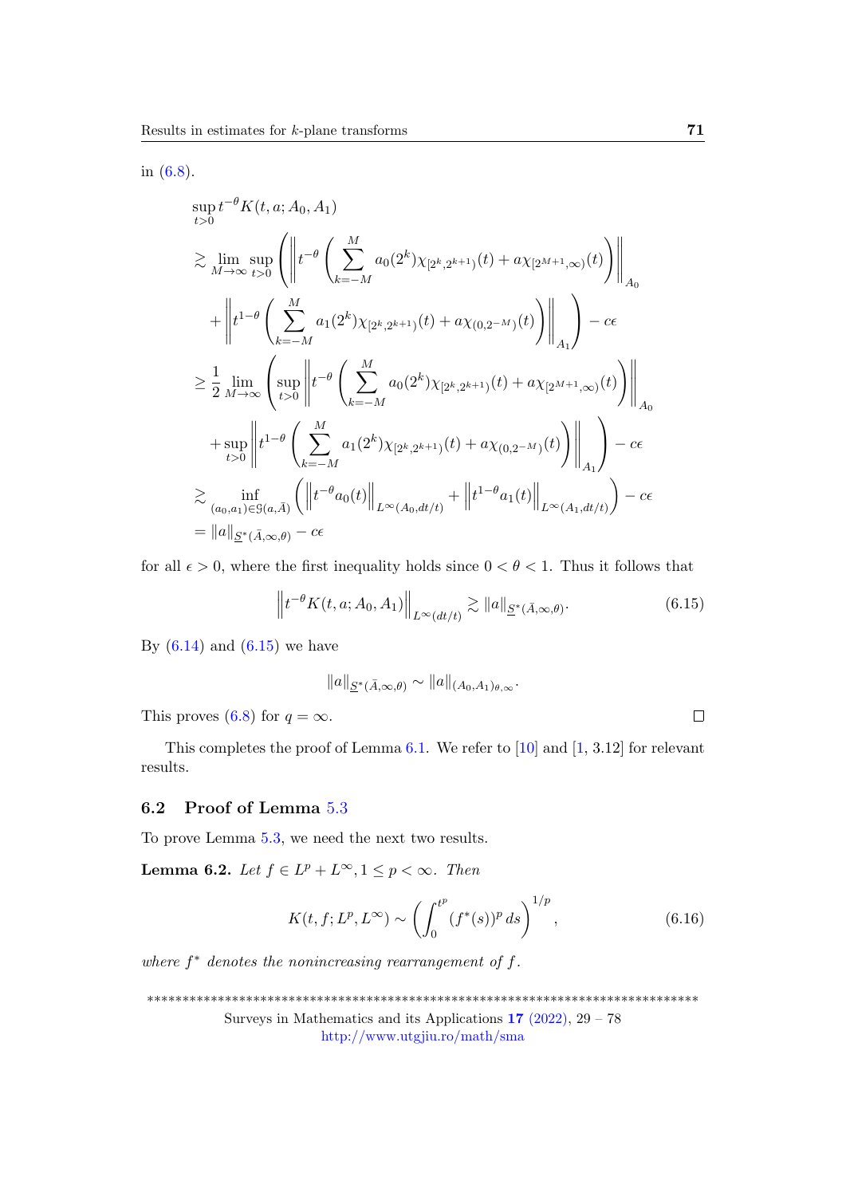in (6.8).

$$
\begin{aligned}
&\sup_{t>0} t^{-\theta} K(t,a;A_0,A_1)\\
&\gtrsim \lim_{M\to\infty} \sup_{t>0} \left( \left\| t^{-\theta} \left( \sum_{k=-M}^{M} a_0(2^k)\chi_{[2^k,2^{k+1})}(t) + a\chi_{[2^{M+1},\infty)}(t) \right) \right\|_{A_0} \right.\\
&\quad \left. + \left\| t^{1-\theta} \left( \sum_{k=-M}^{M} a_1(2^k)\chi_{[2^k,2^{k+1})}(t) + a\chi_{(0,2^{-M})}(t) \right) \right\|_{A_1} \right) - c\epsilon\\
&\geq \frac{1}{2} \lim_{M\to\infty} \left( \sup_{t>0} \left\| t^{-\theta} \left( \sum_{k=-M}^{M} a_0(2^k)\chi_{[2^k,2^{k+1})}(t) + a\chi_{[2^{M+1},\infty)}(t) \right) \right\|_{A_0} \right.\\
&\quad \left. + \sup_{t>0} \left\| t^{1-\theta} \left( \sum_{k=-M}^{M} a_1(2^k)\chi_{[2^k,2^{k+1})}(t) + a\chi_{(0,2^{-M})}(t) \right) \right\|_{A_1} \right) - c\epsilon\\
&\gtrsim \inf_{(a_0,a_1)\in \mathcal{G}(a,\bar{A})} \left( \left\| t^{-\theta} a_0(t) \right\|_{L^\infty(A_0,dt/t)} + \left\| t^{1-\theta} a_1(t) \right\|_{L^\infty(A_1,dt/t)} \right) - c\epsilon\\
&= \|a\|_{\underline{S}^*(\bar{A},\infty,\theta)} - c\epsilon
\end{aligned}
$$

for all $\epsilon > 0$, where the first inequality holds since $0 < \theta < 1$. Thus it follows that

$$
\left\| t^{-\theta} K(t,a;A_0,A_1) \right\|_{L^\infty(dt/t)} \gtrsim \|a\|_{\underline{S}^*(\bar{A},\infty,\theta)}. \tag{6.15}
$$

By (6.14) and (6.15) we have

$$
\|a\|_{\underline{S}^*(\bar{A},\infty,\theta)} \sim \|a\|_{(A_0,A_1)_{\theta,\infty}}.
$$

This proves (6.8) for $q = \infty$. $\square$

This completes the proof of Lemma 6.1. We refer to [10] and [1, 3.12] for relevant results.

## 6.2 Proof of Lemma 5.3

To prove Lemma 5.3, we need the next two results.

**Lemma 6.2.** *Let $f \in L^p + L^\infty, 1 \leq p < \infty$. Then*

$$
K(t,f;L^p,L^\infty) \sim \left( \int_0^{t^p} (f^*(s))^p \, ds \right)^{1/p}, \tag{6.16}
$$

*where $f^*$ denotes the nonincreasing rearrangement of $f$.*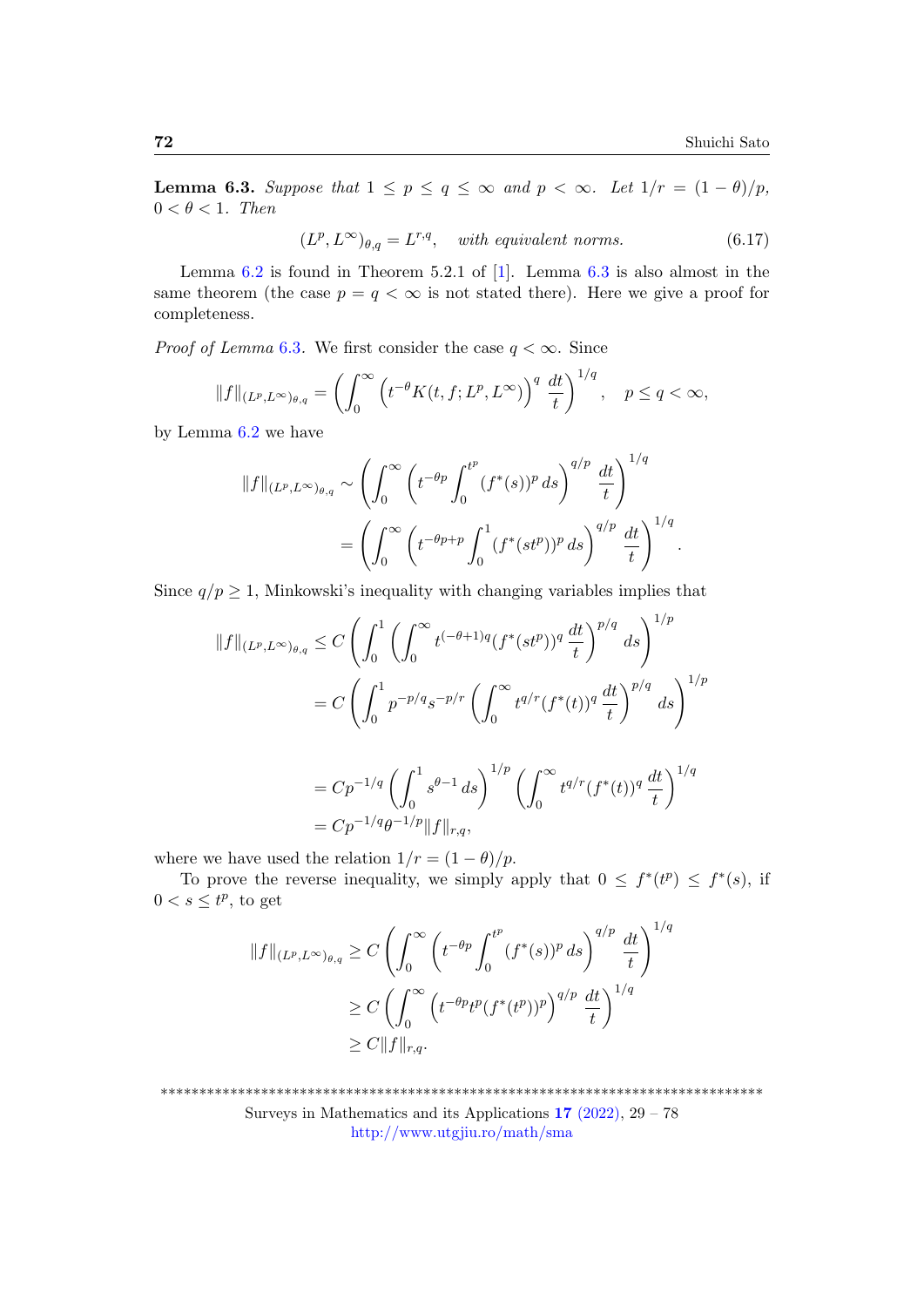**Lemma 6.3.** *Suppose that $1 \le p \le q \le \infty$ and $p < \infty$. Let $1/r = (1-\theta)/p$, $0 < \theta < 1$. Then*

$$(L^p, L^\infty)_{\theta,q} = L^{r,q}, \quad \textit{with equivalent norms.} \tag{6.17}$$

Lemma 6.2 is found in Theorem 5.2.1 of [1]. Lemma 6.3 is also almost in the same theorem (the case $p = q < \infty$ is not stated there). Here we give a proof for completeness.

*Proof of Lemma 6.3.* We first consider the case $q < \infty$. Since

$$\|f\|_{(L^p,L^\infty)_{\theta,q}} = \left( \int_0^\infty \left( t^{-\theta} K(t, f; L^p, L^\infty) \right)^q \frac{dt}{t} \right)^{1/q}, \quad p \le q < \infty,$$

by Lemma 6.2 we have

$$\begin{aligned}
\|f\|_{(L^p,L^\infty)_{\theta,q}} &\sim \left( \int_0^\infty \left( t^{-\theta p} \int_0^{t^p} (f^*(s))^p \, ds \right)^{q/p} \frac{dt}{t} \right)^{1/q} \\
&= \left( \int_0^\infty \left( t^{-\theta p + p} \int_0^1 (f^*(st^p))^p \, ds \right)^{q/p} \frac{dt}{t} \right)^{1/q}.
\end{aligned}$$

Since $q/p \ge 1$, Minkowski's inequality with changing variables implies that

$$\begin{aligned}
\|f\|_{(L^p,L^\infty)_{\theta,q}} &\le C \left( \int_0^1 \left( \int_0^\infty t^{(-\theta+1)q} (f^*(st^p))^q \frac{dt}{t} \right)^{p/q} ds \right)^{1/p} \\
&= C \left( \int_0^1 p^{-p/q} s^{-p/r} \left( \int_0^\infty t^{q/r} (f^*(t))^q \frac{dt}{t} \right)^{p/q} ds \right)^{1/p} \\
&= C p^{-1/q} \left( \int_0^1 s^{\theta-1} \, ds \right)^{1/p} \left( \int_0^\infty t^{q/r} (f^*(t))^q \frac{dt}{t} \right)^{1/q} \\
&= C p^{-1/q} \theta^{-1/p} \|f\|_{r,q},
\end{aligned}$$

where we have used the relation $1/r = (1-\theta)/p$.

To prove the reverse inequality, we simply apply that $0 \le f^*(t^p) \le f^*(s)$, if $0 < s \le t^p$, to get

$$\begin{aligned}
\|f\|_{(L^p,L^\infty)_{\theta,q}} &\ge C \left( \int_0^\infty \left( t^{-\theta p} \int_0^{t^p} (f^*(s))^p \, ds \right)^{q/p} \frac{dt}{t} \right)^{1/q} \\
&\ge C \left( \int_0^\infty \left( t^{-\theta p} t^p (f^*(t^p))^p \right)^{q/p} \frac{dt}{t} \right)^{1/q} \\
&\ge C \|f\|_{r,q}.
\end{aligned}$$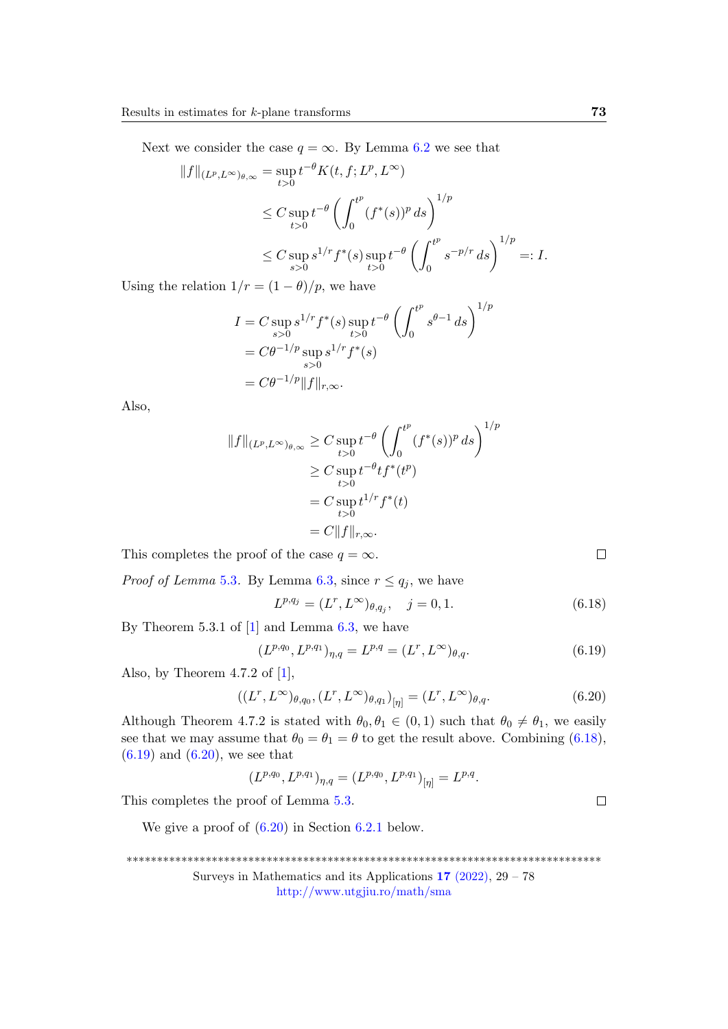Next we consider the case $q = \infty$. By Lemma 6.2 we see that

$$\begin{aligned}
\|f\|_{(L^p,L^\infty)_{\theta,\infty}} &= \sup_{t>0} t^{-\theta} K(t, f; L^p, L^\infty) \\
&\le C \sup_{t>0} t^{-\theta} \left( \int_0^{t^p} (f^*(s))^p \, ds \right)^{1/p} \\
&\le C \sup_{s>0} s^{1/r} f^*(s) \sup_{t>0} t^{-\theta} \left( \int_0^{t^p} s^{-p/r} \, ds \right)^{1/p} =: I.
\end{aligned}$$

Using the relation $1/r = (1-\theta)/p$, we have

$$\begin{aligned}
I &= C \sup_{s>0} s^{1/r} f^*(s) \sup_{t>0} t^{-\theta} \left( \int_0^{t^p} s^{\theta-1} \, ds \right)^{1/p} \\
&= C\theta^{-1/p} \sup_{s>0} s^{1/r} f^*(s) \\
&= C\theta^{-1/p} \|f\|_{r,\infty}.
\end{aligned}$$

Also,

$$\begin{aligned}
\|f\|_{(L^p,L^\infty)_{\theta,\infty}} &\ge C \sup_{t>0} t^{-\theta} \left( \int_0^{t^p} (f^*(s))^p \, ds \right)^{1/p} \\
&\ge C \sup_{t>0} t^{-\theta} t f^*(t^p) \\
&= C \sup_{t>0} t^{1/r} f^*(t) \\
&= C \|f\|_{r,\infty}.
\end{aligned}$$

This completes the proof of the case $q = \infty$. □

*Proof of Lemma 5.3.* By Lemma 6.3, since $r \le q_j$, we have

$$L^{p,q_j} = (L^r, L^\infty)_{\theta,q_j}, \quad j = 0, 1. \tag{6.18}$$

By Theorem 5.3.1 of [1] and Lemma 6.3, we have

$$(L^{p,q_0}, L^{p,q_1})_{\eta,q} = L^{p,q} = (L^r, L^\infty)_{\theta,q}. \tag{6.19}$$

Also, by Theorem 4.7.2 of [1],

$$((L^r, L^\infty)_{\theta,q_0}, (L^r, L^\infty)_{\theta,q_1})_{[\eta]} = (L^r, L^\infty)_{\theta,q}. \tag{6.20}$$

Although Theorem 4.7.2 is stated with $\theta_0, \theta_1 \in (0,1)$ such that $\theta_0 \ne \theta_1$, we easily see that we may assume that $\theta_0 = \theta_1 = \theta$ to get the result above. Combining (6.18), (6.19) and (6.20), we see that

$$(L^{p,q_0}, L^{p,q_1})_{\eta,q} = (L^{p,q_0}, L^{p,q_1})_{[\eta]} = L^{p,q}.$$

This completes the proof of Lemma 5.3. □

We give a proof of (6.20) in Section 6.2.1 below.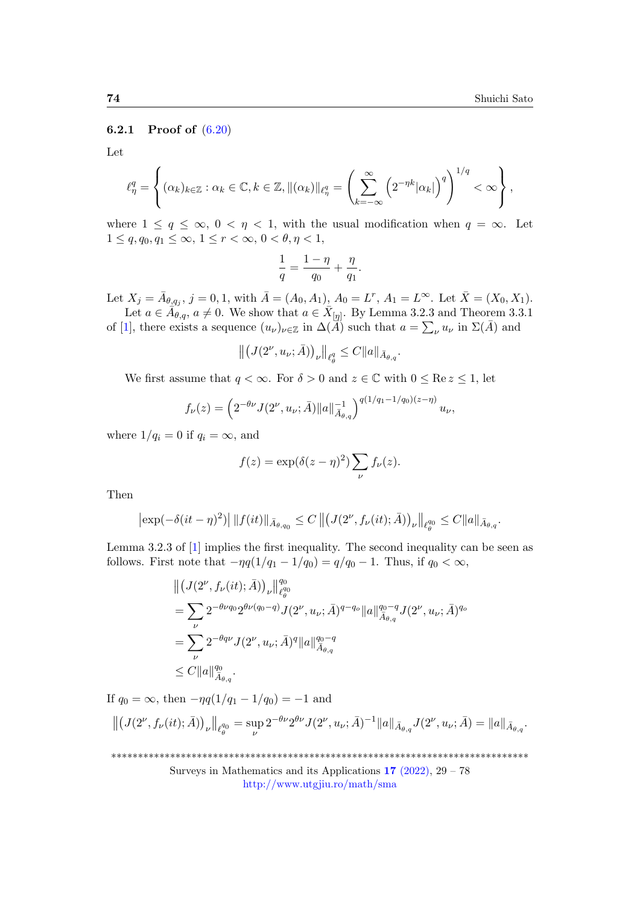### 6.2.1 Proof of (6.20)

Let

$$\ell^q_\eta = \left\{ (\alpha_k)_{k\in\mathbb{Z}} : \alpha_k \in \mathbb{C}, k \in \mathbb{Z}, \|(\alpha_k)\|_{\ell^q_\eta} = \left( \sum_{k=-\infty}^{\infty} \left(2^{-\eta k}|\alpha_k|\right)^q \right)^{1/q} < \infty \right\},$$

where $1 \le q \le \infty$, $0 < \eta < 1$, with the usual modification when $q = \infty$. Let $1 \le q, q_0, q_1 \le \infty$, $1 \le r < \infty$, $0 < \theta, \eta < 1$,

$$\frac{1}{q} = \frac{1-\eta}{q_0} + \frac{\eta}{q_1}.$$

Let $X_j = \bar{A}_{\theta,q_j}$, $j = 0, 1$, with $\bar{A} = (A_0, A_1)$, $A_0 = L^r$, $A_1 = L^\infty$. Let $\bar{X} = (X_0, X_1)$.

Let $a \in \bar{A}_{\theta,q}$, $a \neq 0$. We show that $a \in \bar{X}_{[\eta]}$. By Lemma 3.2.3 and Theorem 3.3.1 of [1], there exists a sequence $(u_\nu)_{\nu\in\mathbb{Z}}$ in $\Delta(\bar{A})$ such that $a = \sum_\nu u_\nu$ in $\Sigma(\bar{A})$ and

$$\left\| \left(J(2^\nu, u_\nu; \bar{A})\right)_\nu \right\|_{\ell^q_\theta} \le C\|a\|_{\bar{A}_{\theta,q}}.$$

We first assume that $q < \infty$. For $\delta > 0$ and $z \in \mathbb{C}$ with $0 \le \operatorname{Re} z \le 1$, let

$$f_\nu(z) = \left(2^{-\theta\nu} J(2^\nu, u_\nu; \bar{A})\|a\|^{-1}_{\bar{A}_{\theta,q}}\right)^{q(1/q_1 - 1/q_0)(z-\eta)} u_\nu,$$

where $1/q_i = 0$ if $q_i = \infty$, and

$$f(z) = \exp(\delta(z-\eta)^2) \sum_\nu f_\nu(z).$$

Then

$$\left|\exp(-\delta(it-\eta)^2)\right| \|f(it)\|_{\bar{A}_{\theta,q_0}} \le C \left\| \left(J(2^\nu, f_\nu(it); \bar{A})\right)_\nu \right\|_{\ell^{q_0}_\theta} \le C\|a\|_{\bar{A}_{\theta,q}}.$$

Lemma 3.2.3 of [1] implies the first inequality. The second inequality can be seen as follows. First note that $-\eta q(1/q_1 - 1/q_0) = q/q_0 - 1$. Thus, if $q_0 < \infty$,

$$\begin{aligned}
&\left\| \left(J(2^\nu, f_\nu(it); \bar{A})\right)_\nu \right\|^{q_0}_{\ell^{q_0}_\theta} \\
&= \sum_\nu 2^{-\theta\nu q_0} 2^{\theta\nu(q_0-q)} J(2^\nu, u_\nu; \bar{A})^{q-q_0} \|a\|^{q_0-q}_{\bar{A}_{\theta,q}} J(2^\nu, u_\nu; \bar{A})^{q_0} \\
&= \sum_\nu 2^{-\theta q\nu} J(2^\nu, u_\nu; \bar{A})^q \|a\|^{q_0-q}_{\bar{A}_{\theta,q}} \\
&\le C\|a\|^{q_0}_{\bar{A}_{\theta,q}}.
\end{aligned}$$

If $q_0 = \infty$, then $-\eta q(1/q_1 - 1/q_0) = -1$ and

$$\left\| \left(J(2^\nu, f_\nu(it); \bar{A})\right)_\nu \right\|_{\ell^{q_0}_\theta} = \sup_\nu 2^{-\theta\nu} 2^{\theta\nu} J(2^\nu, u_\nu; \bar{A})^{-1} \|a\|_{\bar{A}_{\theta,q}} J(2^\nu, u_\nu; \bar{A}) = \|a\|_{\bar{A}_{\theta,q}}.$$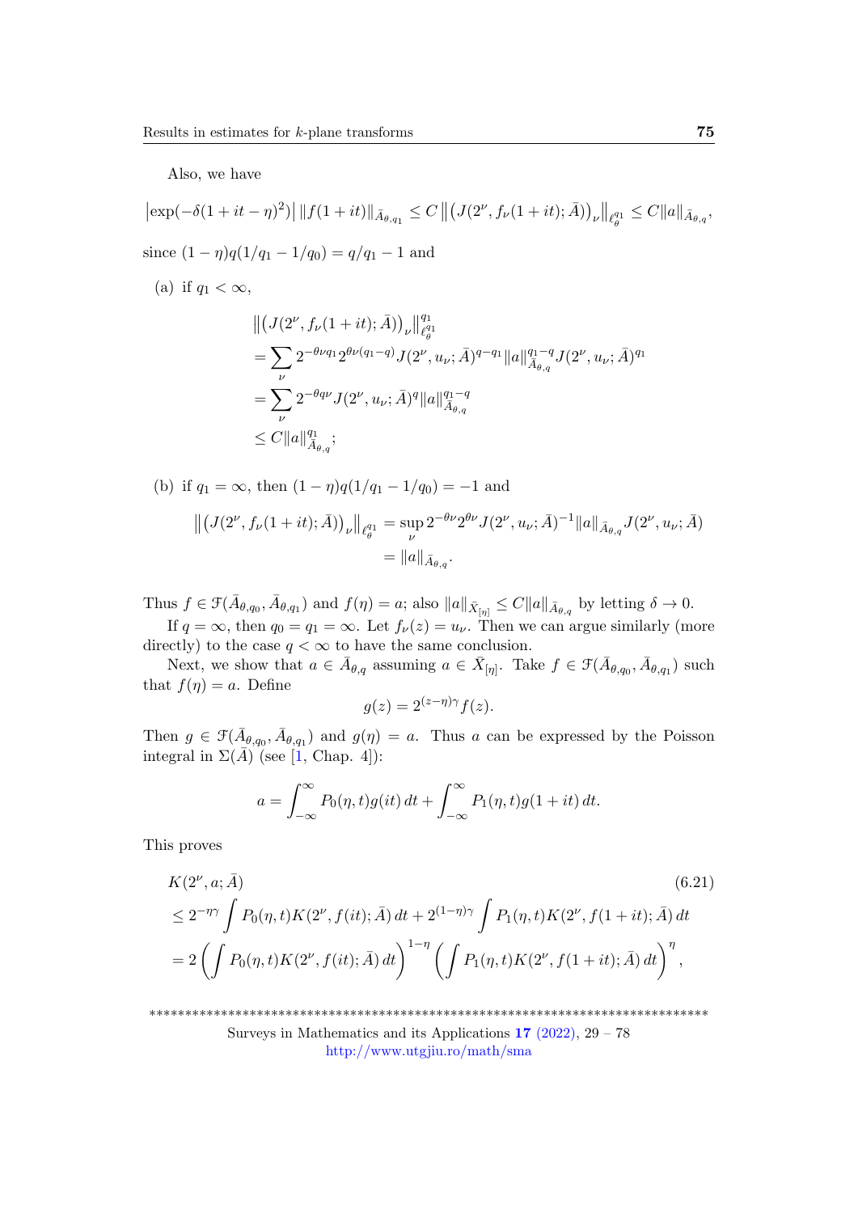Also, we have

$$\left|\exp(-\delta(1+it-\eta)^2)\right| \|f(1+it)\|_{\bar{A}_{\theta,q_1}} \le C\left\|\left(J(2^\nu, f_\nu(1+it); \bar{A})\right)_\nu\right\|_{\ell_\theta^{q_1}} \le C\|a\|_{\bar{A}_{\theta,q}},$$

since $(1-\eta)q(1/q_1 - 1/q_0) = q/q_1 - 1$ and

(a) if $q_1 < \infty$,

$$\begin{aligned}
&\left\|\left(J(2^\nu, f_\nu(1+it); \bar{A})\right)_\nu\right\|_{\ell_\theta^{q_1}}^{q_1} \\
&= \sum_\nu 2^{-\theta\nu q_1} 2^{\theta\nu(q_1-q)} J(2^\nu, u_\nu; \bar{A})^{q-q_1} \|a\|_{\bar{A}_{\theta,q}}^{q_1-q} J(2^\nu, u_\nu; \bar{A})^{q_1} \\
&= \sum_\nu 2^{-\theta q\nu} J(2^\nu, u_\nu; \bar{A})^q \|a\|_{\bar{A}_{\theta,q}}^{q_1-q} \\
&\le C\|a\|_{\bar{A}_{\theta,q}}^{q_1};
\end{aligned}$$

(b) if $q_1 = \infty$, then $(1-\eta)q(1/q_1 - 1/q_0) = -1$ and

$$\begin{aligned}
\left\|\left(J(2^\nu, f_\nu(1+it); \bar{A})\right)_\nu\right\|_{\ell_\theta^{q_1}} &= \sup_\nu 2^{-\theta\nu} 2^{\theta\nu} J(2^\nu, u_\nu; \bar{A})^{-1} \|a\|_{\bar{A}_{\theta,q}} J(2^\nu, u_\nu; \bar{A}) \\
&= \|a\|_{\bar{A}_{\theta,q}}.
\end{aligned}$$

Thus $f \in \mathcal{F}(\bar{A}_{\theta,q_0}, \bar{A}_{\theta,q_1})$ and $f(\eta) = a$; also $\|a\|_{\bar{X}_{[\eta]}} \le C\|a\|_{\bar{A}_{\theta,q}}$ by letting $\delta \to 0$.

If $q = \infty$, then $q_0 = q_1 = \infty$. Let $f_\nu(z) = u_\nu$. Then we can argue similarly (more directly) to the case $q < \infty$ to have the same conclusion.

Next, we show that $a \in \bar{A}_{\theta,q}$ assuming $a \in \bar{X}_{[\eta]}$. Take $f \in \mathcal{F}(\bar{A}_{\theta,q_0}, \bar{A}_{\theta,q_1})$ such that $f(\eta) = a$. Define

$$g(z) = 2^{(z-\eta)\gamma} f(z).$$

Then $g \in \mathcal{F}(\bar{A}_{\theta,q_0}, \bar{A}_{\theta,q_1})$ and $g(\eta) = a$. Thus $a$ can be expressed by the Poisson integral in $\Sigma(\bar{A})$ (see [1, Chap. 4]):

$$a = \int_{-\infty}^{\infty} P_0(\eta, t) g(it)\, dt + \int_{-\infty}^{\infty} P_1(\eta, t) g(1+it)\, dt.$$

This proves

$$\begin{aligned}
&K(2^\nu, a; \bar{A}) \qquad (6.21)\\
&\le 2^{-\eta\gamma} \int P_0(\eta, t) K(2^\nu, f(it); \bar{A})\, dt + 2^{(1-\eta)\gamma} \int P_1(\eta, t) K(2^\nu, f(1+it); \bar{A})\, dt \\
&= 2\left(\int P_0(\eta, t) K(2^\nu, f(it); \bar{A})\, dt\right)^{1-\eta} \left(\int P_1(\eta, t) K(2^\nu, f(1+it); \bar{A})\, dt\right)^\eta,
\end{aligned}$$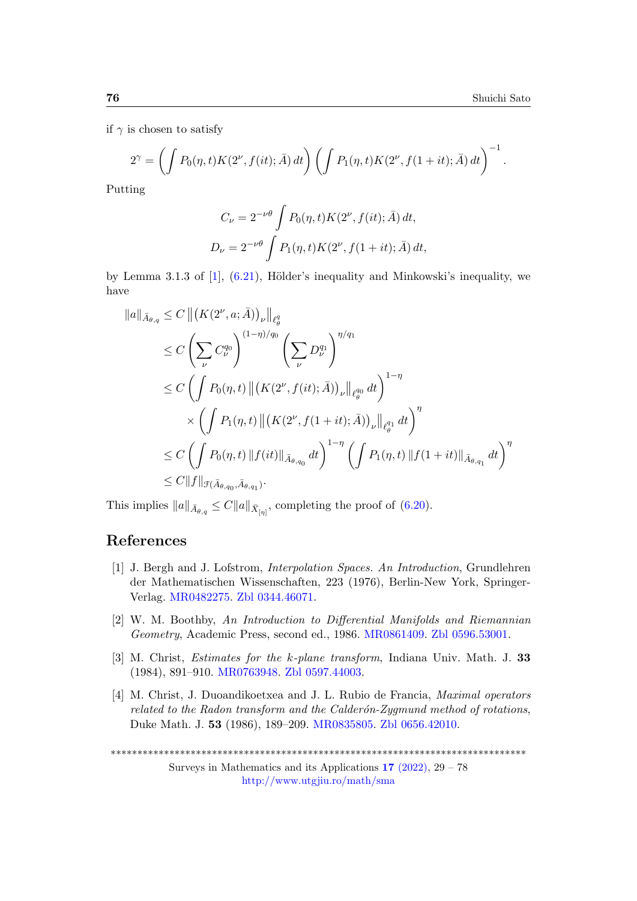if $\gamma$ is chosen to satisfy

$$2^{\gamma} = \left( \int P_0(\eta, t) K(2^{\nu}, f(it); \bar{A})\, dt \right) \left( \int P_1(\eta, t) K(2^{\nu}, f(1+it); \bar{A})\, dt \right)^{-1}.$$

Putting

$$C_{\nu} = 2^{-\nu\theta} \int P_0(\eta, t) K(2^{\nu}, f(it); \bar{A})\, dt,$$
$$D_{\nu} = 2^{-\nu\theta} \int P_1(\eta, t) K(2^{\nu}, f(1+it); \bar{A})\, dt,$$

by Lemma 3.1.3 of [1], (6.21), Hölder's inequality and Minkowski's inequality, we have

$$\begin{aligned}
\|a\|_{\bar{A}_{\theta,q}} &\le C \left\| \left(K(2^{\nu}, a; \bar{A})\right)_{\nu} \right\|_{\ell^q_\theta} \\
&\le C \left( \sum_{\nu} C_{\nu}^{q_0} \right)^{(1-\eta)/q_0} \left( \sum_{\nu} D_{\nu}^{q_1} \right)^{\eta/q_1} \\
&\le C \left( \int P_0(\eta, t) \left\| \left(K(2^{\nu}, f(it); \bar{A})\right)_{\nu} \right\|_{\ell^{q_0}_\theta} dt \right)^{1-\eta} \\
&\quad \times \left( \int P_1(\eta, t) \left\| \left(K(2^{\nu}, f(1+it); \bar{A})\right)_{\nu} \right\|_{\ell^{q_1}_\theta} dt \right)^{\eta} \\
&\le C \left( \int P_0(\eta, t) \|f(it)\|_{\bar{A}_{\theta,q_0}} dt \right)^{1-\eta} \left( \int P_1(\eta, t) \|f(1+it)\|_{\bar{A}_{\theta,q_1}} dt \right)^{\eta} \\
&\le C \|f\|_{\mathcal{F}(\bar{A}_{\theta,q_0}, \bar{A}_{\theta,q_1})}.
\end{aligned}$$

This implies $\|a\|_{\bar{A}_{\theta,q}} \le C \|a\|_{\bar{X}_{[\eta]}}$, completing the proof of (6.20).

## References

[1] J. Bergh and J. Lofstrom, *Interpolation Spaces. An Introduction*, Grundlehren der Mathematischen Wissenschaften, 223 (1976), Berlin-New York, Springer-Verlag. MR0482275. Zbl 0344.46071.

[2] W. M. Boothby, *An Introduction to Differential Manifolds and Riemannian Geometry*, Academic Press, second ed., 1986. MR0861409. Zbl 0596.53001.

[3] M. Christ, *Estimates for the k-plane transform*, Indiana Univ. Math. J. **33** (1984), 891–910. MR0763948. Zbl 0597.44003.

[4] M. Christ, J. Duoandikoetxea and J. L. Rubio de Francia, *Maximal operators related to the Radon transform and the Calderón-Zygmund method of rotations*, Duke Math. J. **53** (1986), 189–209. MR0835805. Zbl 0656.42010.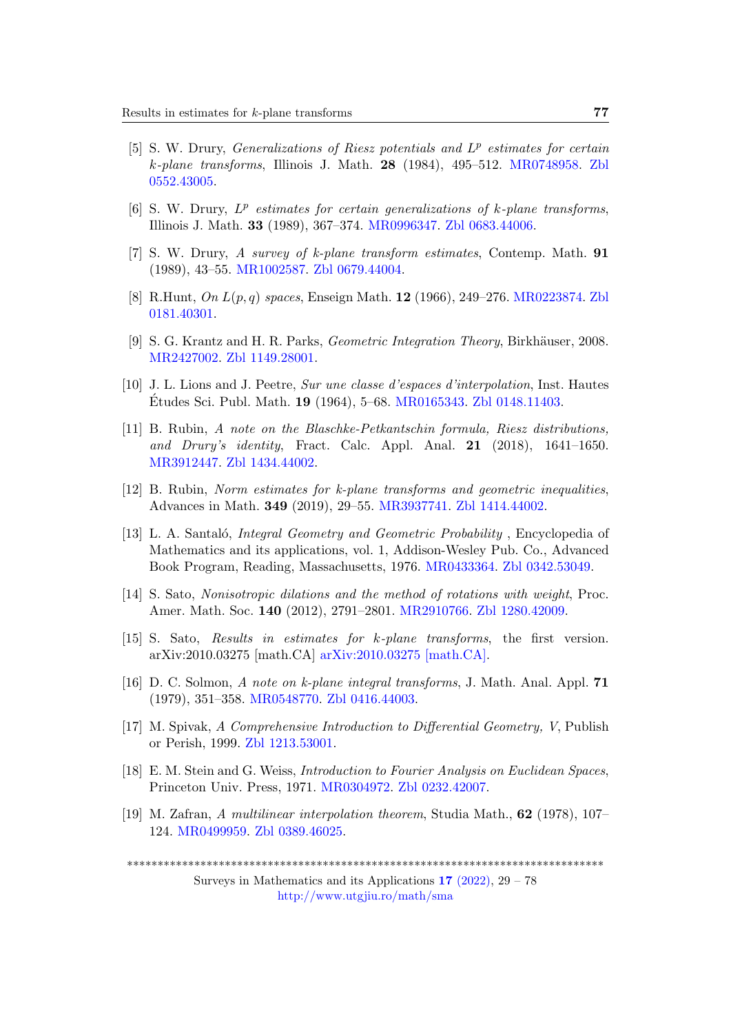[5] S. W. Drury, *Generalizations of Riesz potentials and $L^p$ estimates for certain k-plane transforms*, Illinois J. Math. **28** (1984), 495–512. MR0748958. Zbl 0552.43005.

[6] S. W. Drury, *$L^p$ estimates for certain generalizations of k-plane transforms*, Illinois J. Math. **33** (1989), 367–374. MR0996347. Zbl 0683.44006.

[7] S. W. Drury, *A survey of k-plane transform estimates*, Contemp. Math. **91** (1989), 43–55. MR1002587. Zbl 0679.44004.

[8] R.Hunt, *On $L(p, q)$ spaces*, Enseign Math. **12** (1966), 249–276. MR0223874. Zbl 0181.40301.

[9] S. G. Krantz and H. R. Parks, *Geometric Integration Theory*, Birkhäuser, 2008. MR2427002. Zbl 1149.28001.

[10] J. L. Lions and J. Peetre, *Sur une classe d'espaces d'interpolation*, Inst. Hautes Études Sci. Publ. Math. **19** (1964), 5–68. MR0165343. Zbl 0148.11403.

[11] B. Rubin, *A note on the Blaschke-Petkantschin formula, Riesz distributions, and Drury's identity*, Fract. Calc. Appl. Anal. **21** (2018), 1641–1650. MR3912447. Zbl 1434.44002.

[12] B. Rubin, *Norm estimates for k-plane transforms and geometric inequalities*, Advances in Math. **349** (2019), 29–55. MR3937741. Zbl 1414.44002.

[13] L. A. Santaló, *Integral Geometry and Geometric Probability* , Encyclopedia of Mathematics and its applications, vol. 1, Addison-Wesley Pub. Co., Advanced Book Program, Reading, Massachusetts, 1976. MR0433364. Zbl 0342.53049.

[14] S. Sato, *Nonisotropic dilations and the method of rotations with weight*, Proc. Amer. Math. Soc. **140** (2012), 2791–2801. MR2910766. Zbl 1280.42009.

[15] S. Sato, *Results in estimates for k-plane transforms*, the first version. arXiv:2010.03275 [math.CA] arXiv:2010.03275 [math.CA].

[16] D. C. Solmon, *A note on k-plane integral transforms*, J. Math. Anal. Appl. **71** (1979), 351–358. MR0548770. Zbl 0416.44003.

[17] M. Spivak, *A Comprehensive Introduction to Differential Geometry, V*, Publish or Perish, 1999. Zbl 1213.53001.

[18] E. M. Stein and G. Weiss, *Introduction to Fourier Analysis on Euclidean Spaces*, Princeton Univ. Press, 1971. MR0304972. Zbl 0232.42007.

[19] M. Zafran, *A multilinear interpolation theorem*, Studia Math., **62** (1978), 107–124. MR0499959. Zbl 0389.46025.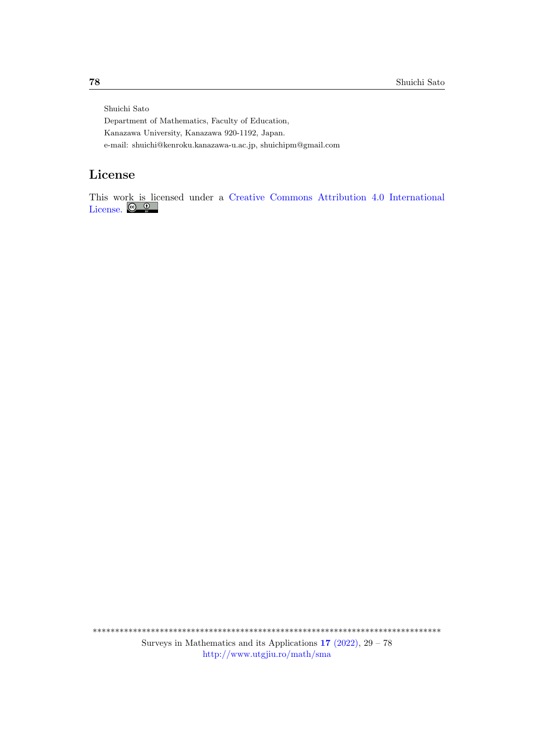Shuichi Sato  
Department of Mathematics, Faculty of Education,  
Kanazawa University, Kanazawa 920-1192, Japan.  
e-mail: shuichi@kenroku.kanazawa-u.ac.jp, shuichipm@gmail.com

## License

This work is licensed under a Creative Commons Attribution 4.0 International License.